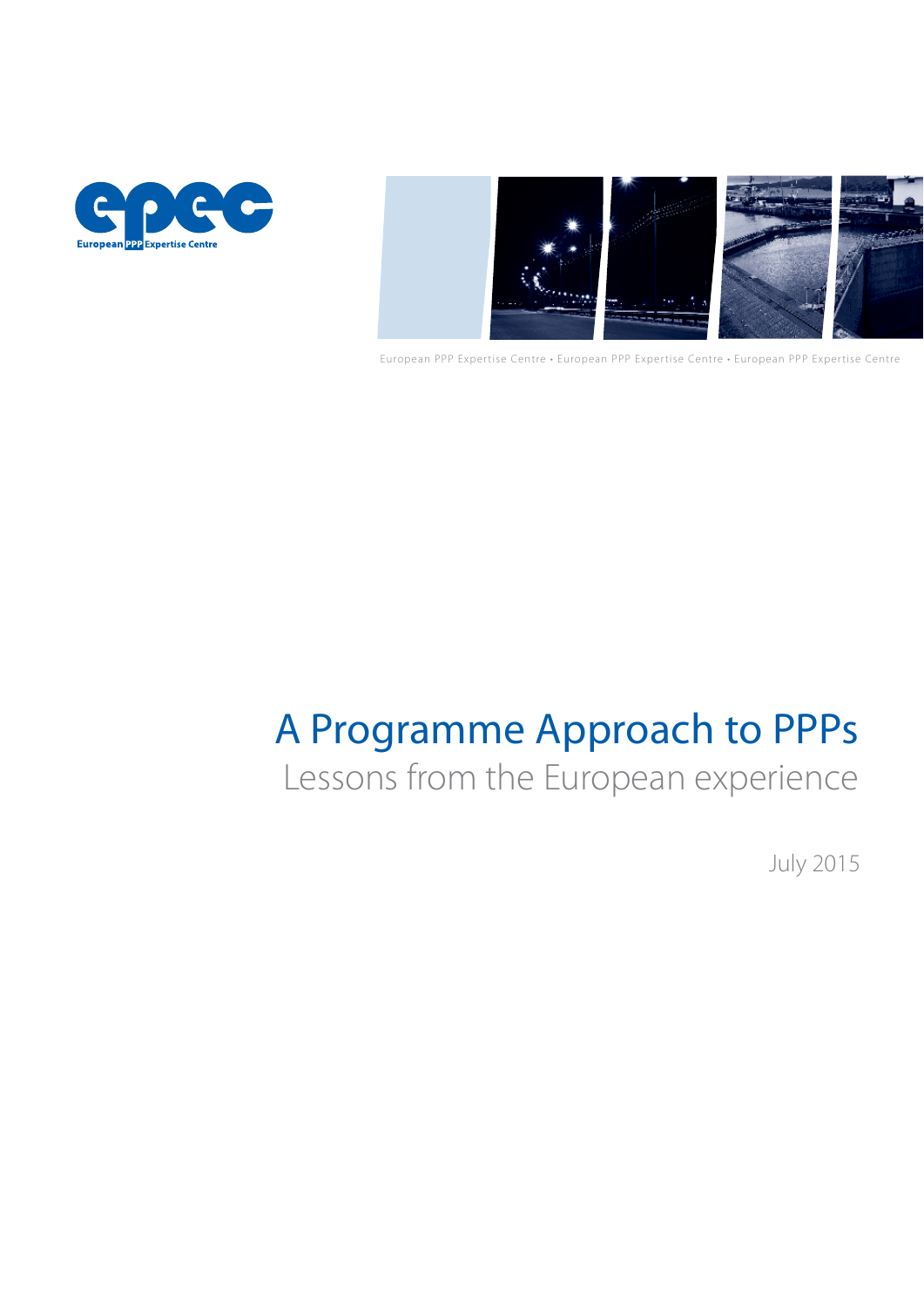epec

European PPP Expertise Centre

European PPP Expertise Centre • European PPP Expertise Centre • European PPP Expertise Centre

# A Programme Approach to PPPs

## Lessons from the European experience

July 2015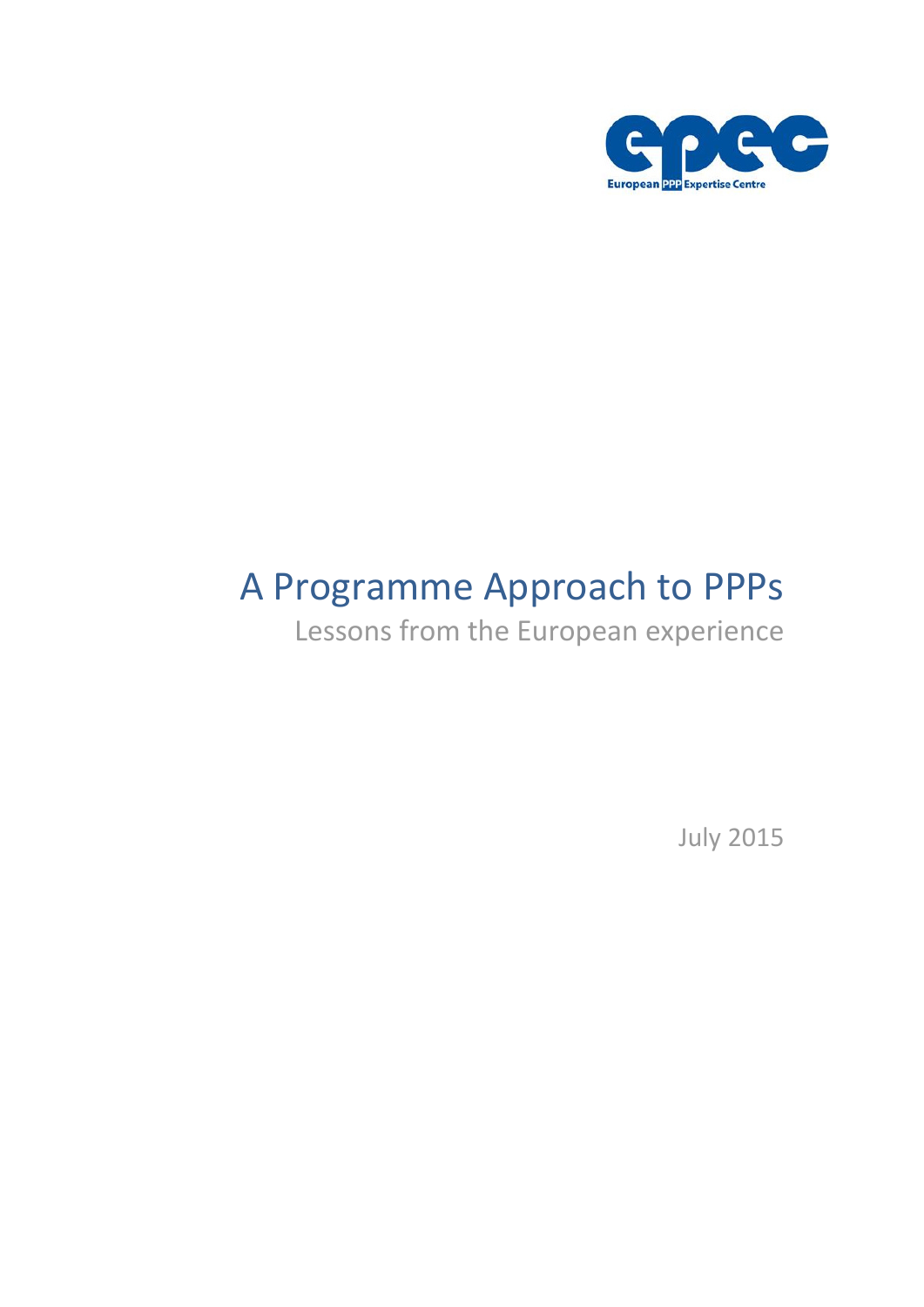# A Programme Approach to PPPs

Lessons from the European experience

July 2015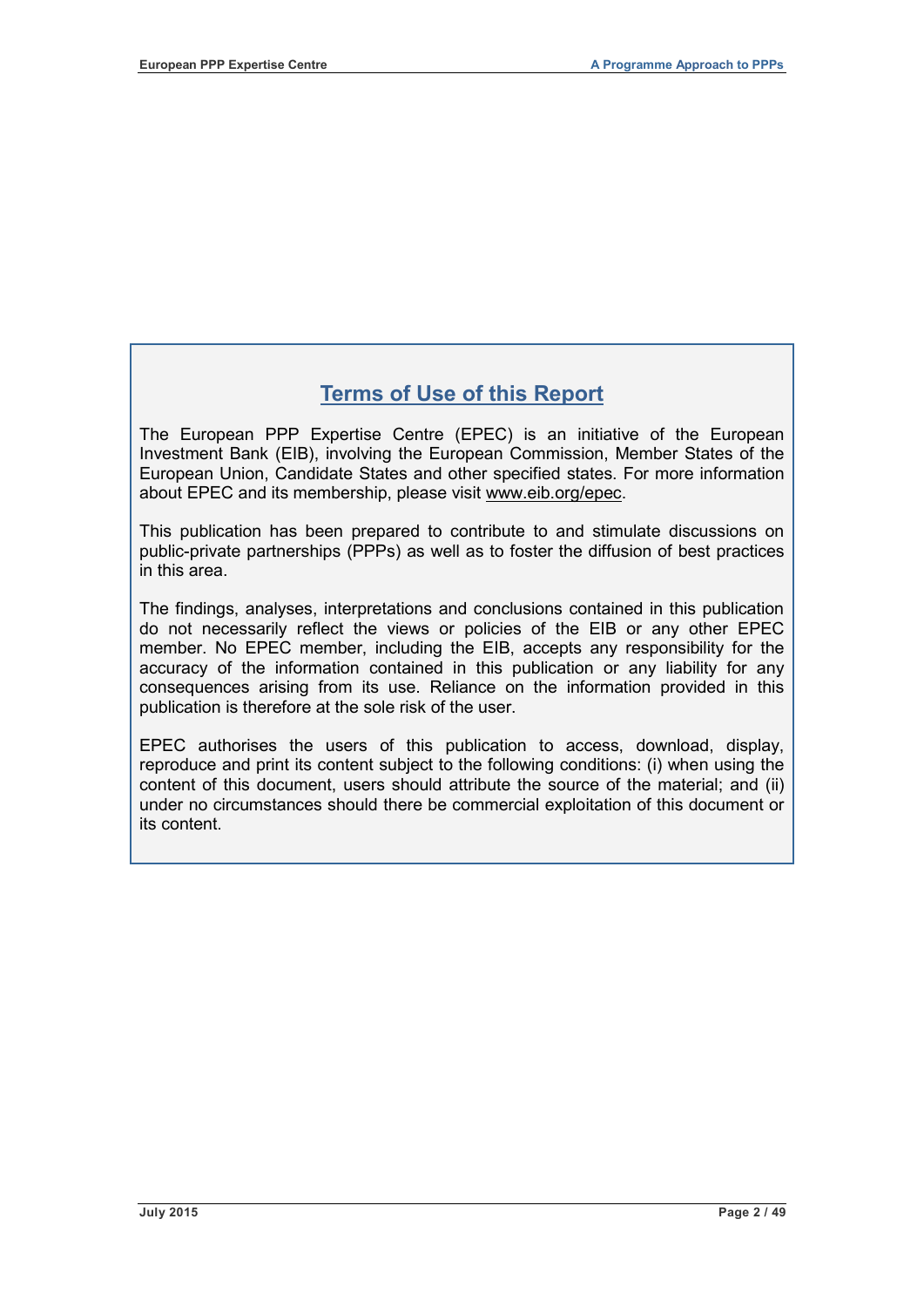## Terms of Use of this Report

The European PPP Expertise Centre (EPEC) is an initiative of the European Investment Bank (EIB), involving the European Commission, Member States of the European Union, Candidate States and other specified states. For more information about EPEC and its membership, please visit www.eib.org/epec.

This publication has been prepared to contribute to and stimulate discussions on public-private partnerships (PPPs) as well as to foster the diffusion of best practices in this area.

The findings, analyses, interpretations and conclusions contained in this publication do not necessarily reflect the views or policies of the EIB or any other EPEC member. No EPEC member, including the EIB, accepts any responsibility for the accuracy of the information contained in this publication or any liability for any consequences arising from its use. Reliance on the information provided in this publication is therefore at the sole risk of the user.

EPEC authorises the users of this publication to access, download, display, reproduce and print its content subject to the following conditions: (i) when using the content of this document, users should attribute the source of the material; and (ii) under no circumstances should there be commercial exploitation of this document or its content.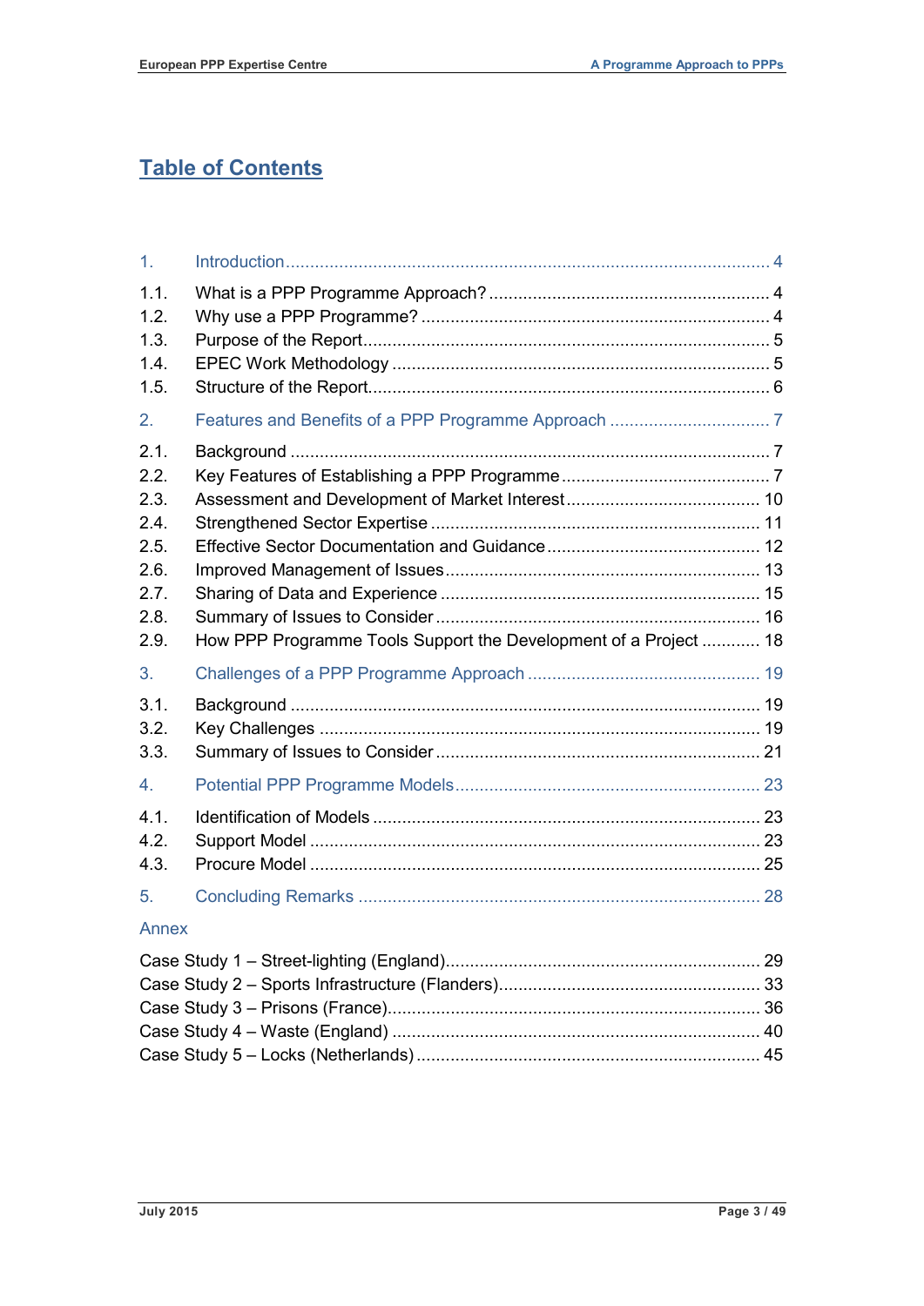# Table of Contents

| | | |
|---|---|---|
| 1. | Introduction | 4 |
| 1.1. | What is a PPP Programme Approach? | 4 |
| 1.2. | Why use a PPP Programme? | 4 |
| 1.3. | Purpose of the Report | 5 |
| 1.4. | EPEC Work Methodology | 5 |
| 1.5. | Structure of the Report | 6 |
| 2. | Features and Benefits of a PPP Programme Approach | 7 |
| 2.1. | Background | 7 |
| 2.2. | Key Features of Establishing a PPP Programme | 7 |
| 2.3. | Assessment and Development of Market Interest | 10 |
| 2.4. | Strengthened Sector Expertise | 11 |
| 2.5. | Effective Sector Documentation and Guidance | 12 |
| 2.6. | Improved Management of Issues | 13 |
| 2.7. | Sharing of Data and Experience | 15 |
| 2.8. | Summary of Issues to Consider | 16 |
| 2.9. | How PPP Programme Tools Support the Development of a Project | 18 |
| 3. | Challenges of a PPP Programme Approach | 19 |
| 3.1. | Background | 19 |
| 3.2. | Key Challenges | 19 |
| 3.3. | Summary of Issues to Consider | 21 |
| 4. | Potential PPP Programme Models | 23 |
| 4.1. | Identification of Models | 23 |
| 4.2. | Support Model | 23 |
| 4.3. | Procure Model | 25 |
| 5. | Concluding Remarks | 28 |

**Annex**

| | |
|---|---|
| Case Study 1 – Street-lighting (England) | 29 |
| Case Study 2 – Sports Infrastructure (Flanders) | 33 |
| Case Study 3 – Prisons (France) | 36 |
| Case Study 4 – Waste (England) | 40 |
| Case Study 5 – Locks (Netherlands) | 45 |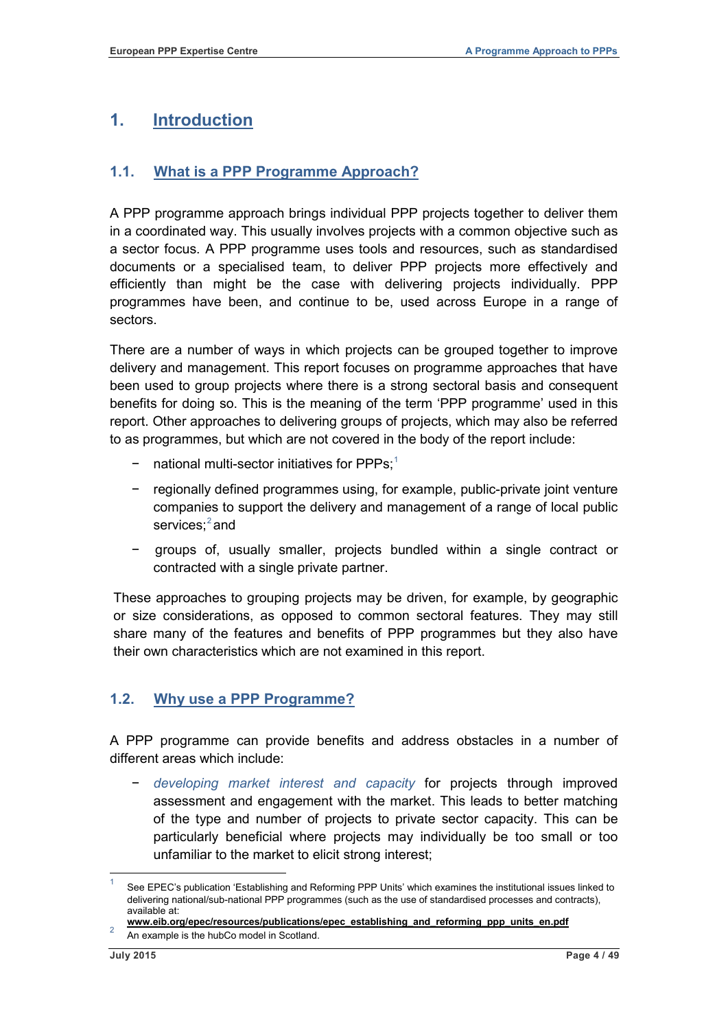# 1. Introduction

## 1.1. What is a PPP Programme Approach?

A PPP programme approach brings individual PPP projects together to deliver them in a coordinated way. This usually involves projects with a common objective such as a sector focus. A PPP programme uses tools and resources, such as standardised documents or a specialised team, to deliver PPP projects more effectively and efficiently than might be the case with delivering projects individually. PPP programmes have been, and continue to be, used across Europe in a range of sectors.

There are a number of ways in which projects can be grouped together to improve delivery and management. This report focuses on programme approaches that have been used to group projects where there is a strong sectoral basis and consequent benefits for doing so. This is the meaning of the term 'PPP programme' used in this report. Other approaches to delivering groups of projects, which may also be referred to as programmes, but which are not covered in the body of the report include:

- national multi-sector initiatives for PPPs;[1]
- regionally defined programmes using, for example, public-private joint venture companies to support the delivery and management of a range of local public services;[2] and
- groups of, usually smaller, projects bundled within a single contract or contracted with a single private partner.

These approaches to grouping projects may be driven, for example, by geographic or size considerations, as opposed to common sectoral features. They may still share many of the features and benefits of PPP programmes but they also have their own characteristics which are not examined in this report.

## 1.2. Why use a PPP Programme?

A PPP programme can provide benefits and address obstacles in a number of different areas which include:

- *developing market interest and capacity* for projects through improved assessment and engagement with the market. This leads to better matching of the type and number of projects to private sector capacity. This can be particularly beneficial where projects may individually be too small or too unfamiliar to the market to elicit strong interest;

---

[1] See EPEC's publication 'Establishing and Reforming PPP Units' which examines the institutional issues linked to delivering national/sub-national PPP programmes (such as the use of standardised processes and contracts), available at: **www.eib.org/epec/resources/publications/epec_establishing_and_reforming_ppp_units_en.pdf**

[2] An example is the hubCo model in Scotland.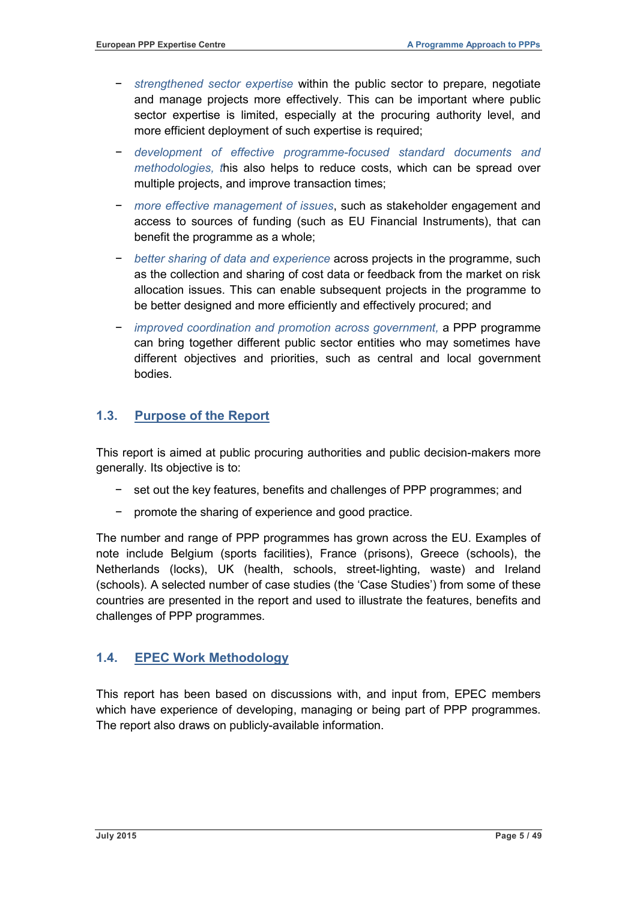- *strengthened sector expertise* within the public sector to prepare, negotiate and manage projects more effectively. This can be important where public sector expertise is limited, especially at the procuring authority level, and more efficient deployment of such expertise is required;
- *development of effective programme-focused standard documents and methodologies, t*his also helps to reduce costs, which can be spread over multiple projects, and improve transaction times;
- *more effective management of issues*, such as stakeholder engagement and access to sources of funding (such as EU Financial Instruments), that can benefit the programme as a whole;
- *better sharing of data and experience* across projects in the programme, such as the collection and sharing of cost data or feedback from the market on risk allocation issues. This can enable subsequent projects in the programme to be better designed and more efficiently and effectively procured; and
- *improved coordination and promotion across government,* a PPP programme can bring together different public sector entities who may sometimes have different objectives and priorities, such as central and local government bodies.

## 1.3. Purpose of the Report

This report is aimed at public procuring authorities and public decision-makers more generally. Its objective is to:

- set out the key features, benefits and challenges of PPP programmes; and
- promote the sharing of experience and good practice.

The number and range of PPP programmes has grown across the EU. Examples of note include Belgium (sports facilities), France (prisons), Greece (schools), the Netherlands (locks), UK (health, schools, street-lighting, waste) and Ireland (schools). A selected number of case studies (the 'Case Studies') from some of these countries are presented in the report and used to illustrate the features, benefits and challenges of PPP programmes.

## 1.4. EPEC Work Methodology

This report has been based on discussions with, and input from, EPEC members which have experience of developing, managing or being part of PPP programmes. The report also draws on publicly-available information.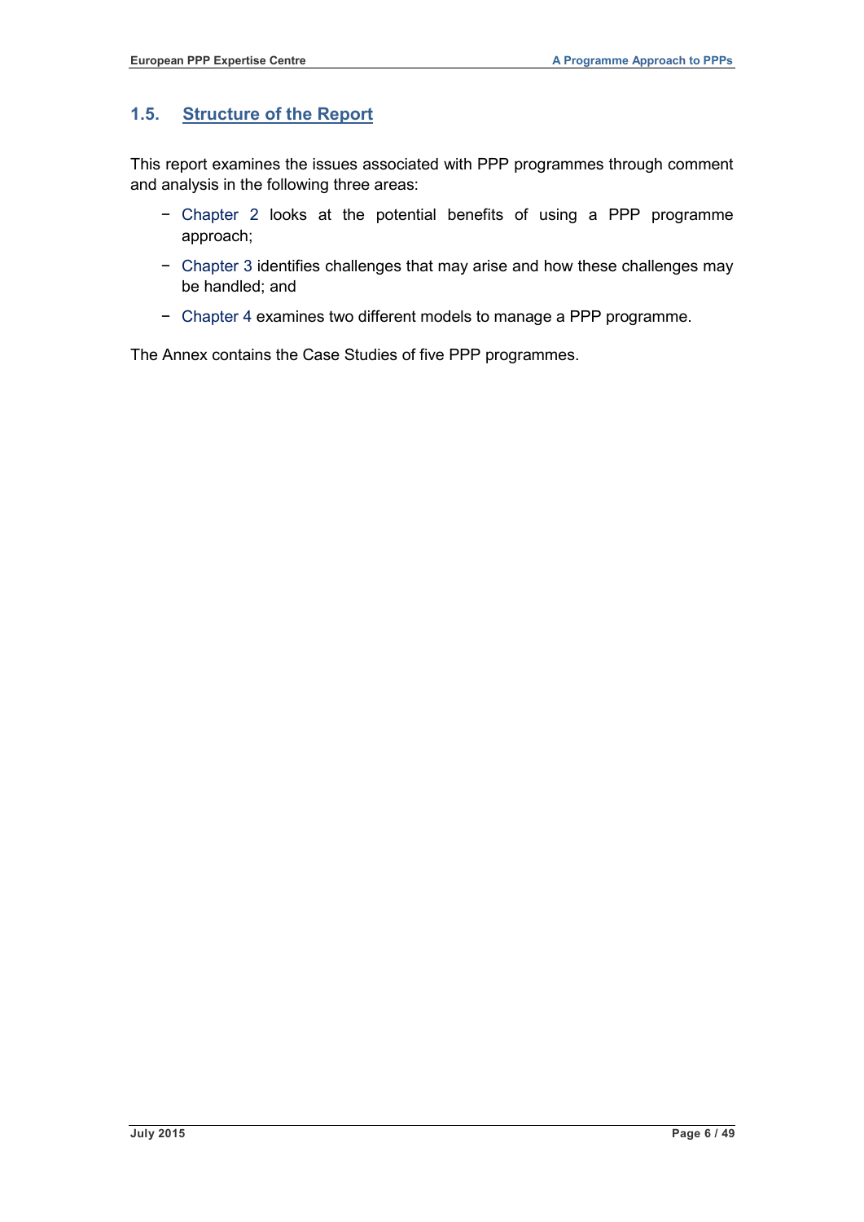## 1.5. Structure of the Report

This report examines the issues associated with PPP programmes through comment and analysis in the following three areas:

- Chapter 2 looks at the potential benefits of using a PPP programme approach;
- Chapter 3 identifies challenges that may arise and how these challenges may be handled; and
- Chapter 4 examines two different models to manage a PPP programme.

The Annex contains the Case Studies of five PPP programmes.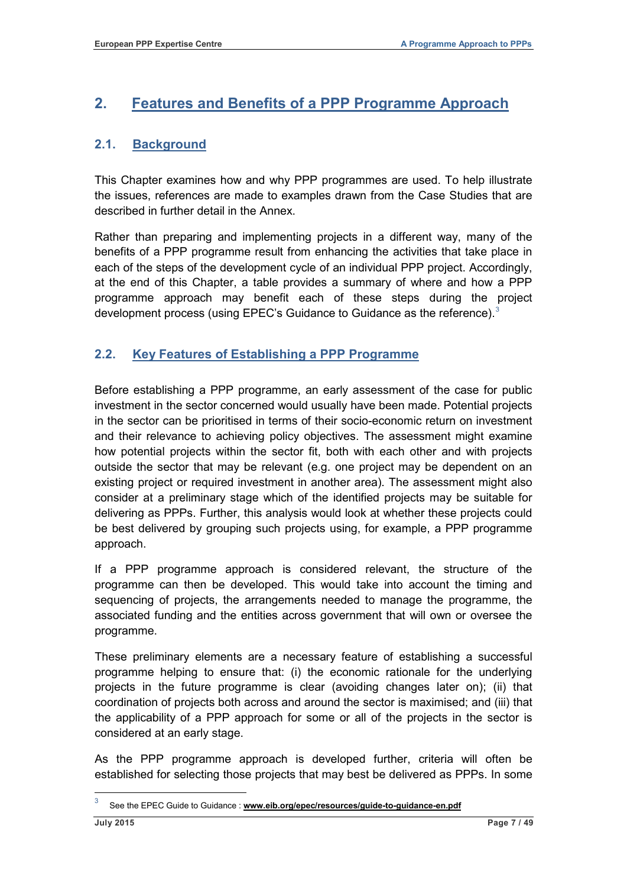## 2. Features and Benefits of a PPP Programme Approach

### 2.1. Background

This Chapter examines how and why PPP programmes are used. To help illustrate the issues, references are made to examples drawn from the Case Studies that are described in further detail in the Annex.

Rather than preparing and implementing projects in a different way, many of the benefits of a PPP programme result from enhancing the activities that take place in each of the steps of the development cycle of an individual PPP project. Accordingly, at the end of this Chapter, a table provides a summary of where and how a PPP programme approach may benefit each of these steps during the project development process (using EPEC's Guidance to Guidance as the reference).[3]

### 2.2. Key Features of Establishing a PPP Programme

Before establishing a PPP programme, an early assessment of the case for public investment in the sector concerned would usually have been made. Potential projects in the sector can be prioritised in terms of their socio-economic return on investment and their relevance to achieving policy objectives. The assessment might examine how potential projects within the sector fit, both with each other and with projects outside the sector that may be relevant (e.g. one project may be dependent on an existing project or required investment in another area). The assessment might also consider at a preliminary stage which of the identified projects may be suitable for delivering as PPPs. Further, this analysis would look at whether these projects could be best delivered by grouping such projects using, for example, a PPP programme approach.

If a PPP programme approach is considered relevant, the structure of the programme can then be developed. This would take into account the timing and sequencing of projects, the arrangements needed to manage the programme, the associated funding and the entities across government that will own or oversee the programme.

These preliminary elements are a necessary feature of establishing a successful programme helping to ensure that: (i) the economic rationale for the underlying projects in the future programme is clear (avoiding changes later on); (ii) that coordination of projects both across and around the sector is maximised; and (iii) that the applicability of a PPP approach for some or all of the projects in the sector is considered at an early stage.

As the PPP programme approach is developed further, criteria will often be established for selecting those projects that may best be delivered as PPPs. In some

[3] See the EPEC Guide to Guidance : **www.eib.org/epec/resources/guide-to-guidance-en.pdf**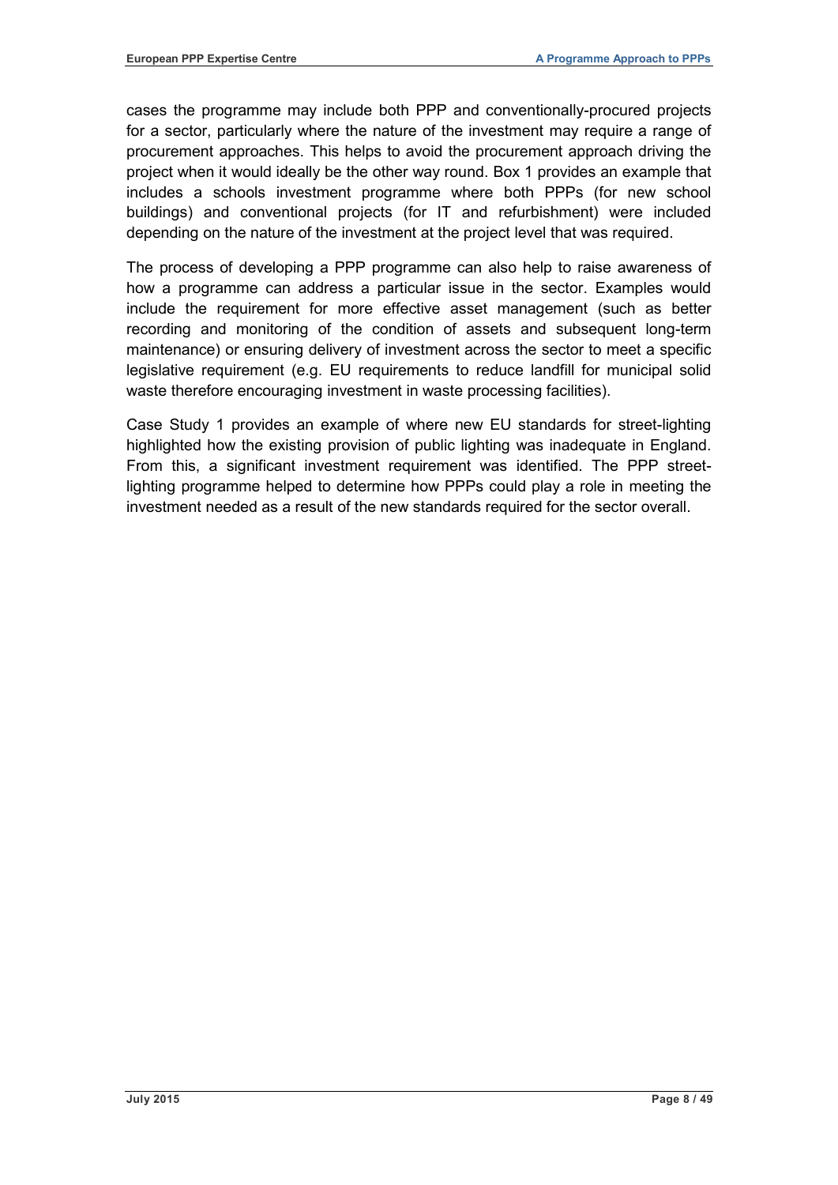cases the programme may include both PPP and conventionally-procured projects for a sector, particularly where the nature of the investment may require a range of procurement approaches. This helps to avoid the procurement approach driving the project when it would ideally be the other way round. Box 1 provides an example that includes a schools investment programme where both PPPs (for new school buildings) and conventional projects (for IT and refurbishment) were included depending on the nature of the investment at the project level that was required.

The process of developing a PPP programme can also help to raise awareness of how a programme can address a particular issue in the sector. Examples would include the requirement for more effective asset management (such as better recording and monitoring of the condition of assets and subsequent long-term maintenance) or ensuring delivery of investment across the sector to meet a specific legislative requirement (e.g. EU requirements to reduce landfill for municipal solid waste therefore encouraging investment in waste processing facilities).

Case Study 1 provides an example of where new EU standards for street-lighting highlighted how the existing provision of public lighting was inadequate in England. From this, a significant investment requirement was identified. The PPP street-lighting programme helped to determine how PPPs could play a role in meeting the investment needed as a result of the new standards required for the sector overall.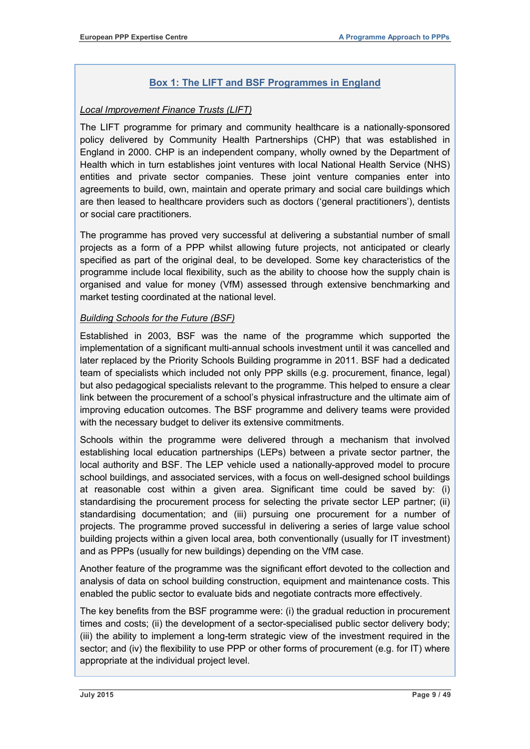## Box 1: The LIFT and BSF Programmes in England

*Local Improvement Finance Trusts (LIFT)*

The LIFT programme for primary and community healthcare is a nationally-sponsored policy delivered by Community Health Partnerships (CHP) that was established in England in 2000. CHP is an independent company, wholly owned by the Department of Health which in turn establishes joint ventures with local National Health Service (NHS) entities and private sector companies. These joint venture companies enter into agreements to build, own, maintain and operate primary and social care buildings which are then leased to healthcare providers such as doctors ('general practitioners'), dentists or social care practitioners.

The programme has proved very successful at delivering a substantial number of small projects as a form of a PPP whilst allowing future projects, not anticipated or clearly specified as part of the original deal, to be developed. Some key characteristics of the programme include local flexibility, such as the ability to choose how the supply chain is organised and value for money (VfM) assessed through extensive benchmarking and market testing coordinated at the national level.

*Building Schools for the Future (BSF)*

Established in 2003, BSF was the name of the programme which supported the implementation of a significant multi-annual schools investment until it was cancelled and later replaced by the Priority Schools Building programme in 2011. BSF had a dedicated team of specialists which included not only PPP skills (e.g. procurement, finance, legal) but also pedagogical specialists relevant to the programme. This helped to ensure a clear link between the procurement of a school's physical infrastructure and the ultimate aim of improving education outcomes. The BSF programme and delivery teams were provided with the necessary budget to deliver its extensive commitments.

Schools within the programme were delivered through a mechanism that involved establishing local education partnerships (LEPs) between a private sector partner, the local authority and BSF. The LEP vehicle used a nationally-approved model to procure school buildings, and associated services, with a focus on well-designed school buildings at reasonable cost within a given area. Significant time could be saved by: (i) standardising the procurement process for selecting the private sector LEP partner; (ii) standardising documentation; and (iii) pursuing one procurement for a number of projects. The programme proved successful in delivering a series of large value school building projects within a given local area, both conventionally (usually for IT investment) and as PPPs (usually for new buildings) depending on the VfM case.

Another feature of the programme was the significant effort devoted to the collection and analysis of data on school building construction, equipment and maintenance costs. This enabled the public sector to evaluate bids and negotiate contracts more effectively.

The key benefits from the BSF programme were: (i) the gradual reduction in procurement times and costs; (ii) the development of a sector-specialised public sector delivery body; (iii) the ability to implement a long-term strategic view of the investment required in the sector; and (iv) the flexibility to use PPP or other forms of procurement (e.g. for IT) where appropriate at the individual project level.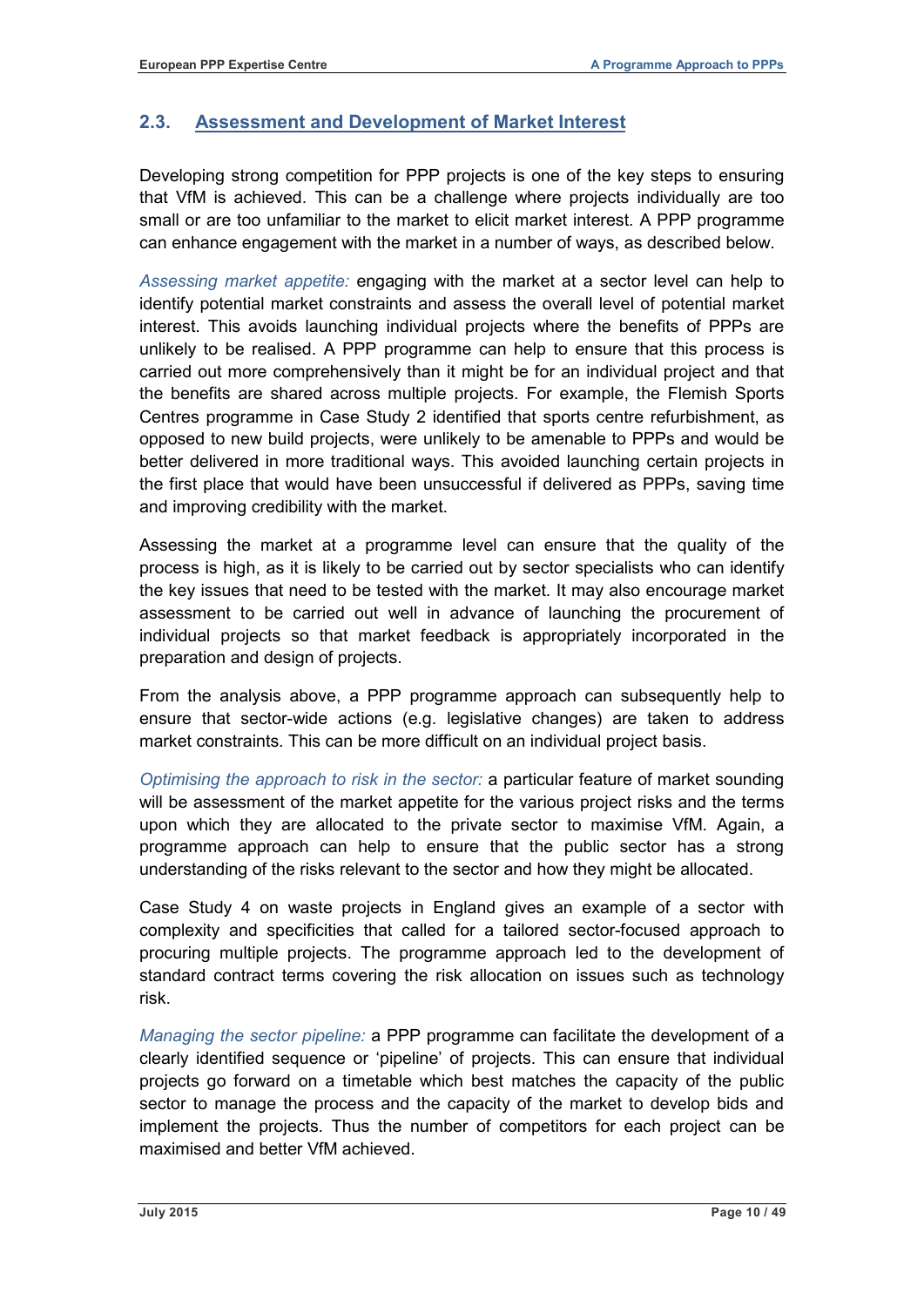## 2.3. Assessment and Development of Market Interest

Developing strong competition for PPP projects is one of the key steps to ensuring that VfM is achieved. This can be a challenge where projects individually are too small or are too unfamiliar to the market to elicit market interest. A PPP programme can enhance engagement with the market in a number of ways, as described below.

*Assessing market appetite:* engaging with the market at a sector level can help to identify potential market constraints and assess the overall level of potential market interest. This avoids launching individual projects where the benefits of PPPs are unlikely to be realised. A PPP programme can help to ensure that this process is carried out more comprehensively than it might be for an individual project and that the benefits are shared across multiple projects. For example, the Flemish Sports Centres programme in Case Study 2 identified that sports centre refurbishment, as opposed to new build projects, were unlikely to be amenable to PPPs and would be better delivered in more traditional ways. This avoided launching certain projects in the first place that would have been unsuccessful if delivered as PPPs, saving time and improving credibility with the market.

Assessing the market at a programme level can ensure that the quality of the process is high, as it is likely to be carried out by sector specialists who can identify the key issues that need to be tested with the market. It may also encourage market assessment to be carried out well in advance of launching the procurement of individual projects so that market feedback is appropriately incorporated in the preparation and design of projects.

From the analysis above, a PPP programme approach can subsequently help to ensure that sector-wide actions (e.g. legislative changes) are taken to address market constraints. This can be more difficult on an individual project basis.

*Optimising the approach to risk in the sector:* a particular feature of market sounding will be assessment of the market appetite for the various project risks and the terms upon which they are allocated to the private sector to maximise VfM. Again, a programme approach can help to ensure that the public sector has a strong understanding of the risks relevant to the sector and how they might be allocated.

Case Study 4 on waste projects in England gives an example of a sector with complexity and specificities that called for a tailored sector-focused approach to procuring multiple projects. The programme approach led to the development of standard contract terms covering the risk allocation on issues such as technology risk.

*Managing the sector pipeline:* a PPP programme can facilitate the development of a clearly identified sequence or 'pipeline' of projects. This can ensure that individual projects go forward on a timetable which best matches the capacity of the public sector to manage the process and the capacity of the market to develop bids and implement the projects. Thus the number of competitors for each project can be maximised and better VfM achieved.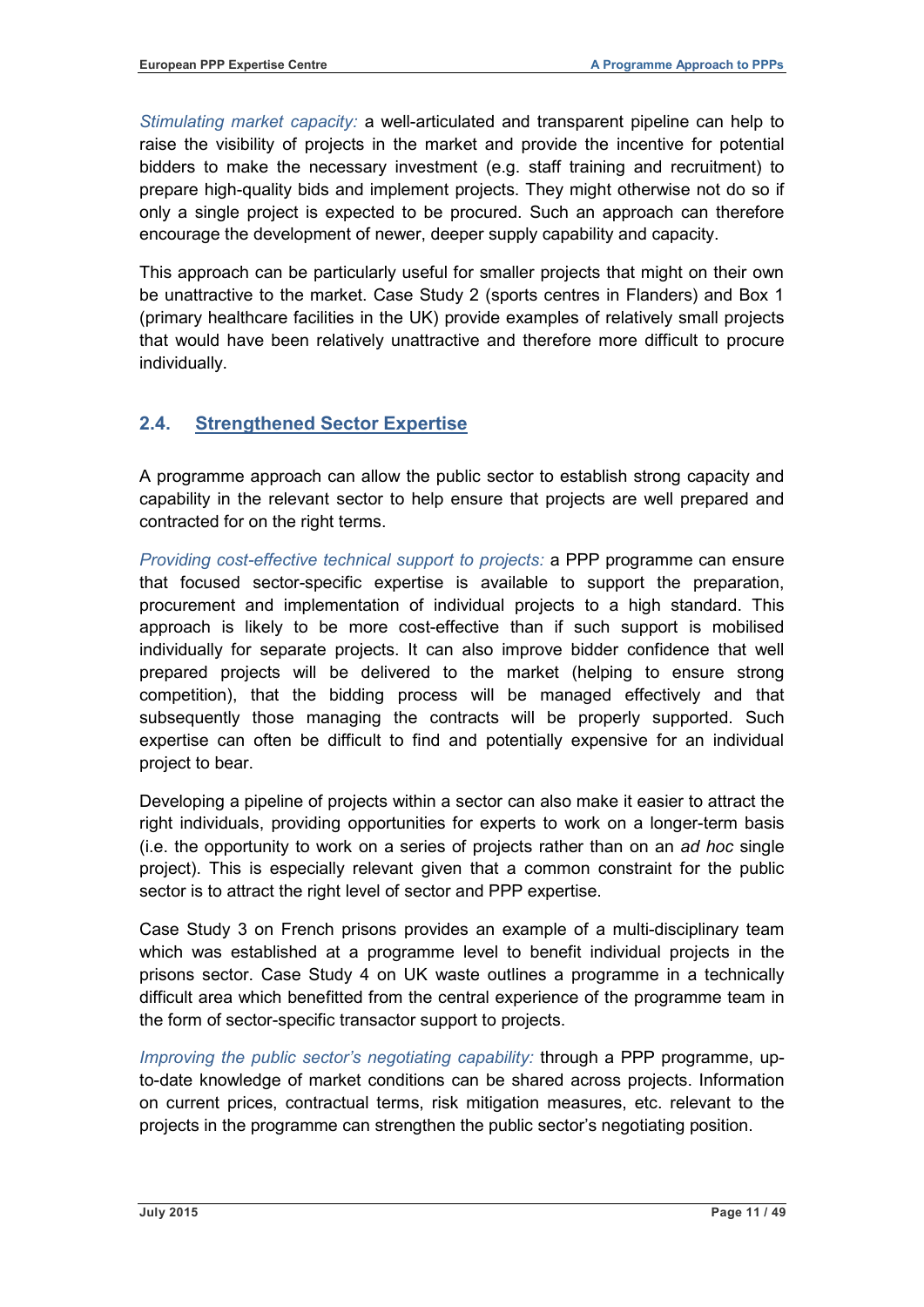*Stimulating market capacity:* a well-articulated and transparent pipeline can help to raise the visibility of projects in the market and provide the incentive for potential bidders to make the necessary investment (e.g. staff training and recruitment) to prepare high-quality bids and implement projects. They might otherwise not do so if only a single project is expected to be procured. Such an approach can therefore encourage the development of newer, deeper supply capability and capacity.

This approach can be particularly useful for smaller projects that might on their own be unattractive to the market. Case Study 2 (sports centres in Flanders) and Box 1 (primary healthcare facilities in the UK) provide examples of relatively small projects that would have been relatively unattractive and therefore more difficult to procure individually.

## 2.4. Strengthened Sector Expertise

A programme approach can allow the public sector to establish strong capacity and capability in the relevant sector to help ensure that projects are well prepared and contracted for on the right terms.

*Providing cost-effective technical support to projects:* a PPP programme can ensure that focused sector-specific expertise is available to support the preparation, procurement and implementation of individual projects to a high standard. This approach is likely to be more cost-effective than if such support is mobilised individually for separate projects. It can also improve bidder confidence that well prepared projects will be delivered to the market (helping to ensure strong competition), that the bidding process will be managed effectively and that subsequently those managing the contracts will be properly supported. Such expertise can often be difficult to find and potentially expensive for an individual project to bear.

Developing a pipeline of projects within a sector can also make it easier to attract the right individuals, providing opportunities for experts to work on a longer-term basis (i.e. the opportunity to work on a series of projects rather than on an *ad hoc* single project). This is especially relevant given that a common constraint for the public sector is to attract the right level of sector and PPP expertise.

Case Study 3 on French prisons provides an example of a multi-disciplinary team which was established at a programme level to benefit individual projects in the prisons sector. Case Study 4 on UK waste outlines a programme in a technically difficult area which benefitted from the central experience of the programme team in the form of sector-specific transactor support to projects.

*Improving the public sector's negotiating capability:* through a PPP programme, up-to-date knowledge of market conditions can be shared across projects. Information on current prices, contractual terms, risk mitigation measures, etc. relevant to the projects in the programme can strengthen the public sector's negotiating position.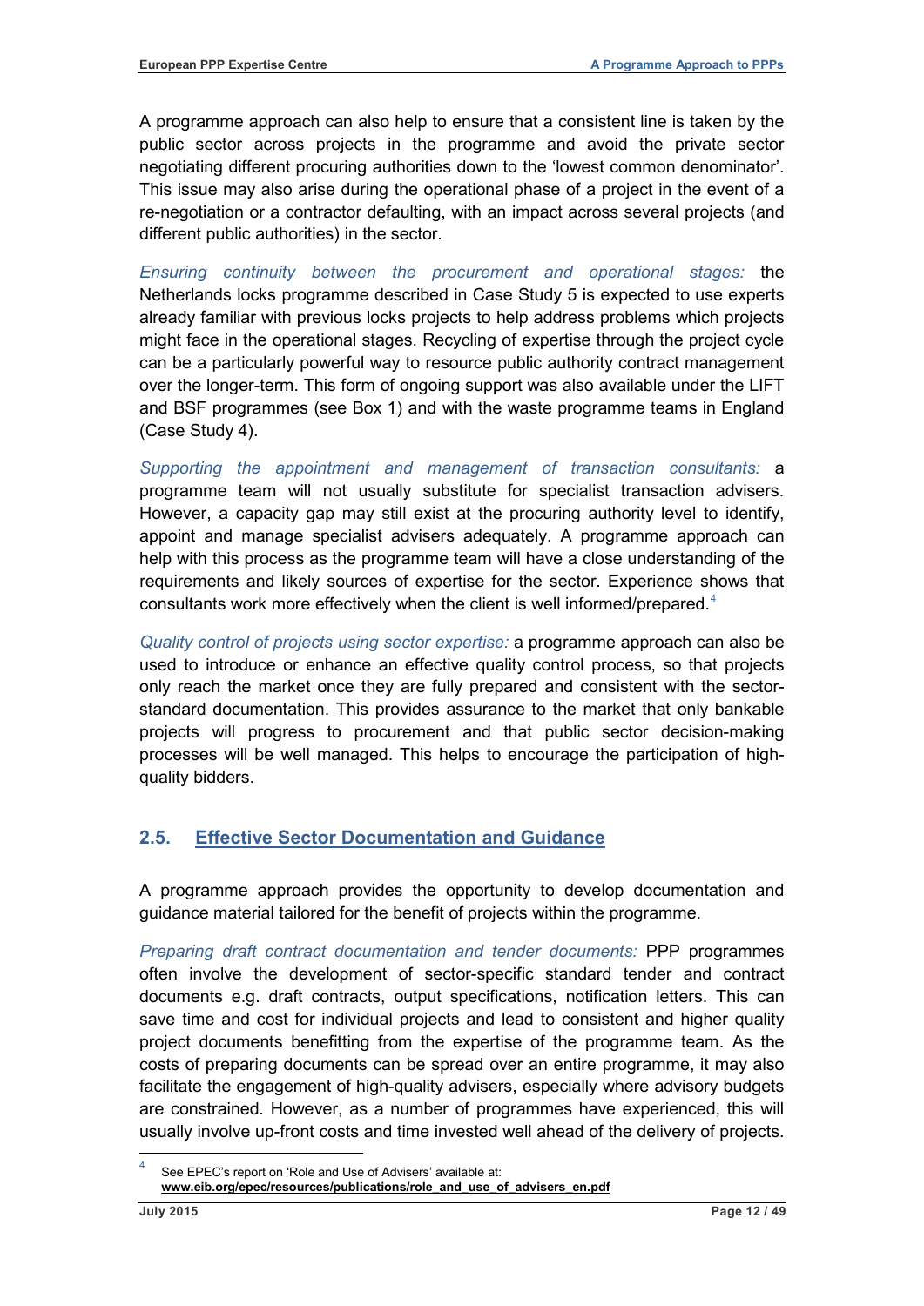A programme approach can also help to ensure that a consistent line is taken by the public sector across projects in the programme and avoid the private sector negotiating different procuring authorities down to the 'lowest common denominator'. This issue may also arise during the operational phase of a project in the event of a re-negotiation or a contractor defaulting, with an impact across several projects (and different public authorities) in the sector.

*Ensuring continuity between the procurement and operational stages:* the Netherlands locks programme described in Case Study 5 is expected to use experts already familiar with previous locks projects to help address problems which projects might face in the operational stages. Recycling of expertise through the project cycle can be a particularly powerful way to resource public authority contract management over the longer-term. This form of ongoing support was also available under the LIFT and BSF programmes (see Box 1) and with the waste programme teams in England (Case Study 4).

*Supporting the appointment and management of transaction consultants:* a programme team will not usually substitute for specialist transaction advisers. However, a capacity gap may still exist at the procuring authority level to identify, appoint and manage specialist advisers adequately. A programme approach can help with this process as the programme team will have a close understanding of the requirements and likely sources of expertise for the sector. Experience shows that consultants work more effectively when the client is well informed/prepared.[4]

*Quality control of projects using sector expertise:* a programme approach can also be used to introduce or enhance an effective quality control process, so that projects only reach the market once they are fully prepared and consistent with the sector-standard documentation. This provides assurance to the market that only bankable projects will progress to procurement and that public sector decision-making processes will be well managed. This helps to encourage the participation of high-quality bidders.

## 2.5. Effective Sector Documentation and Guidance

A programme approach provides the opportunity to develop documentation and guidance material tailored for the benefit of projects within the programme.

*Preparing draft contract documentation and tender documents:* PPP programmes often involve the development of sector-specific standard tender and contract documents e.g. draft contracts, output specifications, notification letters. This can save time and cost for individual projects and lead to consistent and higher quality project documents benefitting from the expertise of the programme team. As the costs of preparing documents can be spread over an entire programme, it may also facilitate the engagement of high-quality advisers, especially where advisory budgets are constrained. However, as a number of programmes have experienced, this will usually involve up-front costs and time invested well ahead of the delivery of projects.

---

[4] See EPEC's report on 'Role and Use of Advisers' available at: **www.eib.org/epec/resources/publications/role_and_use_of_advisers_en.pdf**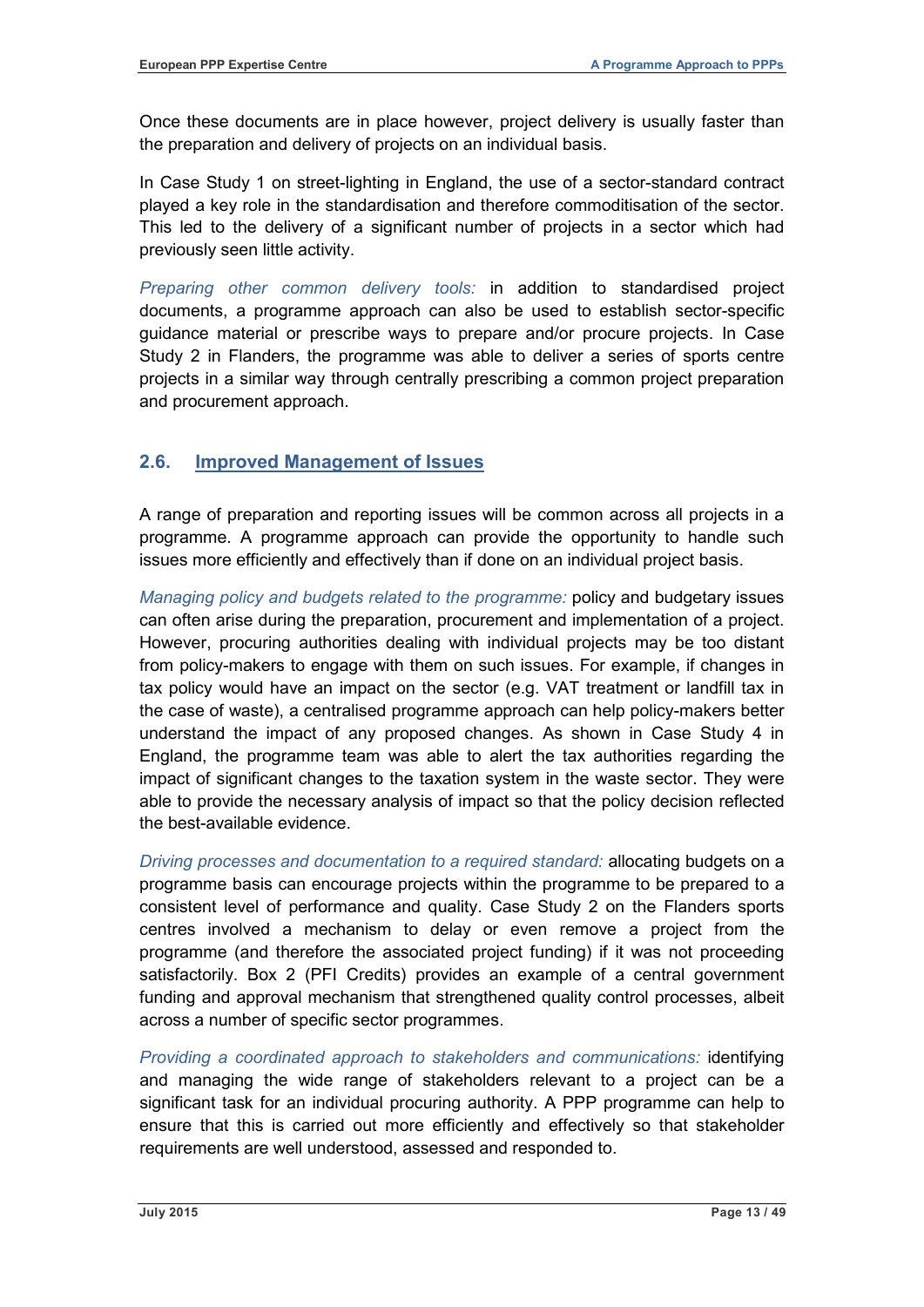Once these documents are in place however, project delivery is usually faster than the preparation and delivery of projects on an individual basis.

In Case Study 1 on street-lighting in England, the use of a sector-standard contract played a key role in the standardisation and therefore commoditisation of the sector. This led to the delivery of a significant number of projects in a sector which had previously seen little activity.

*Preparing other common delivery tools:* in addition to standardised project documents, a programme approach can also be used to establish sector-specific guidance material or prescribe ways to prepare and/or procure projects. In Case Study 2 in Flanders, the programme was able to deliver a series of sports centre projects in a similar way through centrally prescribing a common project preparation and procurement approach.

## 2.6. Improved Management of Issues

A range of preparation and reporting issues will be common across all projects in a programme. A programme approach can provide the opportunity to handle such issues more efficiently and effectively than if done on an individual project basis.

*Managing policy and budgets related to the programme:* policy and budgetary issues can often arise during the preparation, procurement and implementation of a project. However, procuring authorities dealing with individual projects may be too distant from policy-makers to engage with them on such issues. For example, if changes in tax policy would have an impact on the sector (e.g. VAT treatment or landfill tax in the case of waste), a centralised programme approach can help policy-makers better understand the impact of any proposed changes. As shown in Case Study 4 in England, the programme team was able to alert the tax authorities regarding the impact of significant changes to the taxation system in the waste sector. They were able to provide the necessary analysis of impact so that the policy decision reflected the best-available evidence.

*Driving processes and documentation to a required standard:* allocating budgets on a programme basis can encourage projects within the programme to be prepared to a consistent level of performance and quality. Case Study 2 on the Flanders sports centres involved a mechanism to delay or even remove a project from the programme (and therefore the associated project funding) if it was not proceeding satisfactorily. Box 2 (PFI Credits) provides an example of a central government funding and approval mechanism that strengthened quality control processes, albeit across a number of specific sector programmes.

*Providing a coordinated approach to stakeholders and communications:* identifying and managing the wide range of stakeholders relevant to a project can be a significant task for an individual procuring authority. A PPP programme can help to ensure that this is carried out more efficiently and effectively so that stakeholder requirements are well understood, assessed and responded to.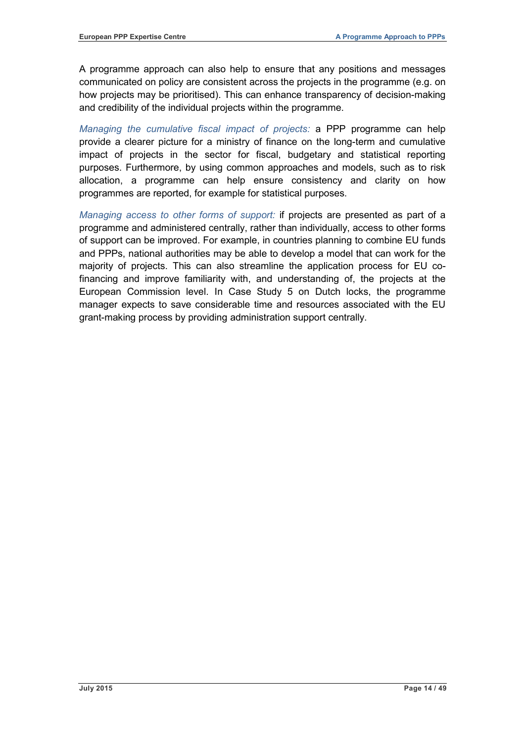A programme approach can also help to ensure that any positions and messages communicated on policy are consistent across the projects in the programme (e.g. on how projects may be prioritised). This can enhance transparency of decision-making and credibility of the individual projects within the programme.

*Managing the cumulative fiscal impact of projects:* a PPP programme can help provide a clearer picture for a ministry of finance on the long-term and cumulative impact of projects in the sector for fiscal, budgetary and statistical reporting purposes. Furthermore, by using common approaches and models, such as to risk allocation, a programme can help ensure consistency and clarity on how programmes are reported, for example for statistical purposes.

*Managing access to other forms of support:* if projects are presented as part of a programme and administered centrally, rather than individually, access to other forms of support can be improved. For example, in countries planning to combine EU funds and PPPs, national authorities may be able to develop a model that can work for the majority of projects. This can also streamline the application process for EU co-financing and improve familiarity with, and understanding of, the projects at the European Commission level. In Case Study 5 on Dutch locks, the programme manager expects to save considerable time and resources associated with the EU grant-making process by providing administration support centrally.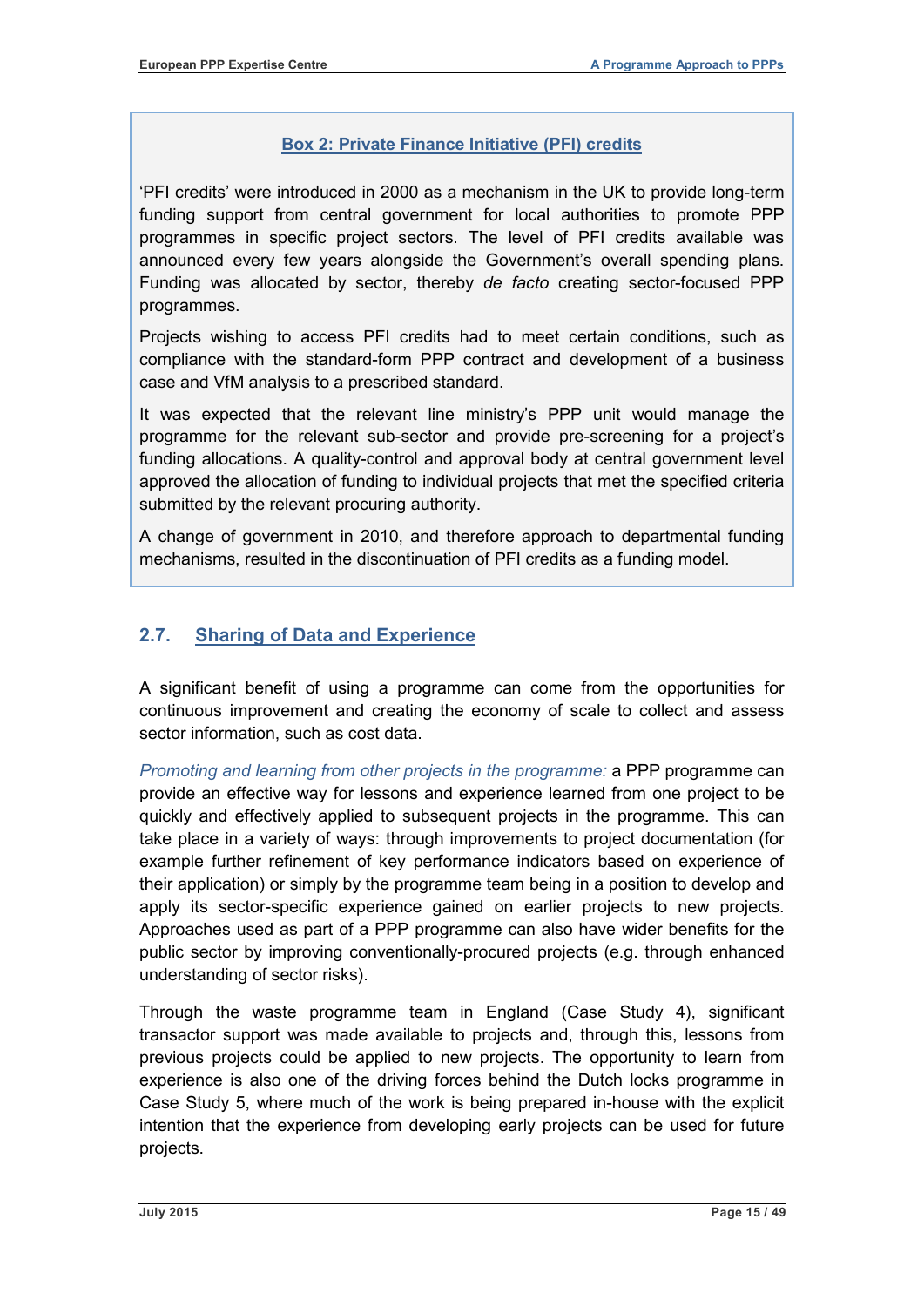**Box 2: Private Finance Initiative (PFI) credits**

'PFI credits' were introduced in 2000 as a mechanism in the UK to provide long-term funding support from central government for local authorities to promote PPP programmes in specific project sectors. The level of PFI credits available was announced every few years alongside the Government's overall spending plans. Funding was allocated by sector, thereby *de facto* creating sector-focused PPP programmes.

Projects wishing to access PFI credits had to meet certain conditions, such as compliance with the standard-form PPP contract and development of a business case and VfM analysis to a prescribed standard.

It was expected that the relevant line ministry's PPP unit would manage the programme for the relevant sub-sector and provide pre-screening for a project's funding allocations. A quality-control and approval body at central government level approved the allocation of funding to individual projects that met the specified criteria submitted by the relevant procuring authority.

A change of government in 2010, and therefore approach to departmental funding mechanisms, resulted in the discontinuation of PFI credits as a funding model.

## 2.7. Sharing of Data and Experience

A significant benefit of using a programme can come from the opportunities for continuous improvement and creating the economy of scale to collect and assess sector information, such as cost data.

*Promoting and learning from other projects in the programme:* a PPP programme can provide an effective way for lessons and experience learned from one project to be quickly and effectively applied to subsequent projects in the programme. This can take place in a variety of ways: through improvements to project documentation (for example further refinement of key performance indicators based on experience of their application) or simply by the programme team being in a position to develop and apply its sector-specific experience gained on earlier projects to new projects. Approaches used as part of a PPP programme can also have wider benefits for the public sector by improving conventionally-procured projects (e.g. through enhanced understanding of sector risks).

Through the waste programme team in England (Case Study 4), significant transactor support was made available to projects and, through this, lessons from previous projects could be applied to new projects. The opportunity to learn from experience is also one of the driving forces behind the Dutch locks programme in Case Study 5, where much of the work is being prepared in-house with the explicit intention that the experience from developing early projects can be used for future projects.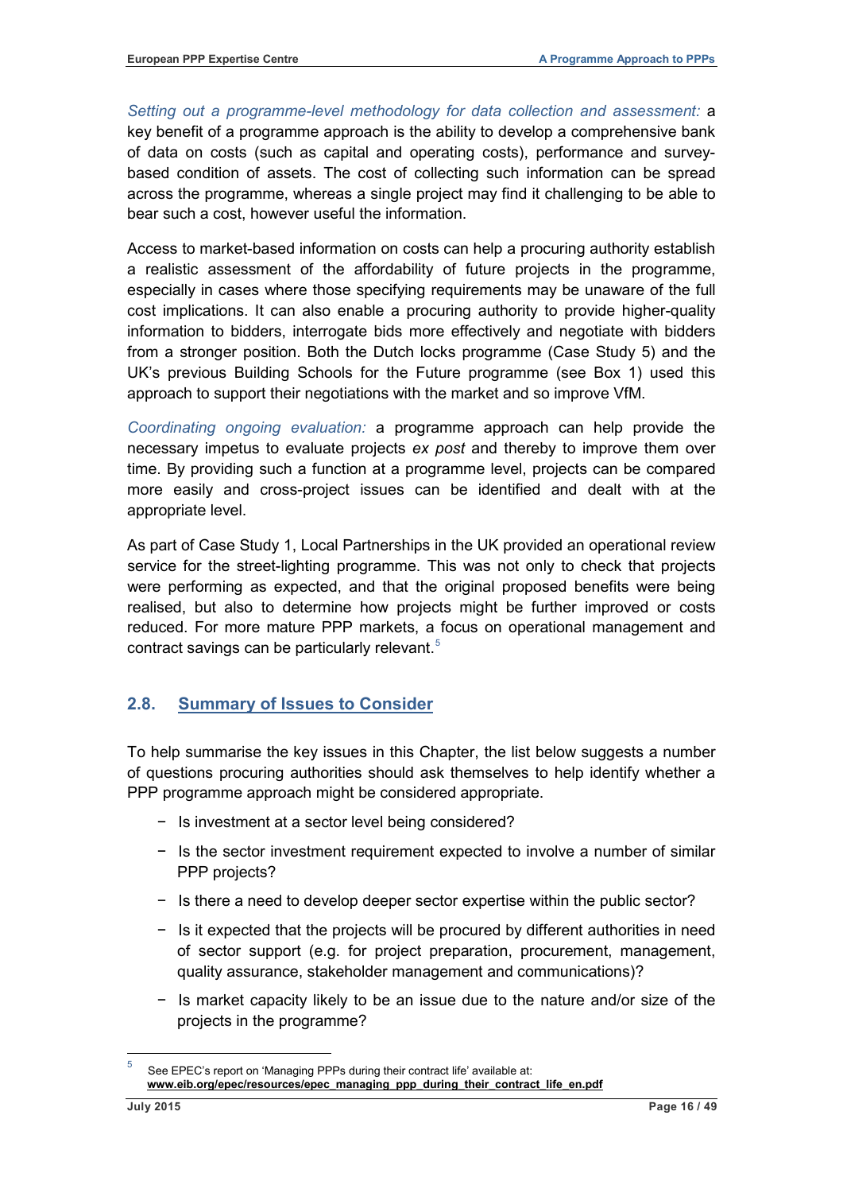*Setting out a programme-level methodology for data collection and assessment:* a key benefit of a programme approach is the ability to develop a comprehensive bank of data on costs (such as capital and operating costs), performance and survey-based condition of assets. The cost of collecting such information can be spread across the programme, whereas a single project may find it challenging to be able to bear such a cost, however useful the information.

Access to market-based information on costs can help a procuring authority establish a realistic assessment of the affordability of future projects in the programme, especially in cases where those specifying requirements may be unaware of the full cost implications. It can also enable a procuring authority to provide higher-quality information to bidders, interrogate bids more effectively and negotiate with bidders from a stronger position. Both the Dutch locks programme (Case Study 5) and the UK's previous Building Schools for the Future programme (see Box 1) used this approach to support their negotiations with the market and so improve VfM.

*Coordinating ongoing evaluation:* a programme approach can help provide the necessary impetus to evaluate projects *ex post* and thereby to improve them over time. By providing such a function at a programme level, projects can be compared more easily and cross-project issues can be identified and dealt with at the appropriate level.

As part of Case Study 1, Local Partnerships in the UK provided an operational review service for the street-lighting programme. This was not only to check that projects were performing as expected, and that the original proposed benefits were being realised, but also to determine how projects might be further improved or costs reduced. For more mature PPP markets, a focus on operational management and contract savings can be particularly relevant.[5]

## 2.8. Summary of Issues to Consider

To help summarise the key issues in this Chapter, the list below suggests a number of questions procuring authorities should ask themselves to help identify whether a PPP programme approach might be considered appropriate.

- Is investment at a sector level being considered?
- Is the sector investment requirement expected to involve a number of similar PPP projects?
- Is there a need to develop deeper sector expertise within the public sector?
- Is it expected that the projects will be procured by different authorities in need of sector support (e.g. for project preparation, procurement, management, quality assurance, stakeholder management and communications)?
- Is market capacity likely to be an issue due to the nature and/or size of the projects in the programme?

[5] See EPEC's report on 'Managing PPPs during their contract life' available at: **www.eib.org/epec/resources/epec_managing_ppp_during_their_contract_life_en.pdf**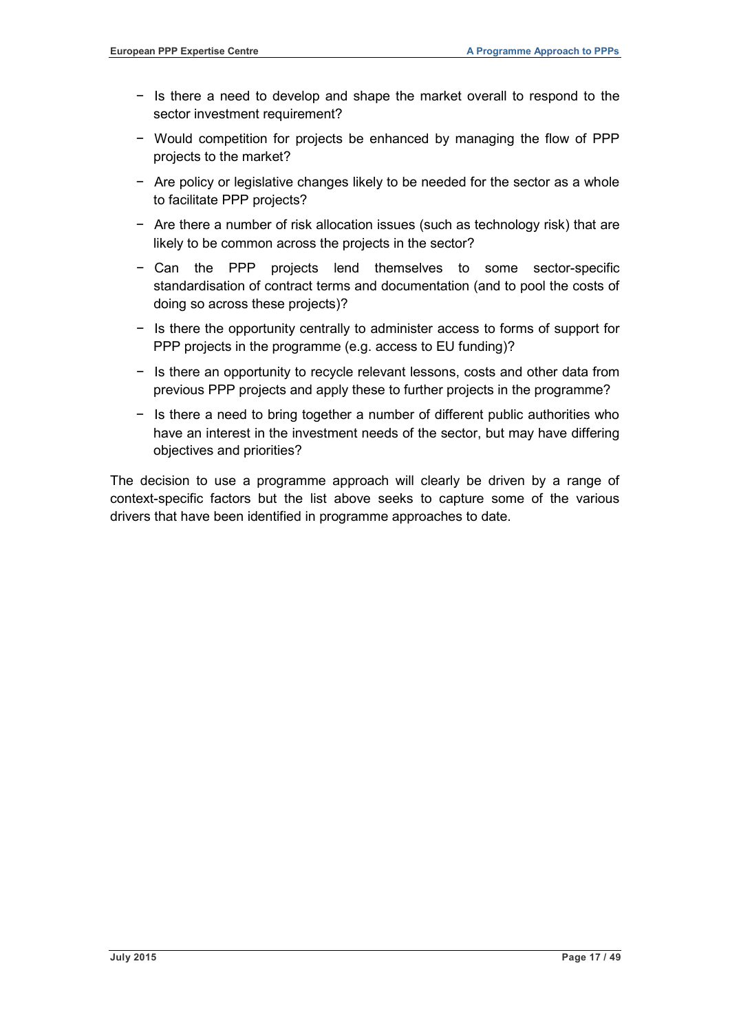- Is there a need to develop and shape the market overall to respond to the sector investment requirement?
- Would competition for projects be enhanced by managing the flow of PPP projects to the market?
- Are policy or legislative changes likely to be needed for the sector as a whole to facilitate PPP projects?
- Are there a number of risk allocation issues (such as technology risk) that are likely to be common across the projects in the sector?
- Can the PPP projects lend themselves to some sector-specific standardisation of contract terms and documentation (and to pool the costs of doing so across these projects)?
- Is there the opportunity centrally to administer access to forms of support for PPP projects in the programme (e.g. access to EU funding)?
- Is there an opportunity to recycle relevant lessons, costs and other data from previous PPP projects and apply these to further projects in the programme?
- Is there a need to bring together a number of different public authorities who have an interest in the investment needs of the sector, but may have differing objectives and priorities?

The decision to use a programme approach will clearly be driven by a range of context-specific factors but the list above seeks to capture some of the various drivers that have been identified in programme approaches to date.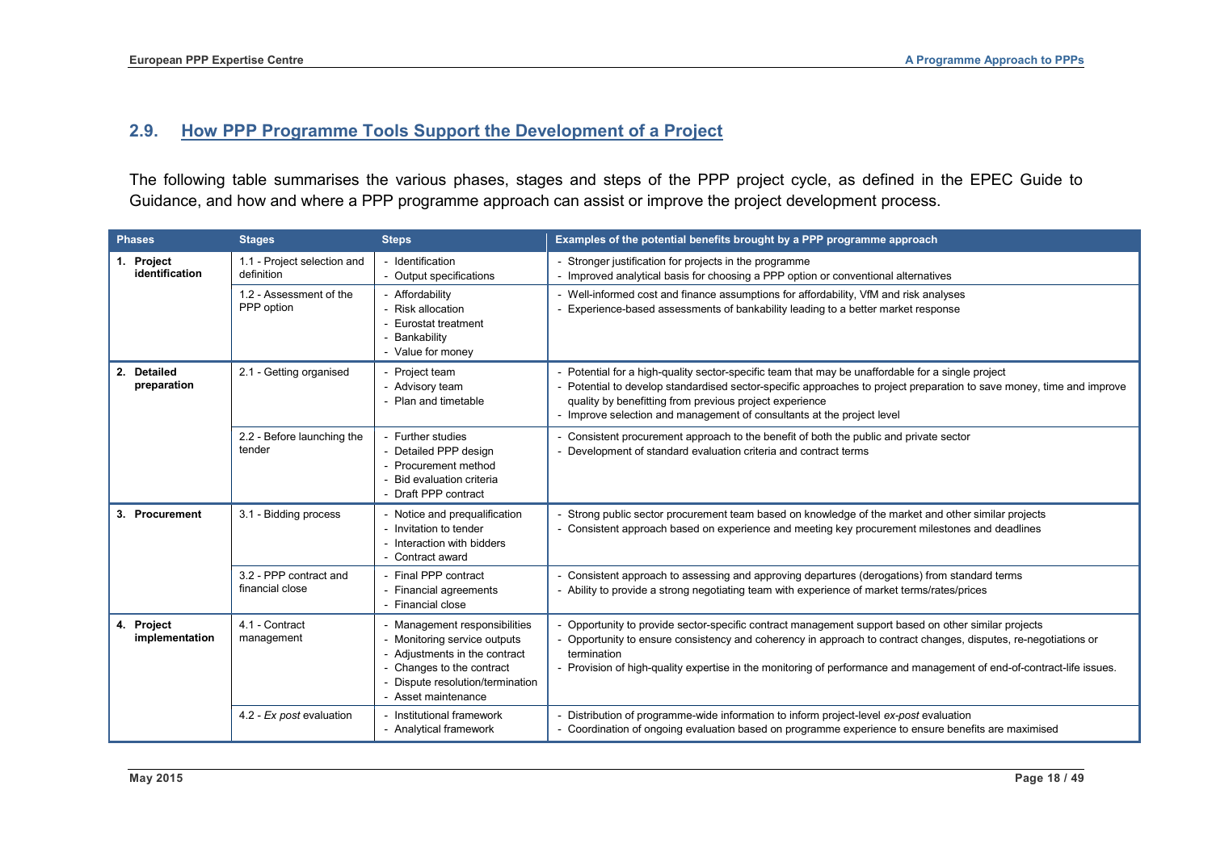## 2.9. How PPP Programme Tools Support the Development of a Project

The following table summarises the various phases, stages and steps of the PPP project cycle, as defined in the EPEC Guide to Guidance, and how and where a PPP programme approach can assist or improve the project development process.

| Phases | Stages | Steps | Examples of the potential benefits brought by a PPP programme approach |
|---|---|---|---|
| **1. Project identification** | 1.1 - Project selection and definition | - Identification<br>- Output specifications | - Stronger justification for projects in the programme<br>- Improved analytical basis for choosing a PPP option or conventional alternatives |
| | 1.2 - Assessment of the PPP option | - Affordability<br>- Risk allocation<br>- Eurostat treatment<br>- Bankability<br>- Value for money | - Well-informed cost and finance assumptions for affordability, VfM and risk analyses<br>- Experience-based assessments of bankability leading to a better market response |
| **2. Detailed preparation** | 2.1 - Getting organised | - Project team<br>- Advisory team<br>- Plan and timetable | - Potential for a high-quality sector-specific team that may be unaffordable for a single project<br>- Potential to develop standardised sector-specific approaches to project preparation to save money, time and improve quality by benefitting from previous project experience<br>- Improve selection and management of consultants at the project level |
| | 2.2 - Before launching the tender | - Further studies<br>- Detailed PPP design<br>- Procurement method<br>- Bid evaluation criteria<br>- Draft PPP contract | - Consistent procurement approach to the benefit of both the public and private sector<br>- Development of standard evaluation criteria and contract terms |
| **3. Procurement** | 3.1 - Bidding process | - Notice and prequalification<br>- Invitation to tender<br>- Interaction with bidders<br>- Contract award | - Strong public sector procurement team based on knowledge of the market and other similar projects<br>- Consistent approach based on experience and meeting key procurement milestones and deadlines |
| | 3.2 - PPP contract and financial close | - Final PPP contract<br>- Financial agreements<br>- Financial close | - Consistent approach to assessing and approving departures (derogations) from standard terms<br>- Ability to provide a strong negotiating team with experience of market terms/rates/prices |
| **4. Project implementation** | 4.1 - Contract management | - Management responsibilities<br>- Monitoring service outputs<br>- Adjustments in the contract<br>- Changes to the contract<br>- Dispute resolution/termination<br>- Asset maintenance | - Opportunity to provide sector-specific contract management support based on other similar projects<br>- Opportunity to ensure consistency and coherency in approach to contract changes, disputes, re-negotiations or termination<br>- Provision of high-quality expertise in the monitoring of performance and management of end-of-contract-life issues. |
| | 4.2 - *Ex post* evaluation | - Institutional framework<br>- Analytical framework | - Distribution of programme-wide information to inform project-level *ex-post* evaluation<br>- Coordination of ongoing evaluation based on programme experience to ensure benefits are maximised |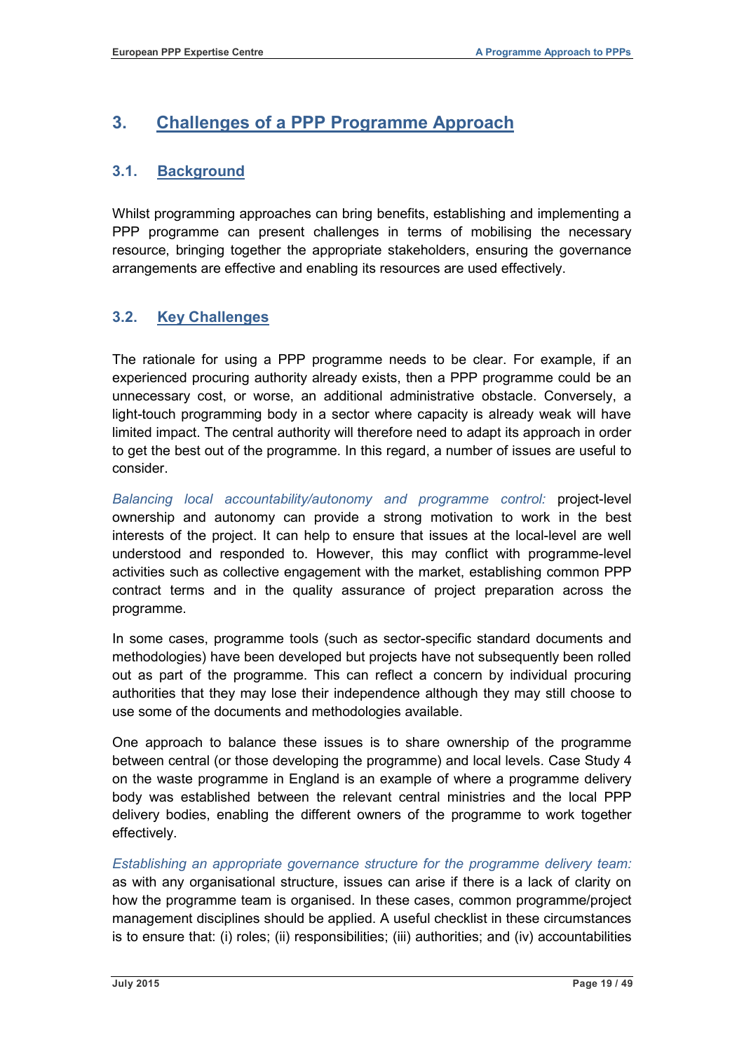# 3. Challenges of a PPP Programme Approach

## 3.1. Background

Whilst programming approaches can bring benefits, establishing and implementing a PPP programme can present challenges in terms of mobilising the necessary resource, bringing together the appropriate stakeholders, ensuring the governance arrangements are effective and enabling its resources are used effectively.

## 3.2. Key Challenges

The rationale for using a PPP programme needs to be clear. For example, if an experienced procuring authority already exists, then a PPP programme could be an unnecessary cost, or worse, an additional administrative obstacle. Conversely, a light-touch programming body in a sector where capacity is already weak will have limited impact. The central authority will therefore need to adapt its approach in order to get the best out of the programme. In this regard, a number of issues are useful to consider.

*Balancing local accountability/autonomy and programme control:* project-level ownership and autonomy can provide a strong motivation to work in the best interests of the project. It can help to ensure that issues at the local-level are well understood and responded to. However, this may conflict with programme-level activities such as collective engagement with the market, establishing common PPP contract terms and in the quality assurance of project preparation across the programme.

In some cases, programme tools (such as sector-specific standard documents and methodologies) have been developed but projects have not subsequently been rolled out as part of the programme. This can reflect a concern by individual procuring authorities that they may lose their independence although they may still choose to use some of the documents and methodologies available.

One approach to balance these issues is to share ownership of the programme between central (or those developing the programme) and local levels. Case Study 4 on the waste programme in England is an example of where a programme delivery body was established between the relevant central ministries and the local PPP delivery bodies, enabling the different owners of the programme to work together effectively.

*Establishing an appropriate governance structure for the programme delivery team:* as with any organisational structure, issues can arise if there is a lack of clarity on how the programme team is organised. In these cases, common programme/project management disciplines should be applied. A useful checklist in these circumstances is to ensure that: (i) roles; (ii) responsibilities; (iii) authorities; and (iv) accountabilities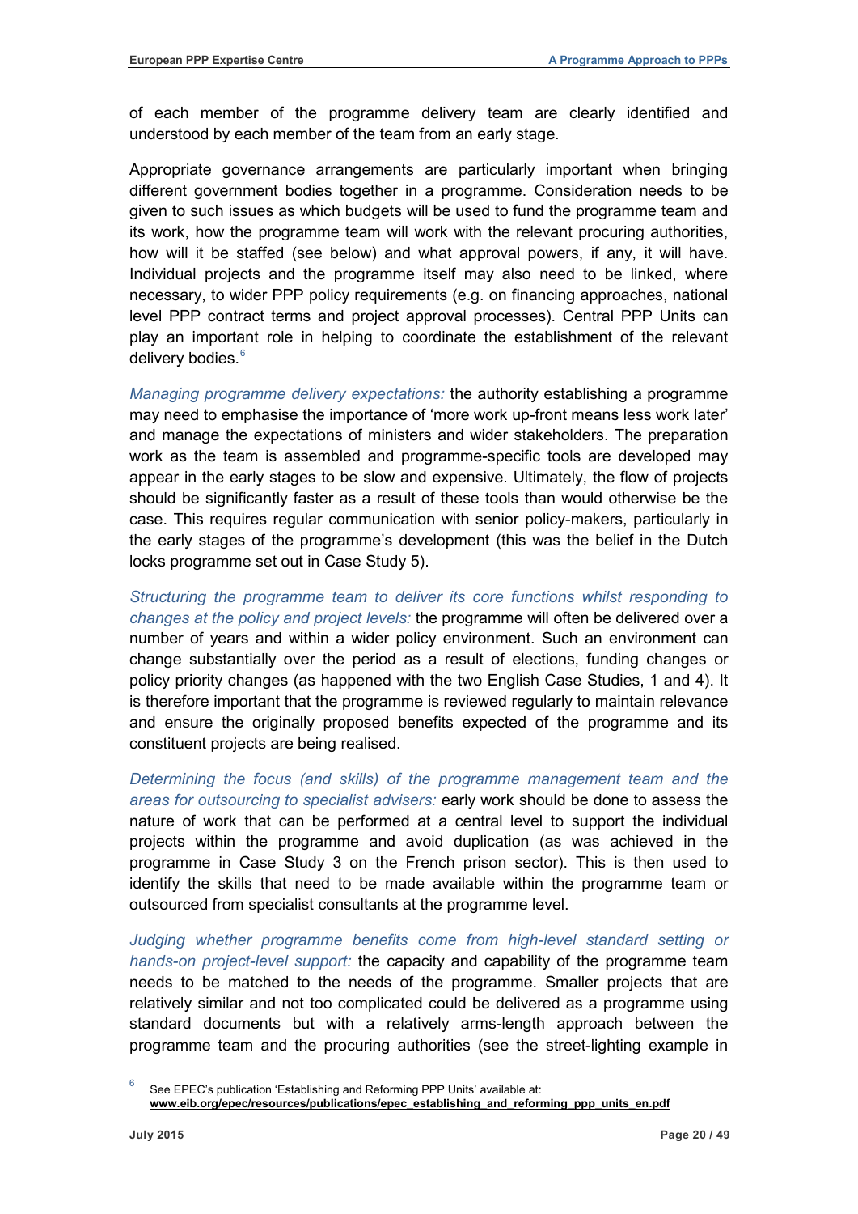of each member of the programme delivery team are clearly identified and understood by each member of the team from an early stage.

Appropriate governance arrangements are particularly important when bringing different government bodies together in a programme. Consideration needs to be given to such issues as which budgets will be used to fund the programme team and its work, how the programme team will work with the relevant procuring authorities, how will it be staffed (see below) and what approval powers, if any, it will have. Individual projects and the programme itself may also need to be linked, where necessary, to wider PPP policy requirements (e.g. on financing approaches, national level PPP contract terms and project approval processes). Central PPP Units can play an important role in helping to coordinate the establishment of the relevant delivery bodies.[6]

*Managing programme delivery expectations:* the authority establishing a programme may need to emphasise the importance of 'more work up-front means less work later' and manage the expectations of ministers and wider stakeholders. The preparation work as the team is assembled and programme-specific tools are developed may appear in the early stages to be slow and expensive. Ultimately, the flow of projects should be significantly faster as a result of these tools than would otherwise be the case. This requires regular communication with senior policy-makers, particularly in the early stages of the programme's development (this was the belief in the Dutch locks programme set out in Case Study 5).

*Structuring the programme team to deliver its core functions whilst responding to changes at the policy and project levels:* the programme will often be delivered over a number of years and within a wider policy environment. Such an environment can change substantially over the period as a result of elections, funding changes or policy priority changes (as happened with the two English Case Studies, 1 and 4). It is therefore important that the programme is reviewed regularly to maintain relevance and ensure the originally proposed benefits expected of the programme and its constituent projects are being realised.

*Determining the focus (and skills) of the programme management team and the areas for outsourcing to specialist advisers:* early work should be done to assess the nature of work that can be performed at a central level to support the individual projects within the programme and avoid duplication (as was achieved in the programme in Case Study 3 on the French prison sector). This is then used to identify the skills that need to be made available within the programme team or outsourced from specialist consultants at the programme level.

*Judging whether programme benefits come from high-level standard setting or hands-on project-level support:* the capacity and capability of the programme team needs to be matched to the needs of the programme. Smaller projects that are relatively similar and not too complicated could be delivered as a programme using standard documents but with a relatively arms-length approach between the programme team and the procuring authorities (see the street-lighting example in

---

[6] See EPEC's publication 'Establishing and Reforming PPP Units' available at: **www.eib.org/epec/resources/publications/epec_establishing_and_reforming_ppp_units_en.pdf**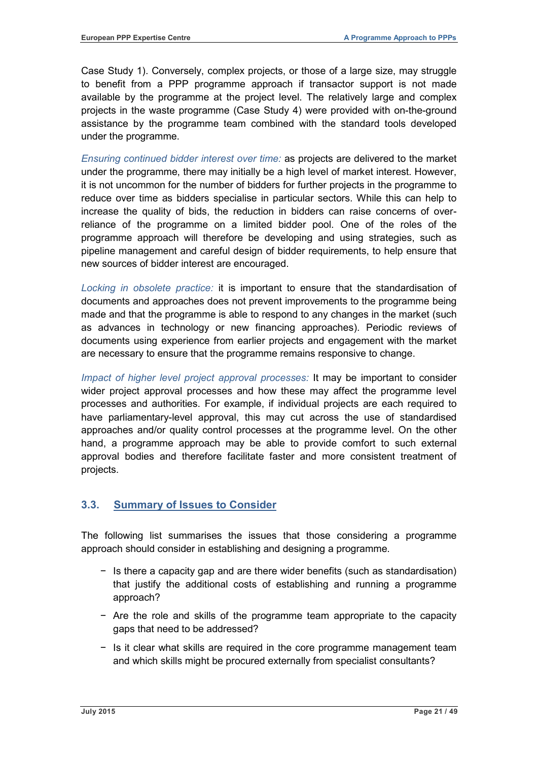Case Study 1). Conversely, complex projects, or those of a large size, may struggle to benefit from a PPP programme approach if transactor support is not made available by the programme at the project level. The relatively large and complex projects in the waste programme (Case Study 4) were provided with on-the-ground assistance by the programme team combined with the standard tools developed under the programme.

*Ensuring continued bidder interest over time:* as projects are delivered to the market under the programme, there may initially be a high level of market interest. However, it is not uncommon for the number of bidders for further projects in the programme to reduce over time as bidders specialise in particular sectors. While this can help to increase the quality of bids, the reduction in bidders can raise concerns of over-reliance of the programme on a limited bidder pool. One of the roles of the programme approach will therefore be developing and using strategies, such as pipeline management and careful design of bidder requirements, to help ensure that new sources of bidder interest are encouraged.

*Locking in obsolete practice:* it is important to ensure that the standardisation of documents and approaches does not prevent improvements to the programme being made and that the programme is able to respond to any changes in the market (such as advances in technology or new financing approaches). Periodic reviews of documents using experience from earlier projects and engagement with the market are necessary to ensure that the programme remains responsive to change.

*Impact of higher level project approval processes:* It may be important to consider wider project approval processes and how these may affect the programme level processes and authorities. For example, if individual projects are each required to have parliamentary-level approval, this may cut across the use of standardised approaches and/or quality control processes at the programme level. On the other hand, a programme approach may be able to provide comfort to such external approval bodies and therefore facilitate faster and more consistent treatment of projects.

## 3.3. Summary of Issues to Consider

The following list summarises the issues that those considering a programme approach should consider in establishing and designing a programme.

- Is there a capacity gap and are there wider benefits (such as standardisation) that justify the additional costs of establishing and running a programme approach?
- Are the role and skills of the programme team appropriate to the capacity gaps that need to be addressed?
- Is it clear what skills are required in the core programme management team and which skills might be procured externally from specialist consultants?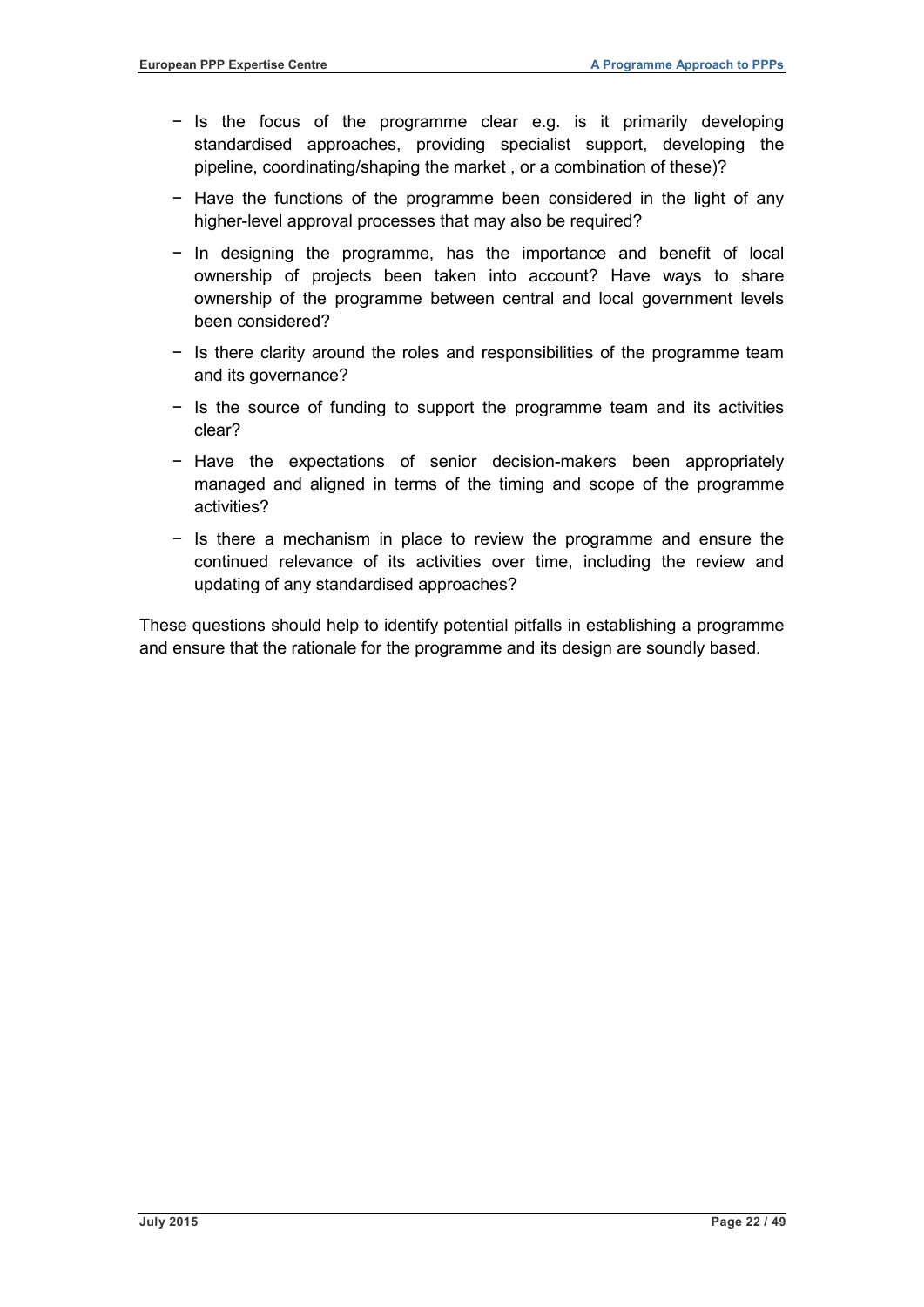- Is the focus of the programme clear e.g. is it primarily developing standardised approaches, providing specialist support, developing the pipeline, coordinating/shaping the market , or a combination of these)?
- Have the functions of the programme been considered in the light of any higher-level approval processes that may also be required?
- In designing the programme, has the importance and benefit of local ownership of projects been taken into account? Have ways to share ownership of the programme between central and local government levels been considered?
- Is there clarity around the roles and responsibilities of the programme team and its governance?
- Is the source of funding to support the programme team and its activities clear?
- Have the expectations of senior decision-makers been appropriately managed and aligned in terms of the timing and scope of the programme activities?
- Is there a mechanism in place to review the programme and ensure the continued relevance of its activities over time, including the review and updating of any standardised approaches?

These questions should help to identify potential pitfalls in establishing a programme and ensure that the rationale for the programme and its design are soundly based.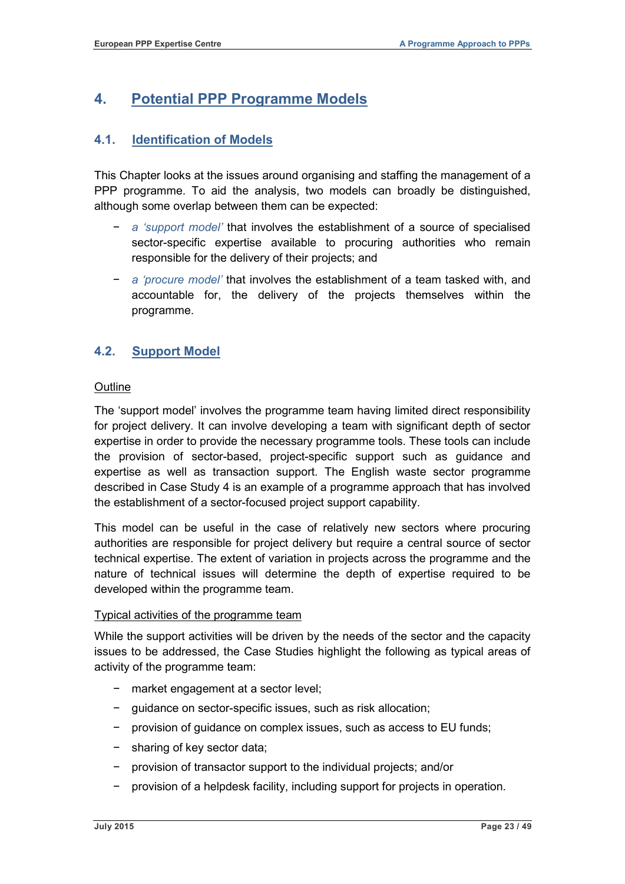# 4. Potential PPP Programme Models

## 4.1. Identification of Models

This Chapter looks at the issues around organising and staffing the management of a PPP programme. To aid the analysis, two models can broadly be distinguished, although some overlap between them can be expected:

- *a 'support model'* that involves the establishment of a source of specialised sector-specific expertise available to procuring authorities who remain responsible for the delivery of their projects; and
- *a 'procure model'* that involves the establishment of a team tasked with, and accountable for, the delivery of the projects themselves within the programme.

## 4.2. Support Model

Outline

The 'support model' involves the programme team having limited direct responsibility for project delivery. It can involve developing a team with significant depth of sector expertise in order to provide the necessary programme tools. These tools can include the provision of sector-based, project-specific support such as guidance and expertise as well as transaction support. The English waste sector programme described in Case Study 4 is an example of a programme approach that has involved the establishment of a sector-focused project support capability.

This model can be useful in the case of relatively new sectors where procuring authorities are responsible for project delivery but require a central source of sector technical expertise. The extent of variation in projects across the programme and the nature of technical issues will determine the depth of expertise required to be developed within the programme team.

Typical activities of the programme team

While the support activities will be driven by the needs of the sector and the capacity issues to be addressed, the Case Studies highlight the following as typical areas of activity of the programme team:

- market engagement at a sector level;
- guidance on sector-specific issues, such as risk allocation;
- provision of guidance on complex issues, such as access to EU funds;
- sharing of key sector data;
- provision of transactor support to the individual projects; and/or
- provision of a helpdesk facility, including support for projects in operation.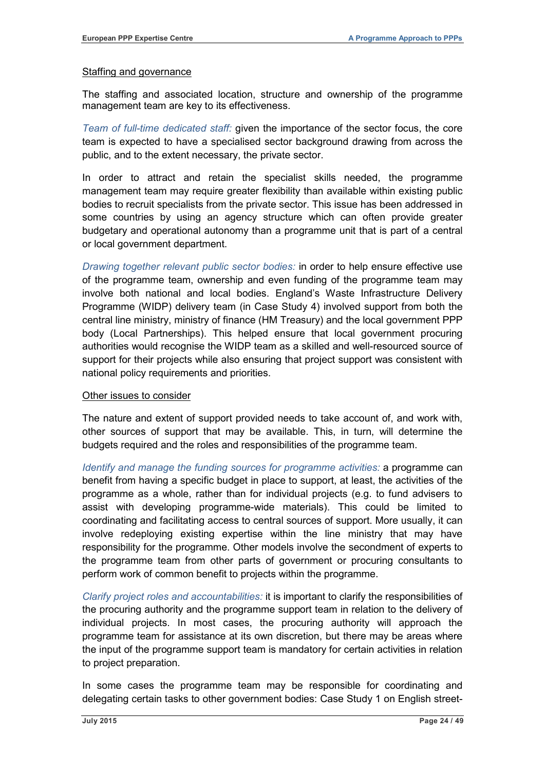Staffing and governance

The staffing and associated location, structure and ownership of the programme management team are key to its effectiveness.

*Team of full-time dedicated staff:* given the importance of the sector focus, the core team is expected to have a specialised sector background drawing from across the public, and to the extent necessary, the private sector.

In order to attract and retain the specialist skills needed, the programme management team may require greater flexibility than available within existing public bodies to recruit specialists from the private sector. This issue has been addressed in some countries by using an agency structure which can often provide greater budgetary and operational autonomy than a programme unit that is part of a central or local government department.

*Drawing together relevant public sector bodies:* in order to help ensure effective use of the programme team, ownership and even funding of the programme team may involve both national and local bodies. England's Waste Infrastructure Delivery Programme (WIDP) delivery team (in Case Study 4) involved support from both the central line ministry, ministry of finance (HM Treasury) and the local government PPP body (Local Partnerships). This helped ensure that local government procuring authorities would recognise the WIDP team as a skilled and well-resourced source of support for their projects while also ensuring that project support was consistent with national policy requirements and priorities.

Other issues to consider

The nature and extent of support provided needs to take account of, and work with, other sources of support that may be available. This, in turn, will determine the budgets required and the roles and responsibilities of the programme team.

*Identify and manage the funding sources for programme activities:* a programme can benefit from having a specific budget in place to support, at least, the activities of the programme as a whole, rather than for individual projects (e.g. to fund advisers to assist with developing programme-wide materials). This could be limited to coordinating and facilitating access to central sources of support. More usually, it can involve redeploying existing expertise within the line ministry that may have responsibility for the programme. Other models involve the secondment of experts to the programme team from other parts of government or procuring consultants to perform work of common benefit to projects within the programme.

*Clarify project roles and accountabilities:* it is important to clarify the responsibilities of the procuring authority and the programme support team in relation to the delivery of individual projects. In most cases, the procuring authority will approach the programme team for assistance at its own discretion, but there may be areas where the input of the programme support team is mandatory for certain activities in relation to project preparation.

In some cases the programme team may be responsible for coordinating and delegating certain tasks to other government bodies: Case Study 1 on English street-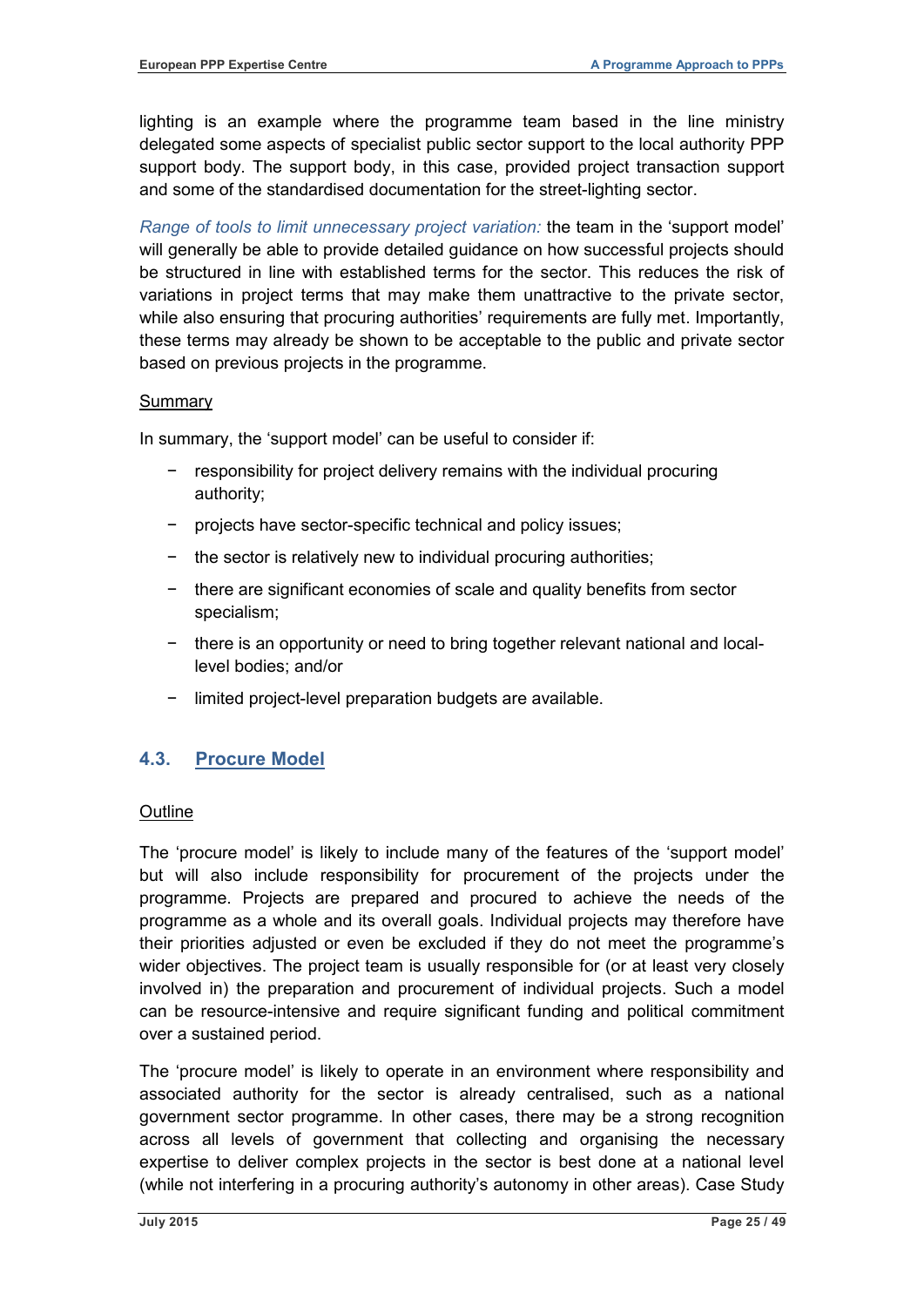lighting is an example where the programme team based in the line ministry delegated some aspects of specialist public sector support to the local authority PPP support body. The support body, in this case, provided project transaction support and some of the standardised documentation for the street-lighting sector.

*Range of tools to limit unnecessary project variation:* the team in the 'support model' will generally be able to provide detailed guidance on how successful projects should be structured in line with established terms for the sector. This reduces the risk of variations in project terms that may make them unattractive to the private sector, while also ensuring that procuring authorities' requirements are fully met. Importantly, these terms may already be shown to be acceptable to the public and private sector based on previous projects in the programme.

Summary

In summary, the 'support model' can be useful to consider if:

- responsibility for project delivery remains with the individual procuring authority;
- projects have sector-specific technical and policy issues;
- the sector is relatively new to individual procuring authorities;
- there are significant economies of scale and quality benefits from sector specialism;
- there is an opportunity or need to bring together relevant national and local-level bodies; and/or
- limited project-level preparation budgets are available.

## 4.3. Procure Model

Outline

The 'procure model' is likely to include many of the features of the 'support model' but will also include responsibility for procurement of the projects under the programme. Projects are prepared and procured to achieve the needs of the programme as a whole and its overall goals. Individual projects may therefore have their priorities adjusted or even be excluded if they do not meet the programme's wider objectives. The project team is usually responsible for (or at least very closely involved in) the preparation and procurement of individual projects. Such a model can be resource-intensive and require significant funding and political commitment over a sustained period.

The 'procure model' is likely to operate in an environment where responsibility and associated authority for the sector is already centralised, such as a national government sector programme. In other cases, there may be a strong recognition across all levels of government that collecting and organising the necessary expertise to deliver complex projects in the sector is best done at a national level (while not interfering in a procuring authority's autonomy in other areas). Case Study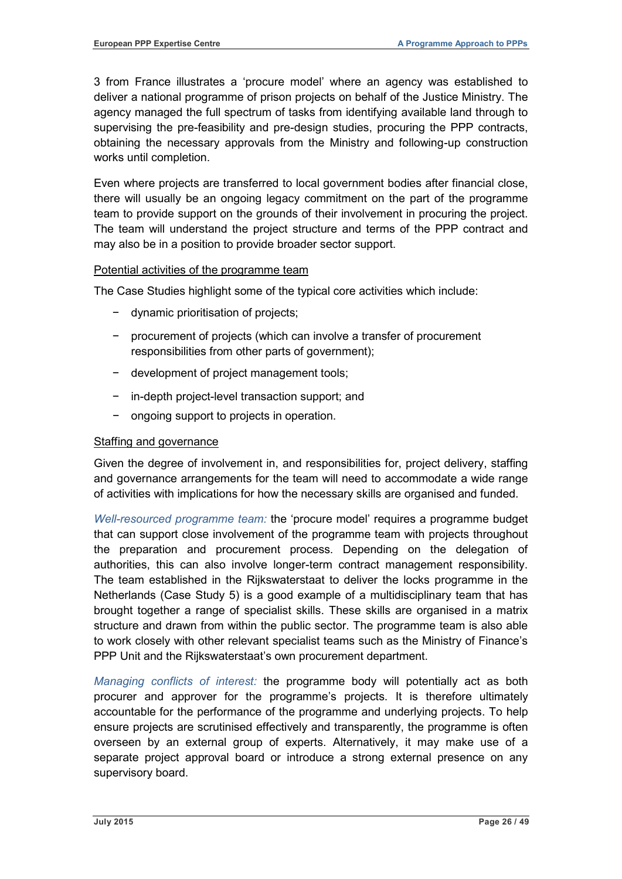3 from France illustrates a 'procure model' where an agency was established to deliver a national programme of prison projects on behalf of the Justice Ministry. The agency managed the full spectrum of tasks from identifying available land through to supervising the pre-feasibility and pre-design studies, procuring the PPP contracts, obtaining the necessary approvals from the Ministry and following-up construction works until completion.

Even where projects are transferred to local government bodies after financial close, there will usually be an ongoing legacy commitment on the part of the programme team to provide support on the grounds of their involvement in procuring the project. The team will understand the project structure and terms of the PPP contract and may also be in a position to provide broader sector support.

<u>Potential activities of the programme team</u>

The Case Studies highlight some of the typical core activities which include:

- dynamic prioritisation of projects;
- procurement of projects (which can involve a transfer of procurement responsibilities from other parts of government);
- development of project management tools;
- in-depth project-level transaction support; and
- ongoing support to projects in operation.

<u>Staffing and governance</u>

Given the degree of involvement in, and responsibilities for, project delivery, staffing and governance arrangements for the team will need to accommodate a wide range of activities with implications for how the necessary skills are organised and funded.

*Well-resourced programme team:* the 'procure model' requires a programme budget that can support close involvement of the programme team with projects throughout the preparation and procurement process. Depending on the delegation of authorities, this can also involve longer-term contract management responsibility. The team established in the Rijkswaterstaat to deliver the locks programme in the Netherlands (Case Study 5) is a good example of a multidisciplinary team that has brought together a range of specialist skills. These skills are organised in a matrix structure and drawn from within the public sector. The programme team is also able to work closely with other relevant specialist teams such as the Ministry of Finance's PPP Unit and the Rijkswaterstaat's own procurement department.

*Managing conflicts of interest:* the programme body will potentially act as both procurer and approver for the programme's projects. It is therefore ultimately accountable for the performance of the programme and underlying projects. To help ensure projects are scrutinised effectively and transparently, the programme is often overseen by an external group of experts. Alternatively, it may make use of a separate project approval board or introduce a strong external presence on any supervisory board.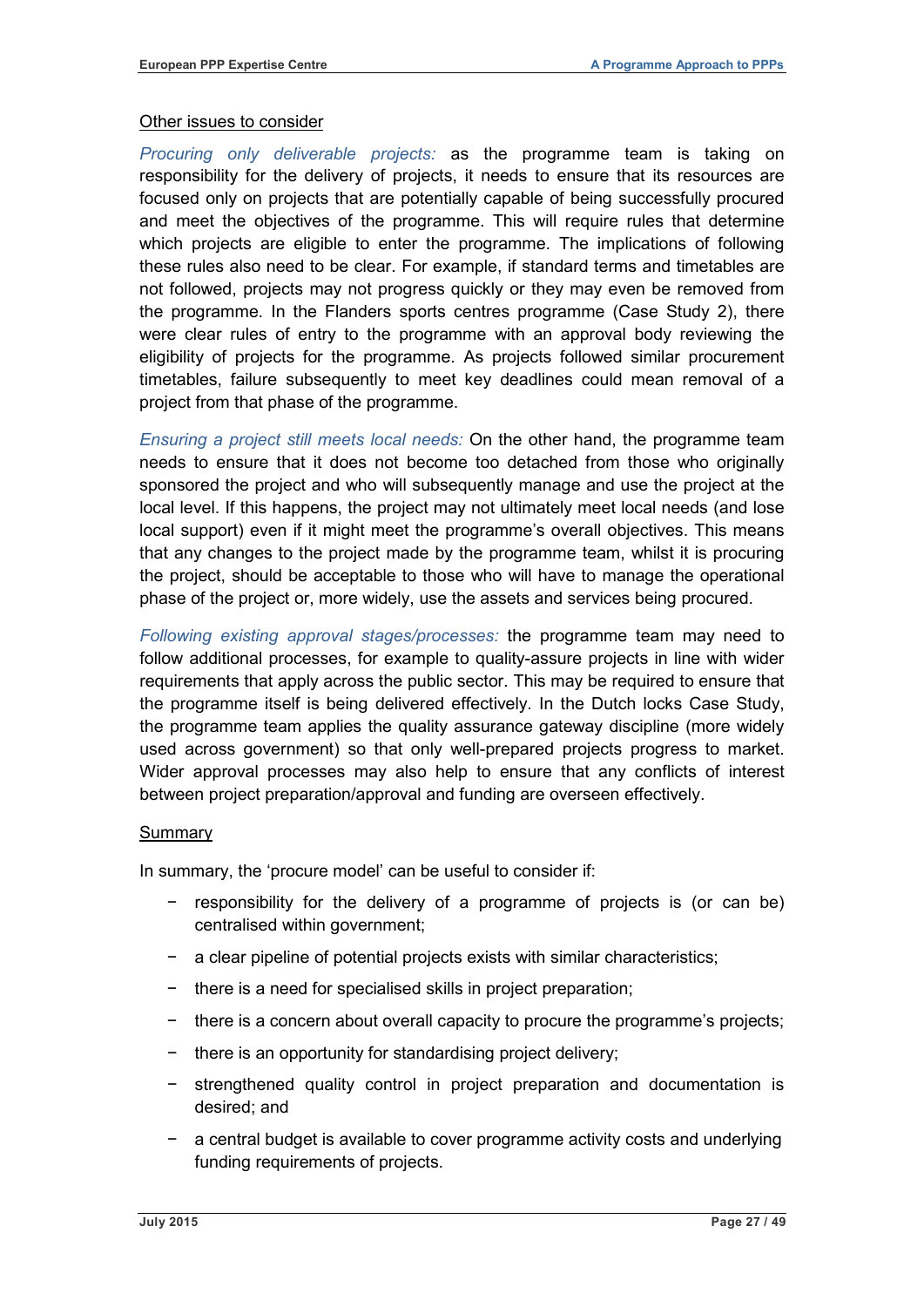Other issues to consider

*Procuring only deliverable projects:* as the programme team is taking on responsibility for the delivery of projects, it needs to ensure that its resources are focused only on projects that are potentially capable of being successfully procured and meet the objectives of the programme. This will require rules that determine which projects are eligible to enter the programme. The implications of following these rules also need to be clear. For example, if standard terms and timetables are not followed, projects may not progress quickly or they may even be removed from the programme. In the Flanders sports centres programme (Case Study 2), there were clear rules of entry to the programme with an approval body reviewing the eligibility of projects for the programme. As projects followed similar procurement timetables, failure subsequently to meet key deadlines could mean removal of a project from that phase of the programme.

*Ensuring a project still meets local needs:* On the other hand, the programme team needs to ensure that it does not become too detached from those who originally sponsored the project and who will subsequently manage and use the project at the local level. If this happens, the project may not ultimately meet local needs (and lose local support) even if it might meet the programme's overall objectives. This means that any changes to the project made by the programme team, whilst it is procuring the project, should be acceptable to those who will have to manage the operational phase of the project or, more widely, use the assets and services being procured.

*Following existing approval stages/processes:* the programme team may need to follow additional processes, for example to quality-assure projects in line with wider requirements that apply across the public sector. This may be required to ensure that the programme itself is being delivered effectively. In the Dutch locks Case Study, the programme team applies the quality assurance gateway discipline (more widely used across government) so that only well-prepared projects progress to market. Wider approval processes may also help to ensure that any conflicts of interest between project preparation/approval and funding are overseen effectively.

Summary

In summary, the 'procure model' can be useful to consider if:

- responsibility for the delivery of a programme of projects is (or can be) centralised within government;
- a clear pipeline of potential projects exists with similar characteristics;
- there is a need for specialised skills in project preparation;
- there is a concern about overall capacity to procure the programme's projects;
- there is an opportunity for standardising project delivery;
- strengthened quality control in project preparation and documentation is desired; and
- a central budget is available to cover programme activity costs and underlying funding requirements of projects.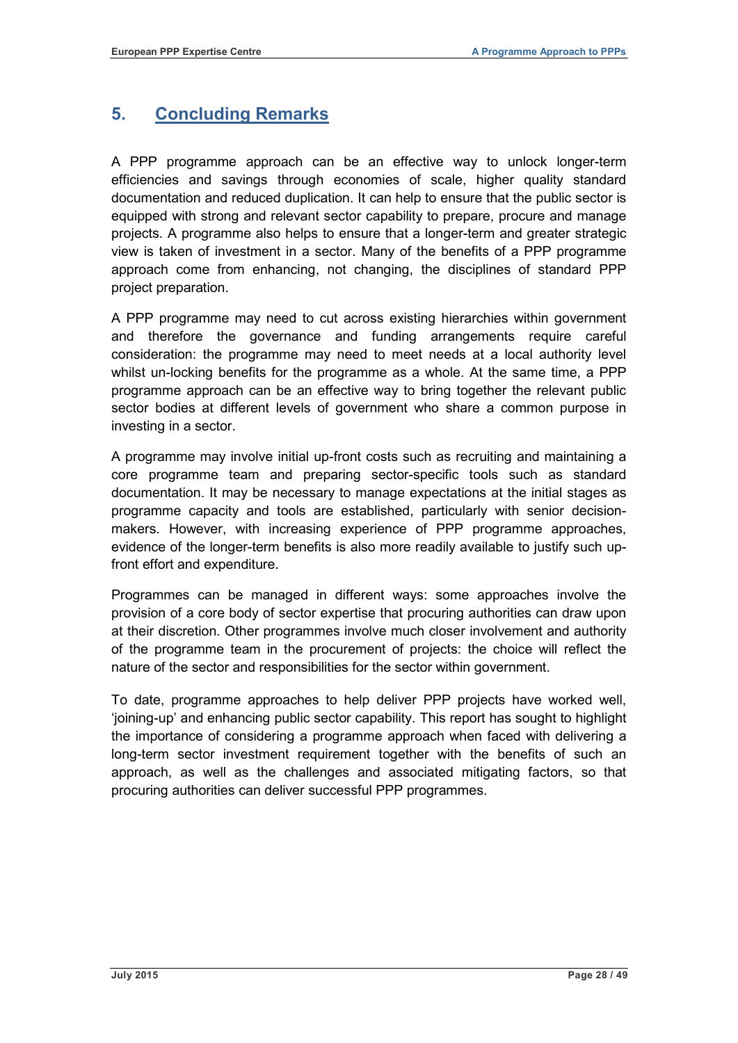# 5. Concluding Remarks

A PPP programme approach can be an effective way to unlock longer-term efficiencies and savings through economies of scale, higher quality standard documentation and reduced duplication. It can help to ensure that the public sector is equipped with strong and relevant sector capability to prepare, procure and manage projects. A programme also helps to ensure that a longer-term and greater strategic view is taken of investment in a sector. Many of the benefits of a PPP programme approach come from enhancing, not changing, the disciplines of standard PPP project preparation.

A PPP programme may need to cut across existing hierarchies within government and therefore the governance and funding arrangements require careful consideration: the programme may need to meet needs at a local authority level whilst un-locking benefits for the programme as a whole. At the same time, a PPP programme approach can be an effective way to bring together the relevant public sector bodies at different levels of government who share a common purpose in investing in a sector.

A programme may involve initial up-front costs such as recruiting and maintaining a core programme team and preparing sector-specific tools such as standard documentation. It may be necessary to manage expectations at the initial stages as programme capacity and tools are established, particularly with senior decision-makers. However, with increasing experience of PPP programme approaches, evidence of the longer-term benefits is also more readily available to justify such up-front effort and expenditure.

Programmes can be managed in different ways: some approaches involve the provision of a core body of sector expertise that procuring authorities can draw upon at their discretion. Other programmes involve much closer involvement and authority of the programme team in the procurement of projects: the choice will reflect the nature of the sector and responsibilities for the sector within government.

To date, programme approaches to help deliver PPP projects have worked well, 'joining-up' and enhancing public sector capability. This report has sought to highlight the importance of considering a programme approach when faced with delivering a long-term sector investment requirement together with the benefits of such an approach, as well as the challenges and associated mitigating factors, so that procuring authorities can deliver successful PPP programmes.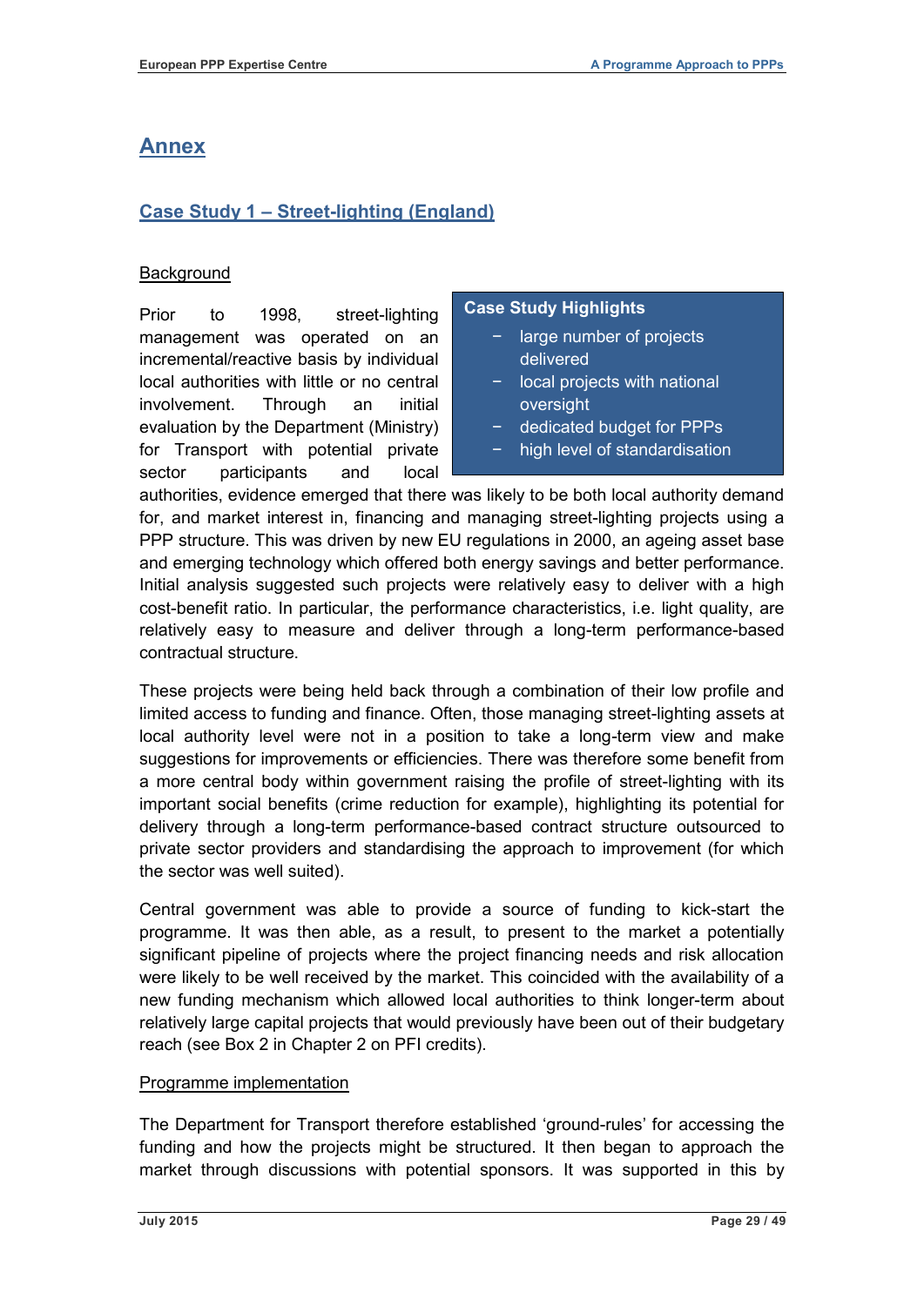# Annex

## Case Study 1 – Street-lighting (England)

### Background

> **Case Study Highlights**
> - large number of projects delivered
> - local projects with national oversight
> - dedicated budget for PPPs
> - high level of standardisation

Prior to 1998, street-lighting management was operated on an incremental/reactive basis by individual local authorities with little or no central involvement. Through an initial evaluation by the Department (Ministry) for Transport with potential private sector participants and local authorities, evidence emerged that there was likely to be both local authority demand for, and market interest in, financing and managing street-lighting projects using a PPP structure. This was driven by new EU regulations in 2000, an ageing asset base and emerging technology which offered both energy savings and better performance. Initial analysis suggested such projects were relatively easy to deliver with a high cost-benefit ratio. In particular, the performance characteristics, i.e. light quality, are relatively easy to measure and deliver through a long-term performance-based contractual structure.

These projects were being held back through a combination of their low profile and limited access to funding and finance. Often, those managing street-lighting assets at local authority level were not in a position to take a long-term view and make suggestions for improvements or efficiencies. There was therefore some benefit from a more central body within government raising the profile of street-lighting with its important social benefits (crime reduction for example), highlighting its potential for delivery through a long-term performance-based contract structure outsourced to private sector providers and standardising the approach to improvement (for which the sector was well suited).

Central government was able to provide a source of funding to kick-start the programme. It was then able, as a result, to present to the market a potentially significant pipeline of projects where the project financing needs and risk allocation were likely to be well received by the market. This coincided with the availability of a new funding mechanism which allowed local authorities to think longer-term about relatively large capital projects that would previously have been out of their budgetary reach (see Box 2 in Chapter 2 on PFI credits).

### Programme implementation

The Department for Transport therefore established 'ground-rules' for accessing the funding and how the projects might be structured. It then began to approach the market through discussions with potential sponsors. It was supported in this by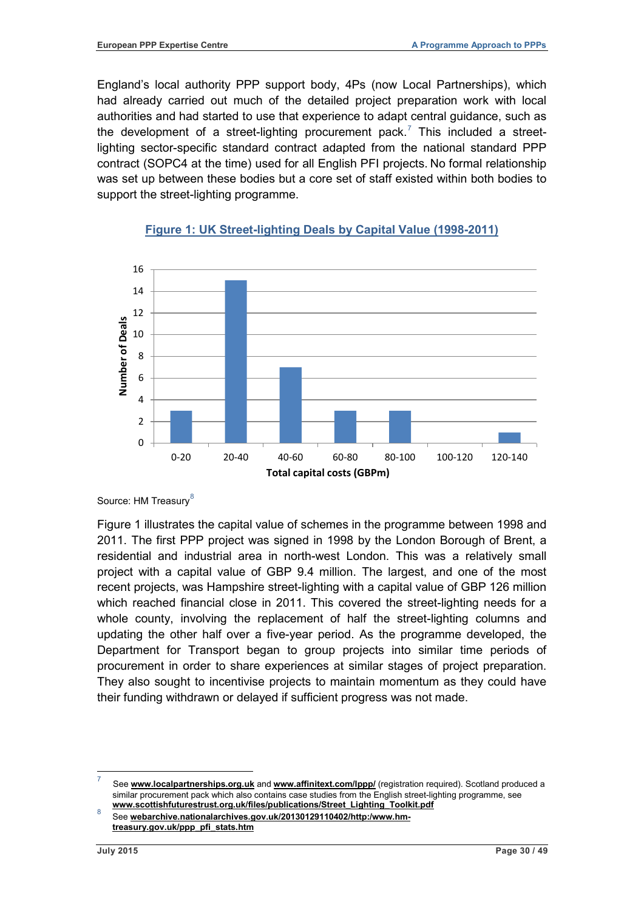England's local authority PPP support body, 4Ps (now Local Partnerships), which had already carried out much of the detailed project preparation work with local authorities and had started to use that experience to adapt central guidance, such as the development of a street-lighting procurement pack.[7] This included a street-lighting sector-specific standard contract adapted from the national standard PPP contract (SOPC4 at the time) used for all English PFI projects. No formal relationship was set up between these bodies but a core set of staff existed within both bodies to support the street-lighting programme.

**Figure 1: UK Street-lighting Deals by Capital Value (1998-2011)**

| Total capital costs (GBPm) | Number of Deals |
|---|---|
| 0-20 | 3 |
| 20-40 | 15 |
| 40-60 | 7 |
| 60-80 | 3 |
| 80-100 | 3 |
| 100-120 | 0 |
| 120-140 | 1 |

Source: HM Treasury[8]

Figure 1 illustrates the capital value of schemes in the programme between 1998 and 2011. The first PPP project was signed in 1998 by the London Borough of Brent, a residential and industrial area in north-west London. This was a relatively small project with a capital value of GBP 9.4 million. The largest, and one of the most recent projects, was Hampshire street-lighting with a capital value of GBP 126 million which reached financial close in 2011. This covered the street-lighting needs for a whole county, involving the replacement of half the street-lighting columns and updating the other half over a five-year period. As the programme developed, the Department for Transport began to group projects into similar time periods of procurement in order to share experiences at similar stages of project preparation. They also sought to incentivise projects to maintain momentum as they could have their funding withdrawn or delayed if sufficient progress was not made.

---

[7] See **www.localpartnerships.org.uk** and **www.affinitext.com/lppp/** (registration required). Scotland produced a similar procurement pack which also contains case studies from the English street-lighting programme, see **www.scottishfuturestrust.org.uk/files/publications/Street_Lighting_Toolkit.pdf**

[8] See **webarchive.nationalarchives.gov.uk/20130129110402/http:/www.hm-treasury.gov.uk/ppp_pfi_stats.htm**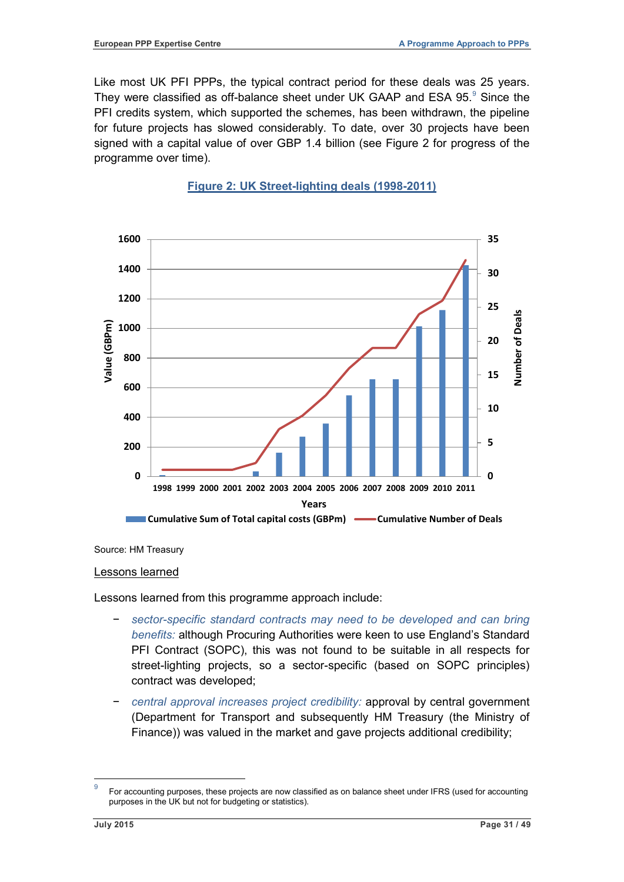Like most UK PFI PPPs, the typical contract period for these deals was 25 years. They were classified as off-balance sheet under UK GAAP and ESA 95.[9] Since the PFI credits system, which supported the schemes, has been withdrawn, the pipeline for future projects has slowed considerably. To date, over 30 projects have been signed with a capital value of over GBP 1.4 billion (see Figure 2 for progress of the programme over time).

**Figure 2: UK Street-lighting deals (1998-2011)**

Source: HM Treasury

Lessons learned

Lessons learned from this programme approach include:

- *sector-specific standard contracts may need to be developed and can bring benefits:* although Procuring Authorities were keen to use England's Standard PFI Contract (SOPC), this was not found to be suitable in all respects for street-lighting projects, so a sector-specific (based on SOPC principles) contract was developed;
- *central approval increases project credibility:* approval by central government (Department for Transport and subsequently HM Treasury (the Ministry of Finance)) was valued in the market and gave projects additional credibility;

[9] For accounting purposes, these projects are now classified as on balance sheet under IFRS (used for accounting purposes in the UK but not for budgeting or statistics).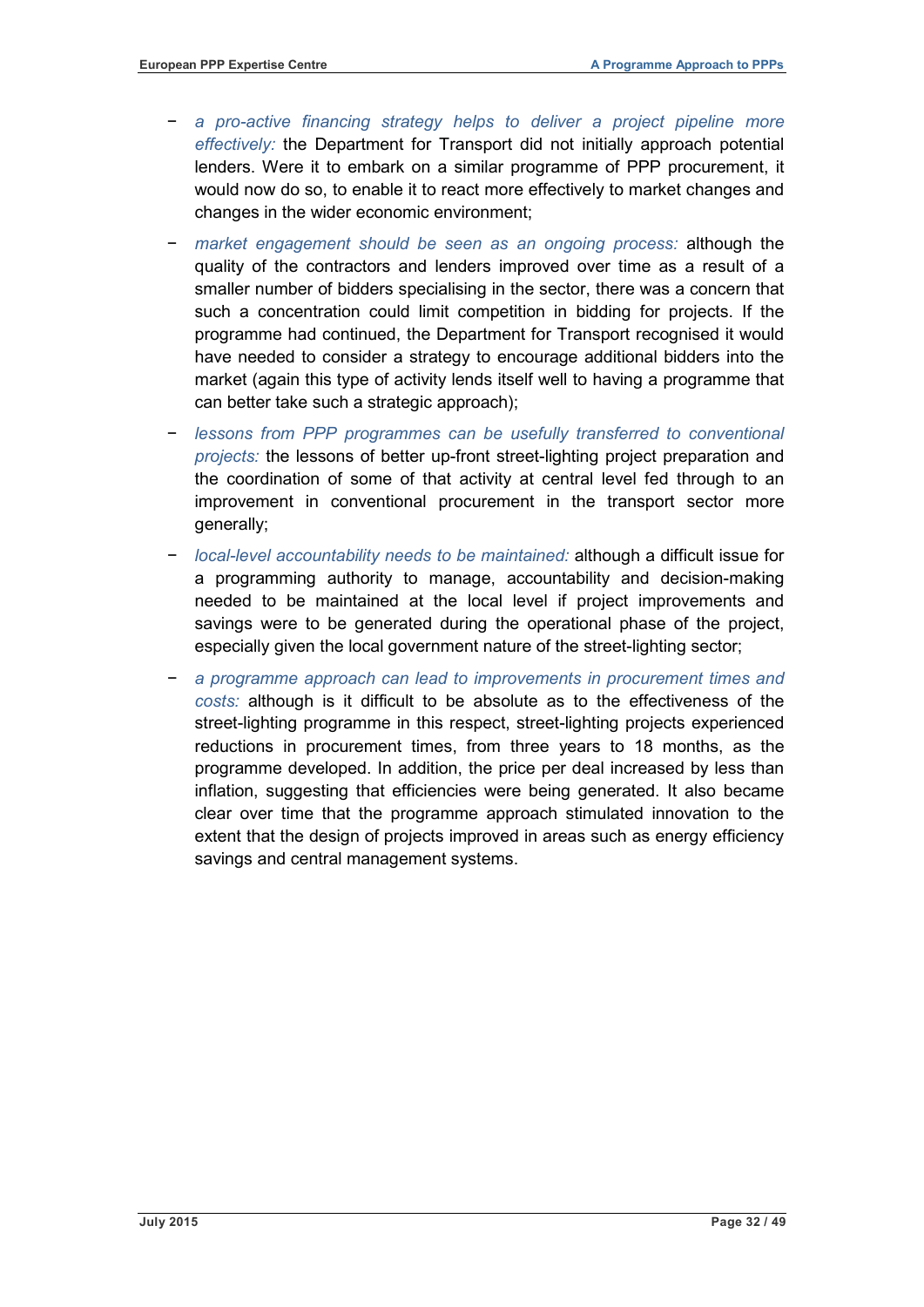- *a pro-active financing strategy helps to deliver a project pipeline more effectively:* the Department for Transport did not initially approach potential lenders. Were it to embark on a similar programme of PPP procurement, it would now do so, to enable it to react more effectively to market changes and changes in the wider economic environment;
- *market engagement should be seen as an ongoing process:* although the quality of the contractors and lenders improved over time as a result of a smaller number of bidders specialising in the sector, there was a concern that such a concentration could limit competition in bidding for projects. If the programme had continued, the Department for Transport recognised it would have needed to consider a strategy to encourage additional bidders into the market (again this type of activity lends itself well to having a programme that can better take such a strategic approach);
- *lessons from PPP programmes can be usefully transferred to conventional projects:* the lessons of better up-front street-lighting project preparation and the coordination of some of that activity at central level fed through to an improvement in conventional procurement in the transport sector more generally;
- *local-level accountability needs to be maintained:* although a difficult issue for a programming authority to manage, accountability and decision-making needed to be maintained at the local level if project improvements and savings were to be generated during the operational phase of the project, especially given the local government nature of the street-lighting sector;
- *a programme approach can lead to improvements in procurement times and costs:* although is it difficult to be absolute as to the effectiveness of the street-lighting programme in this respect, street-lighting projects experienced reductions in procurement times, from three years to 18 months, as the programme developed. In addition, the price per deal increased by less than inflation, suggesting that efficiencies were being generated. It also became clear over time that the programme approach stimulated innovation to the extent that the design of projects improved in areas such as energy efficiency savings and central management systems.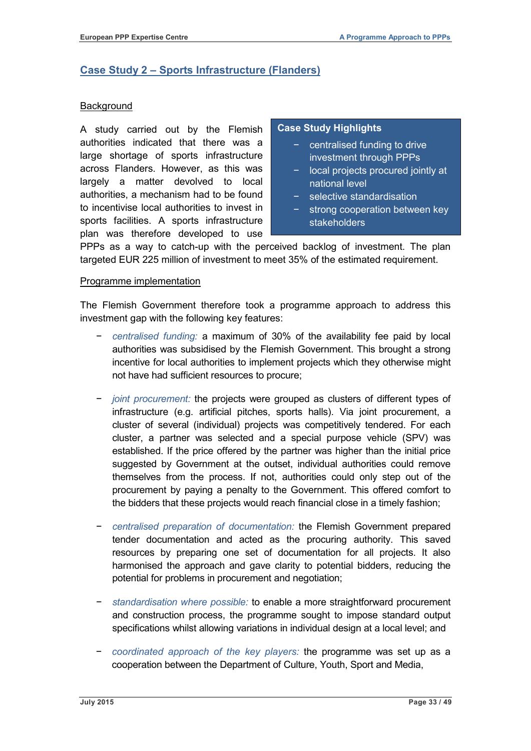## Case Study 2 – Sports Infrastructure (Flanders)

### Background

> **Case Study Highlights**
>
> - centralised funding to drive investment through PPPs
> - local projects procured jointly at national level
> - selective standardisation
> - strong cooperation between key stakeholders

A study carried out by the Flemish authorities indicated that there was a large shortage of sports infrastructure across Flanders. However, as this was largely a matter devolved to local authorities, a mechanism had to be found to incentivise local authorities to invest in sports facilities. A sports infrastructure plan was therefore developed to use PPPs as a way to catch-up with the perceived backlog of investment. The plan targeted EUR 225 million of investment to meet 35% of the estimated requirement.

### Programme implementation

The Flemish Government therefore took a programme approach to address this investment gap with the following key features:

- *centralised funding:* a maximum of 30% of the availability fee paid by local authorities was subsidised by the Flemish Government. This brought a strong incentive for local authorities to implement projects which they otherwise might not have had sufficient resources to procure;

- *joint procurement:* the projects were grouped as clusters of different types of infrastructure (e.g. artificial pitches, sports halls). Via joint procurement, a cluster of several (individual) projects was competitively tendered. For each cluster, a partner was selected and a special purpose vehicle (SPV) was established. If the price offered by the partner was higher than the initial price suggested by Government at the outset, individual authorities could remove themselves from the process. If not, authorities could only step out of the procurement by paying a penalty to the Government. This offered comfort to the bidders that these projects would reach financial close in a timely fashion;

- *centralised preparation of documentation:* the Flemish Government prepared tender documentation and acted as the procuring authority. This saved resources by preparing one set of documentation for all projects. It also harmonised the approach and gave clarity to potential bidders, reducing the potential for problems in procurement and negotiation;

- *standardisation where possible:* to enable a more straightforward procurement and construction process, the programme sought to impose standard output specifications whilst allowing variations in individual design at a local level; and

- *coordinated approach of the key players:* the programme was set up as a cooperation between the Department of Culture, Youth, Sport and Media,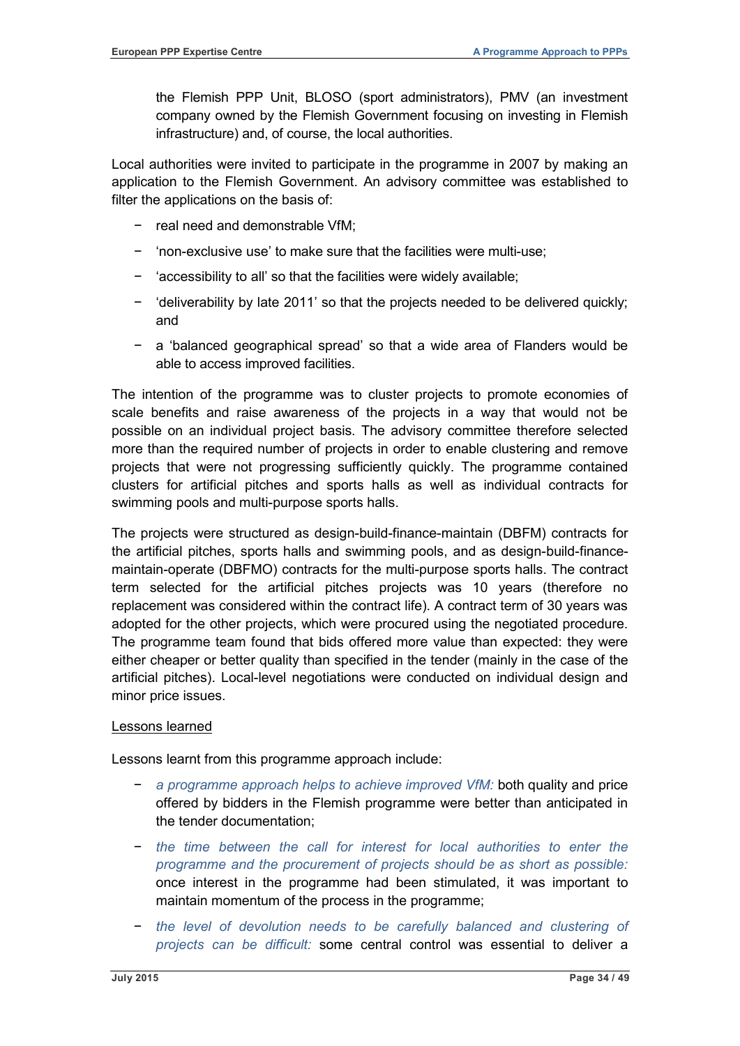the Flemish PPP Unit, BLOSO (sport administrators), PMV (an investment company owned by the Flemish Government focusing on investing in Flemish infrastructure) and, of course, the local authorities.

Local authorities were invited to participate in the programme in 2007 by making an application to the Flemish Government. An advisory committee was established to filter the applications on the basis of:

- real need and demonstrable VfM;
- 'non-exclusive use' to make sure that the facilities were multi-use;
- 'accessibility to all' so that the facilities were widely available;
- 'deliverability by late 2011' so that the projects needed to be delivered quickly; and
- a 'balanced geographical spread' so that a wide area of Flanders would be able to access improved facilities.

The intention of the programme was to cluster projects to promote economies of scale benefits and raise awareness of the projects in a way that would not be possible on an individual project basis. The advisory committee therefore selected more than the required number of projects in order to enable clustering and remove projects that were not progressing sufficiently quickly. The programme contained clusters for artificial pitches and sports halls as well as individual contracts for swimming pools and multi-purpose sports halls.

The projects were structured as design-build-finance-maintain (DBFM) contracts for the artificial pitches, sports halls and swimming pools, and as design-build-finance-maintain-operate (DBFMO) contracts for the multi-purpose sports halls. The contract term selected for the artificial pitches projects was 10 years (therefore no replacement was considered within the contract life). A contract term of 30 years was adopted for the other projects, which were procured using the negotiated procedure. The programme team found that bids offered more value than expected: they were either cheaper or better quality than specified in the tender (mainly in the case of the artificial pitches). Local-level negotiations were conducted on individual design and minor price issues.

<u>Lessons learned</u>

Lessons learnt from this programme approach include:

- *a programme approach helps to achieve improved VfM:* both quality and price offered by bidders in the Flemish programme were better than anticipated in the tender documentation;
- *the time between the call for interest for local authorities to enter the programme and the procurement of projects should be as short as possible:* once interest in the programme had been stimulated, it was important to maintain momentum of the process in the programme;
- *the level of devolution needs to be carefully balanced and clustering of projects can be difficult:* some central control was essential to deliver a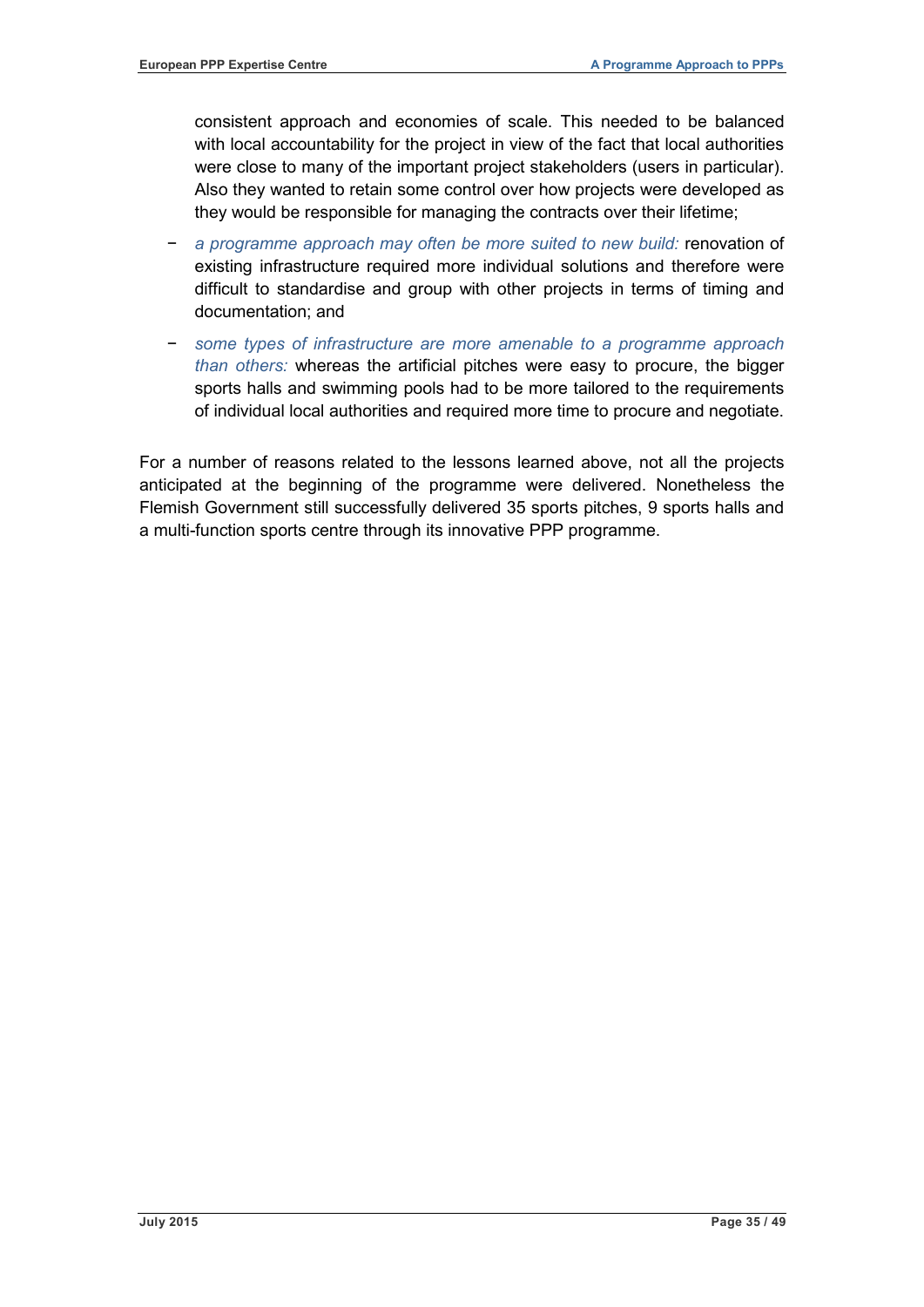consistent approach and economies of scale. This needed to be balanced with local accountability for the project in view of the fact that local authorities were close to many of the important project stakeholders (users in particular). Also they wanted to retain some control over how projects were developed as they would be responsible for managing the contracts over their lifetime;

- *a programme approach may often be more suited to new build:* renovation of existing infrastructure required more individual solutions and therefore were difficult to standardise and group with other projects in terms of timing and documentation; and
- *some types of infrastructure are more amenable to a programme approach than others:* whereas the artificial pitches were easy to procure, the bigger sports halls and swimming pools had to be more tailored to the requirements of individual local authorities and required more time to procure and negotiate.

For a number of reasons related to the lessons learned above, not all the projects anticipated at the beginning of the programme were delivered. Nonetheless the Flemish Government still successfully delivered 35 sports pitches, 9 sports halls and a multi-function sports centre through its innovative PPP programme.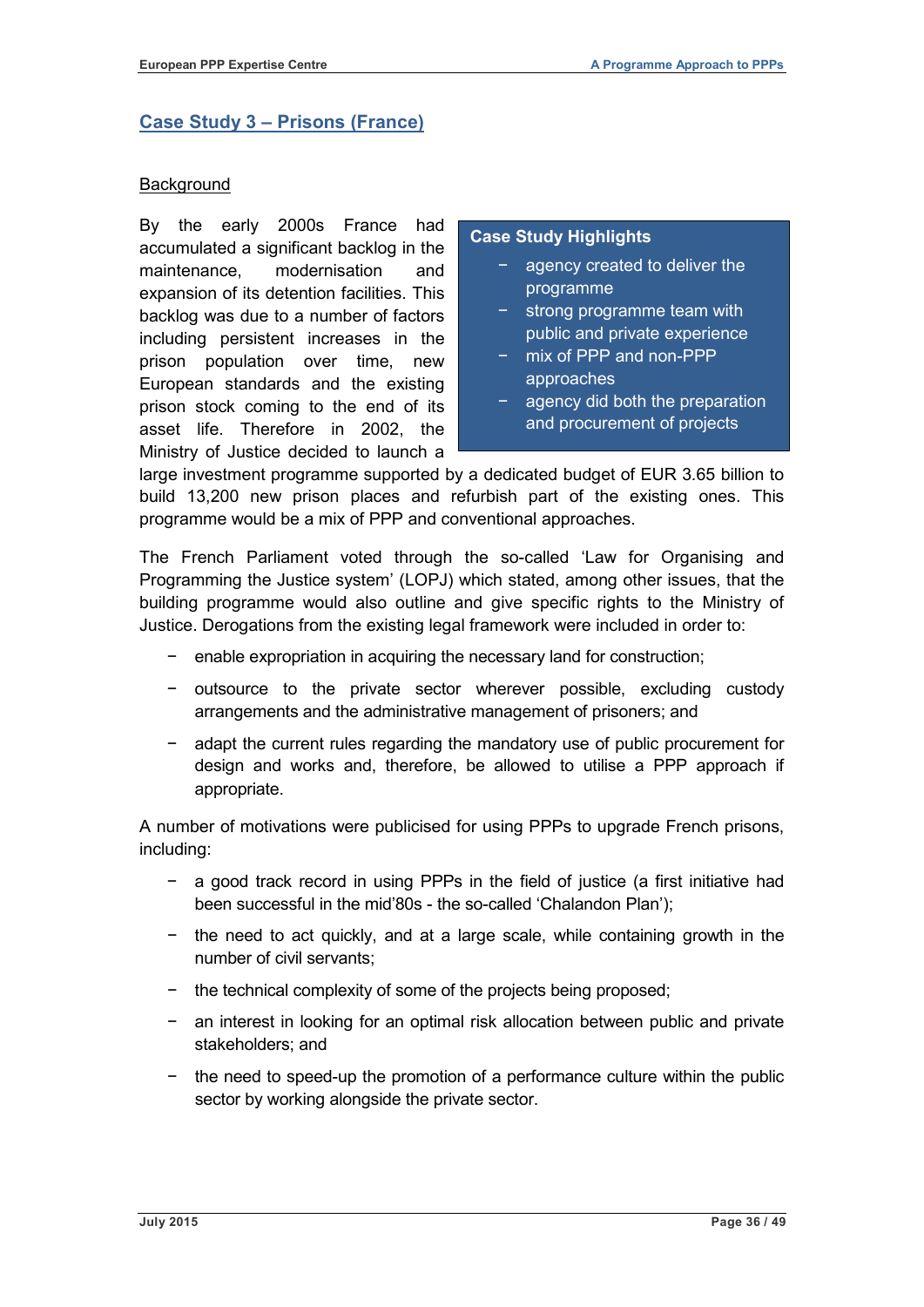## Case Study 3 – Prisons (France)

### Background

> **Case Study Highlights**
>
> - agency created to deliver the programme
> - strong programme team with public and private experience
> - mix of PPP and non-PPP approaches
> - agency did both the preparation and procurement of projects

By the early 2000s France had accumulated a significant backlog in the maintenance, modernisation and expansion of its detention facilities. This backlog was due to a number of factors including persistent increases in the prison population over time, new European standards and the existing prison stock coming to the end of its asset life. Therefore in 2002, the Ministry of Justice decided to launch a large investment programme supported by a dedicated budget of EUR 3.65 billion to build 13,200 new prison places and refurbish part of the existing ones. This programme would be a mix of PPP and conventional approaches.

The French Parliament voted through the so-called 'Law for Organising and Programming the Justice system' (LOPJ) which stated, among other issues, that the building programme would also outline and give specific rights to the Ministry of Justice. Derogations from the existing legal framework were included in order to:

- enable expropriation in acquiring the necessary land for construction;
- outsource to the private sector wherever possible, excluding custody arrangements and the administrative management of prisoners; and
- adapt the current rules regarding the mandatory use of public procurement for design and works and, therefore, be allowed to utilise a PPP approach if appropriate.

A number of motivations were publicised for using PPPs to upgrade French prisons, including:

- a good track record in using PPPs in the field of justice (a first initiative had been successful in the mid'80s - the so-called 'Chalandon Plan');
- the need to act quickly, and at a large scale, while containing growth in the number of civil servants;
- the technical complexity of some of the projects being proposed;
- an interest in looking for an optimal risk allocation between public and private stakeholders; and
- the need to speed-up the promotion of a performance culture within the public sector by working alongside the private sector.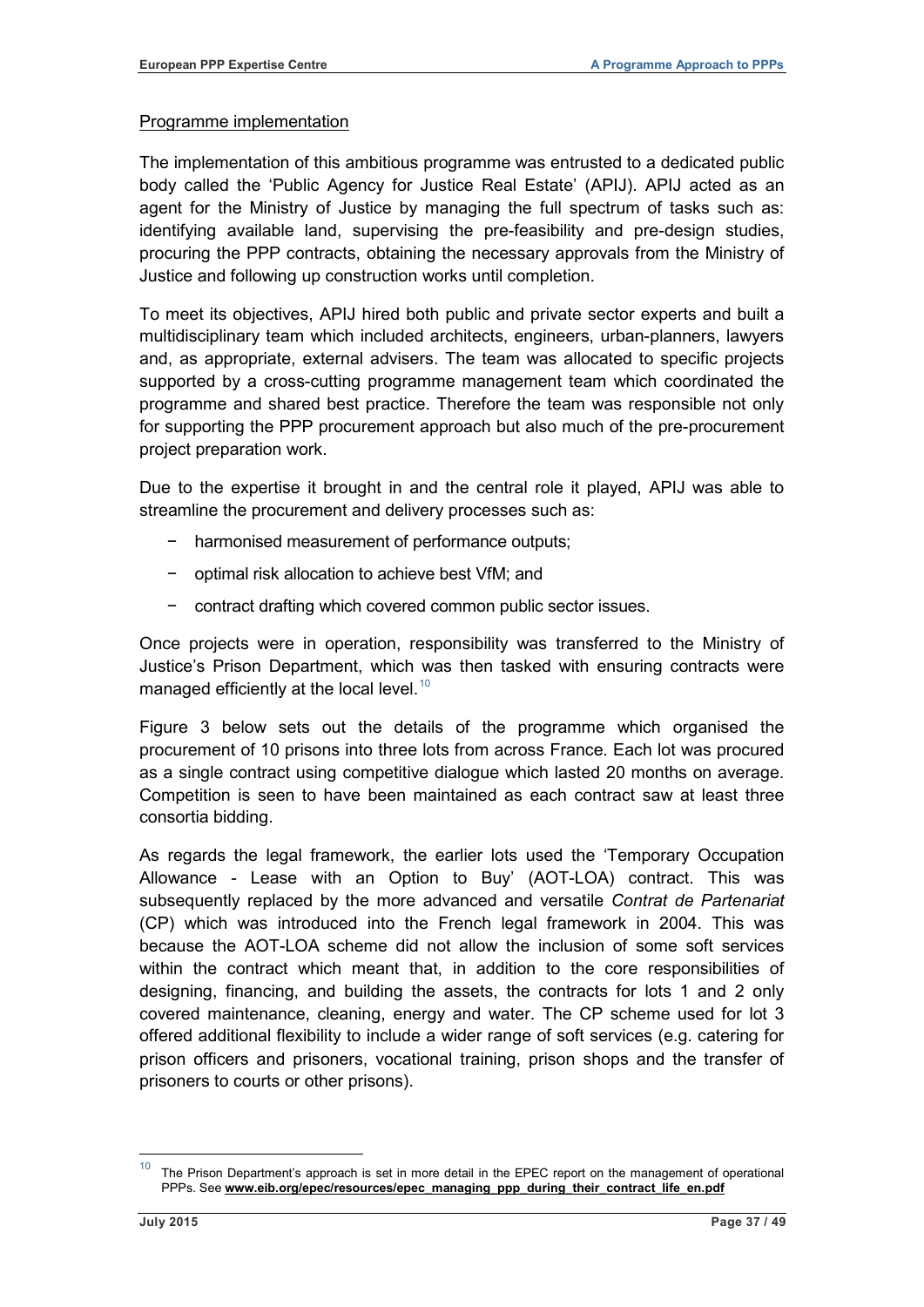Programme implementation

The implementation of this ambitious programme was entrusted to a dedicated public body called the 'Public Agency for Justice Real Estate' (APIJ). APIJ acted as an agent for the Ministry of Justice by managing the full spectrum of tasks such as: identifying available land, supervising the pre-feasibility and pre-design studies, procuring the PPP contracts, obtaining the necessary approvals from the Ministry of Justice and following up construction works until completion.

To meet its objectives, APIJ hired both public and private sector experts and built a multidisciplinary team which included architects, engineers, urban-planners, lawyers and, as appropriate, external advisers. The team was allocated to specific projects supported by a cross-cutting programme management team which coordinated the programme and shared best practice. Therefore the team was responsible not only for supporting the PPP procurement approach but also much of the pre-procurement project preparation work.

Due to the expertise it brought in and the central role it played, APIJ was able to streamline the procurement and delivery processes such as:

- harmonised measurement of performance outputs;
- optimal risk allocation to achieve best VfM; and
- contract drafting which covered common public sector issues.

Once projects were in operation, responsibility was transferred to the Ministry of Justice's Prison Department, which was then tasked with ensuring contracts were managed efficiently at the local level.[10]

Figure 3 below sets out the details of the programme which organised the procurement of 10 prisons into three lots from across France. Each lot was procured as a single contract using competitive dialogue which lasted 20 months on average. Competition is seen to have been maintained as each contract saw at least three consortia bidding.

As regards the legal framework, the earlier lots used the 'Temporary Occupation Allowance - Lease with an Option to Buy' (AOT-LOA) contract. This was subsequently replaced by the more advanced and versatile *Contrat de Partenariat* (CP) which was introduced into the French legal framework in 2004. This was because the AOT-LOA scheme did not allow the inclusion of some soft services within the contract which meant that, in addition to the core responsibilities of designing, financing, and building the assets, the contracts for lots 1 and 2 only covered maintenance, cleaning, energy and water. The CP scheme used for lot 3 offered additional flexibility to include a wider range of soft services (e.g. catering for prison officers and prisoners, vocational training, prison shops and the transfer of prisoners to courts or other prisons).

[10] The Prison Department's approach is set in more detail in the EPEC report on the management of operational PPPs. See **www.eib.org/epec/resources/epec_managing_ppp_during_their_contract_life_en.pdf**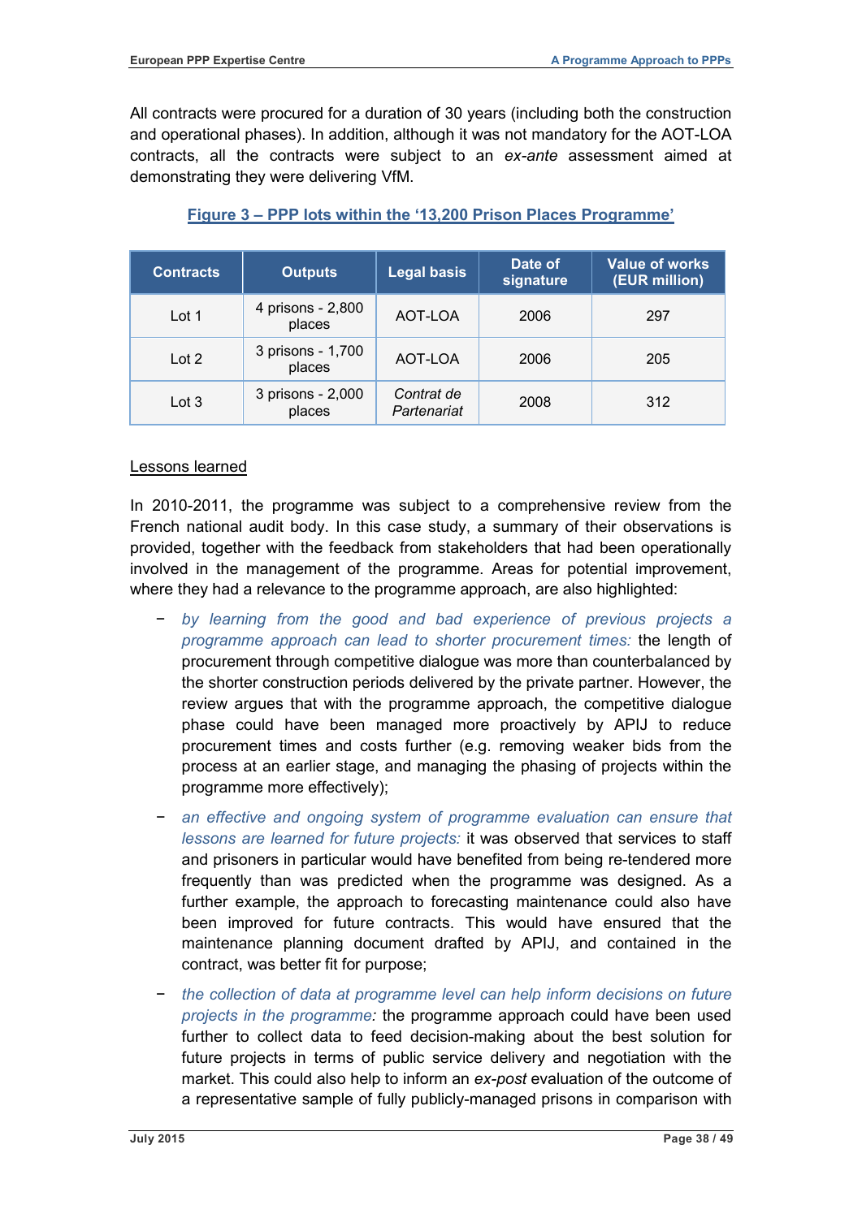All contracts were procured for a duration of 30 years (including both the construction and operational phases). In addition, although it was not mandatory for the AOT-LOA contracts, all the contracts were subject to an *ex-ante* assessment aimed at demonstrating they were delivering VfM.

**Figure 3 – PPP lots within the '13,200 Prison Places Programme'**

| Contracts | Outputs | Legal basis | Date of signature | Value of works (EUR million) |
|---|---|---|---|---|
| Lot 1 | 4 prisons - 2,800 places | AOT-LOA | 2006 | 297 |
| Lot 2 | 3 prisons - 1,700 places | AOT-LOA | 2006 | 205 |
| Lot 3 | 3 prisons - 2,000 places | *Contrat de Partenariat* | 2008 | 312 |

Lessons learned

In 2010-2011, the programme was subject to a comprehensive review from the French national audit body. In this case study, a summary of their observations is provided, together with the feedback from stakeholders that had been operationally involved in the management of the programme. Areas for potential improvement, where they had a relevance to the programme approach, are also highlighted:

- *by learning from the good and bad experience of previous projects a programme approach can lead to shorter procurement times:* the length of procurement through competitive dialogue was more than counterbalanced by the shorter construction periods delivered by the private partner. However, the review argues that with the programme approach, the competitive dialogue phase could have been managed more proactively by APIJ to reduce procurement times and costs further (e.g. removing weaker bids from the process at an earlier stage, and managing the phasing of projects within the programme more effectively);
- *an effective and ongoing system of programme evaluation can ensure that lessons are learned for future projects:* it was observed that services to staff and prisoners in particular would have benefited from being re-tendered more frequently than was predicted when the programme was designed. As a further example, the approach to forecasting maintenance could also have been improved for future contracts. This would have ensured that the maintenance planning document drafted by APIJ, and contained in the contract, was better fit for purpose;
- *the collection of data at programme level can help inform decisions on future projects in the programme:* the programme approach could have been used further to collect data to feed decision-making about the best solution for future projects in terms of public service delivery and negotiation with the market. This could also help to inform an *ex-post* evaluation of the outcome of a representative sample of fully publicly-managed prisons in comparison with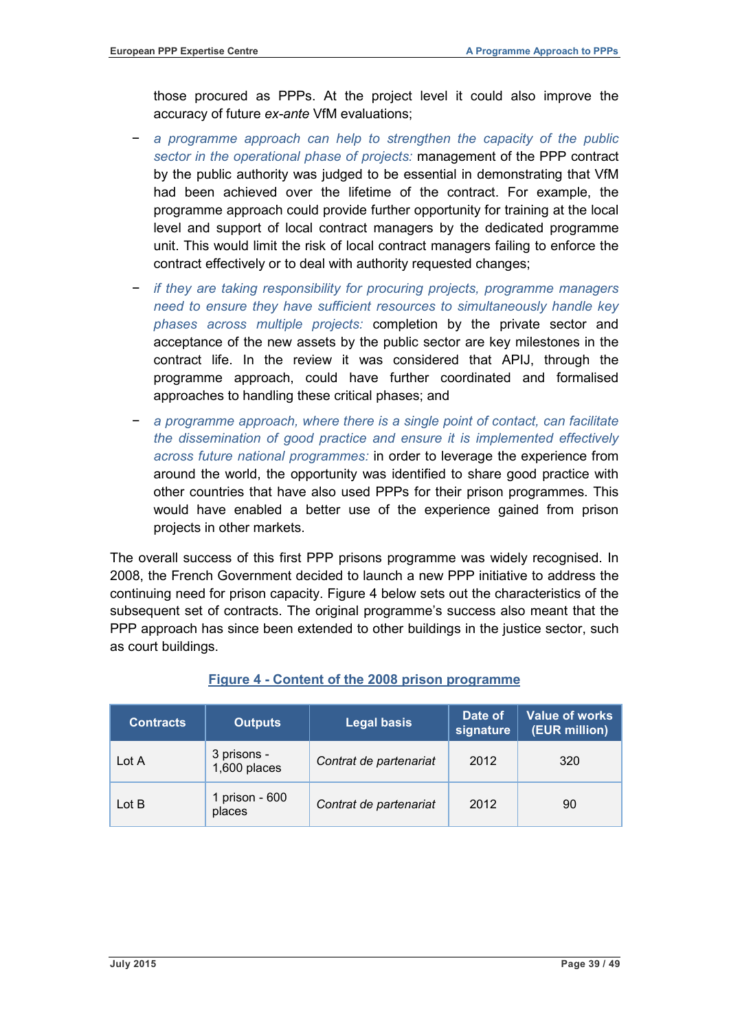those procured as PPPs. At the project level it could also improve the accuracy of future *ex-ante* VfM evaluations;

- *a programme approach can help to strengthen the capacity of the public sector in the operational phase of projects:* management of the PPP contract by the public authority was judged to be essential in demonstrating that VfM had been achieved over the lifetime of the contract. For example, the programme approach could provide further opportunity for training at the local level and support of local contract managers by the dedicated programme unit. This would limit the risk of local contract managers failing to enforce the contract effectively or to deal with authority requested changes;
- *if they are taking responsibility for procuring projects, programme managers need to ensure they have sufficient resources to simultaneously handle key phases across multiple projects:* completion by the private sector and acceptance of the new assets by the public sector are key milestones in the contract life. In the review it was considered that APIJ, through the programme approach, could have further coordinated and formalised approaches to handling these critical phases; and
- *a programme approach, where there is a single point of contact, can facilitate the dissemination of good practice and ensure it is implemented effectively across future national programmes:* in order to leverage the experience from around the world, the opportunity was identified to share good practice with other countries that have also used PPPs for their prison programmes. This would have enabled a better use of the experience gained from prison projects in other markets.

The overall success of this first PPP prisons programme was widely recognised. In 2008, the French Government decided to launch a new PPP initiative to address the continuing need for prison capacity. Figure 4 below sets out the characteristics of the subsequent set of contracts. The original programme's success also meant that the PPP approach has since been extended to other buildings in the justice sector, such as court buildings.

**Figure 4 - Content of the 2008 prison programme**

| Contracts | Outputs | Legal basis | Date of signature | Value of works (EUR million) |
|---|---|---|---|---|
| Lot A | 3 prisons - 1,600 places | *Contrat de partenariat* | 2012 | 320 |
| Lot B | 1 prison - 600 places | *Contrat de partenariat* | 2012 | 90 |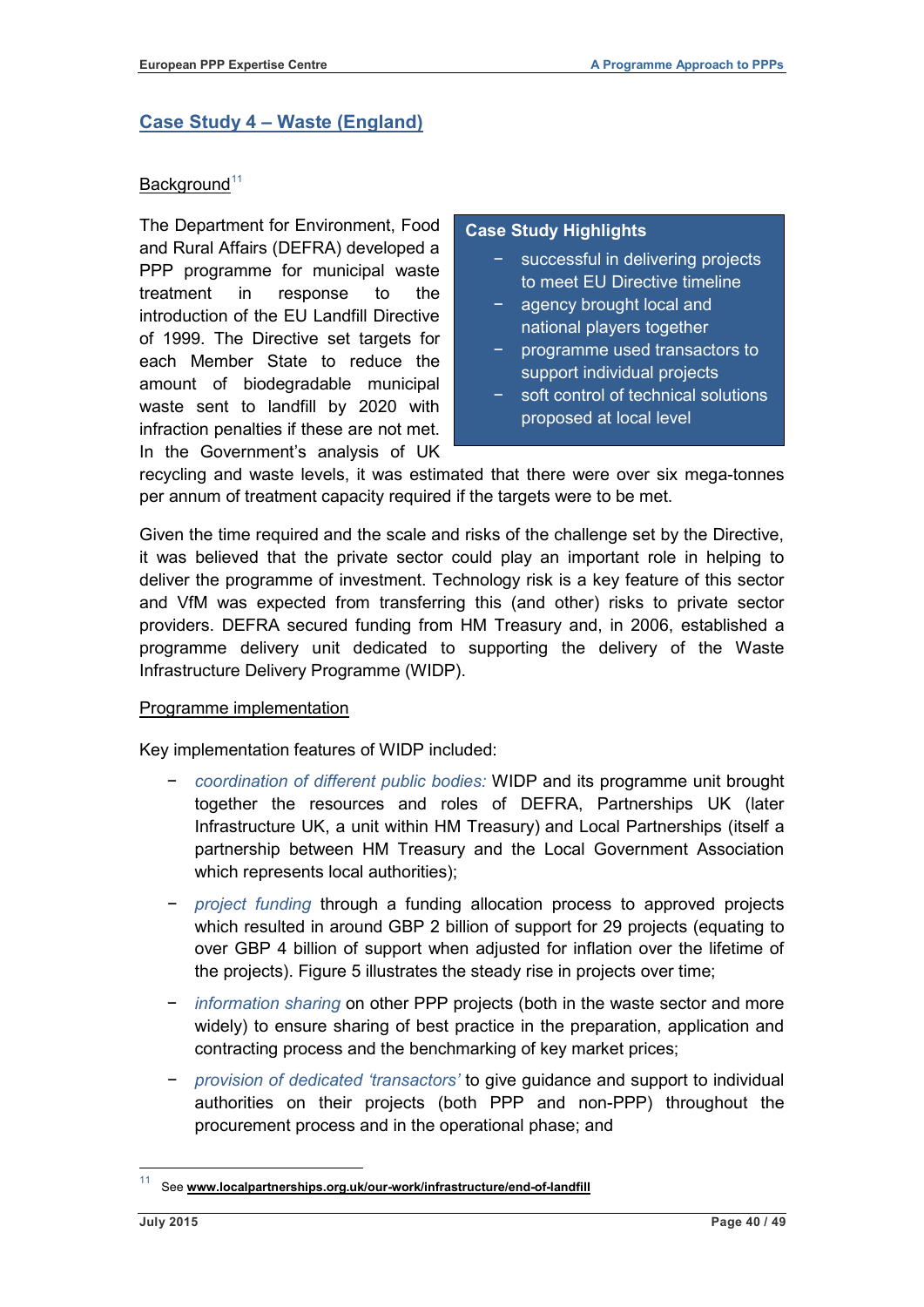## Case Study 4 – Waste (England)

Background[11]

> **Case Study Highlights**
>
> - successful in delivering projects to meet EU Directive timeline
> - agency brought local and national players together
> - programme used transactors to support individual projects
> - soft control of technical solutions proposed at local level

The Department for Environment, Food and Rural Affairs (DEFRA) developed a PPP programme for municipal waste treatment in response to the introduction of the EU Landfill Directive of 1999. The Directive set targets for each Member State to reduce the amount of biodegradable municipal waste sent to landfill by 2020 with infraction penalties if these are not met. In the Government's analysis of UK recycling and waste levels, it was estimated that there were over six mega-tonnes per annum of treatment capacity required if the targets were to be met.

Given the time required and the scale and risks of the challenge set by the Directive, it was believed that the private sector could play an important role in helping to deliver the programme of investment. Technology risk is a key feature of this sector and VfM was expected from transferring this (and other) risks to private sector providers. DEFRA secured funding from HM Treasury and, in 2006, established a programme delivery unit dedicated to supporting the delivery of the Waste Infrastructure Delivery Programme (WIDP).

Programme implementation

Key implementation features of WIDP included:

- *coordination of different public bodies:* WIDP and its programme unit brought together the resources and roles of DEFRA, Partnerships UK (later Infrastructure UK, a unit within HM Treasury) and Local Partnerships (itself a partnership between HM Treasury and the Local Government Association which represents local authorities);
- *project funding* through a funding allocation process to approved projects which resulted in around GBP 2 billion of support for 29 projects (equating to over GBP 4 billion of support when adjusted for inflation over the lifetime of the projects). Figure 5 illustrates the steady rise in projects over time;
- *information sharing* on other PPP projects (both in the waste sector and more widely) to ensure sharing of best practice in the preparation, application and contracting process and the benchmarking of key market prices;
- *provision of dedicated 'transactors'* to give guidance and support to individual authorities on their projects (both PPP and non-PPP) throughout the procurement process and in the operational phase; and

[11] See www.localpartnerships.org.uk/our-work/infrastructure/end-of-landfill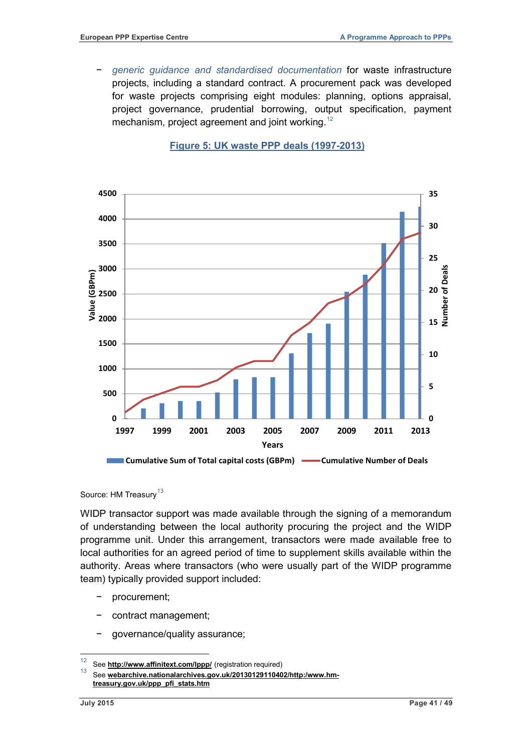- *generic guidance and standardised documentation* for waste infrastructure projects, including a standard contract. A procurement pack was developed for waste projects comprising eight modules: planning, options appraisal, project governance, prudential borrowing, output specification, payment mechanism, project agreement and joint working.[12]

**Figure 5: UK waste PPP deals (1997-2013)**

Source: HM Treasury[13]

WIDP transactor support was made available through the signing of a memorandum of understanding between the local authority procuring the project and the WIDP programme unit. Under this arrangement, transactors were made available free to local authorities for an agreed period of time to supplement skills available within the authority. Areas where transactors (who were usually part of the WIDP programme team) typically provided support included:

- procurement;
- contract management;
- governance/quality assurance;

---

12 See **http://www.affinitext.com/lppp/** (registration required)

13 See **webarchive.nationalarchives.gov.uk/20130129110402/http:/www.hm-treasury.gov.uk/ppp_pfi_stats.htm**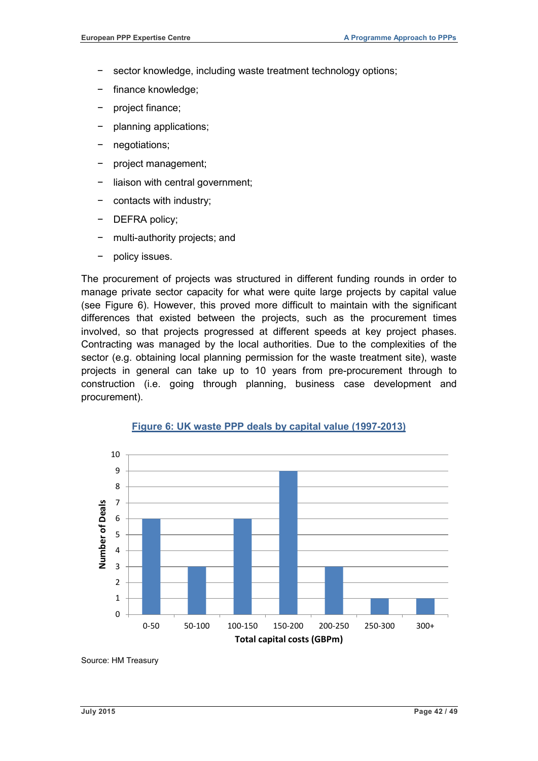- sector knowledge, including waste treatment technology options;
- finance knowledge;
- project finance;
- planning applications;
- negotiations;
- project management;
- liaison with central government;
- contacts with industry;
- DEFRA policy;
- multi-authority projects; and
- policy issues.

The procurement of projects was structured in different funding rounds in order to manage private sector capacity for what were quite large projects by capital value (see Figure 6). However, this proved more difficult to maintain with the significant differences that existed between the projects, such as the procurement times involved, so that projects progressed at different speeds at key project phases. Contracting was managed by the local authorities. Due to the complexities of the sector (e.g. obtaining local planning permission for the waste treatment site), waste projects in general can take up to 10 years from pre-procurement through to construction (i.e. going through planning, business case development and procurement).

**Figure 6: UK waste PPP deals by capital value (1997-2013)**

| Total capital costs (GBPm) | Number of Deals |
| --- | --- |
| 0-50 | 6 |
| 50-100 | 3 |
| 100-150 | 6 |
| 150-200 | 9 |
| 200-250 | 3 |
| 250-300 | 1 |
| 300+ | 1 |

Source: HM Treasury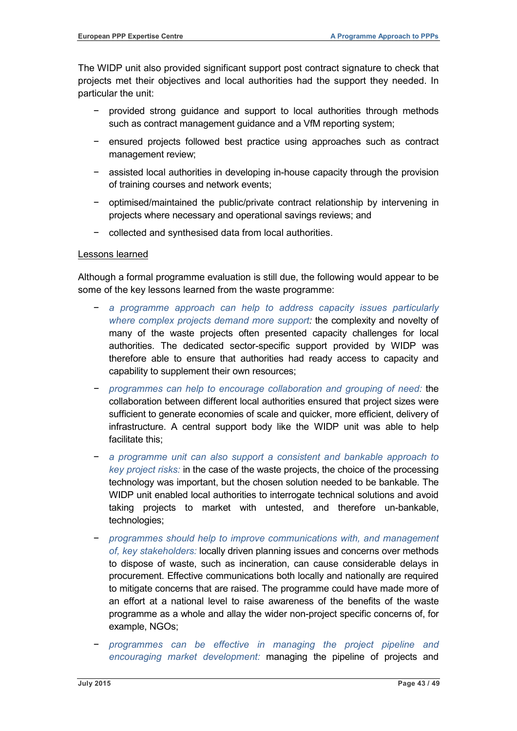The WIDP unit also provided significant support post contract signature to check that projects met their objectives and local authorities had the support they needed. In particular the unit:

- provided strong guidance and support to local authorities through methods such as contract management guidance and a VfM reporting system;
- ensured projects followed best practice using approaches such as contract management review;
- assisted local authorities in developing in-house capacity through the provision of training courses and network events;
- optimised/maintained the public/private contract relationship by intervening in projects where necessary and operational savings reviews; and
- collected and synthesised data from local authorities.

Lessons learned

Although a formal programme evaluation is still due, the following would appear to be some of the key lessons learned from the waste programme:

- *a programme approach can help to address capacity issues particularly where complex projects demand more support:* the complexity and novelty of many of the waste projects often presented capacity challenges for local authorities. The dedicated sector-specific support provided by WIDP was therefore able to ensure that authorities had ready access to capacity and capability to supplement their own resources;
- *programmes can help to encourage collaboration and grouping of need:* the collaboration between different local authorities ensured that project sizes were sufficient to generate economies of scale and quicker, more efficient, delivery of infrastructure. A central support body like the WIDP unit was able to help facilitate this;
- *a programme unit can also support a consistent and bankable approach to key project risks:* in the case of the waste projects, the choice of the processing technology was important, but the chosen solution needed to be bankable. The WIDP unit enabled local authorities to interrogate technical solutions and avoid taking projects to market with untested, and therefore un-bankable, technologies;
- *programmes should help to improve communications with, and management of, key stakeholders:* locally driven planning issues and concerns over methods to dispose of waste, such as incineration, can cause considerable delays in procurement. Effective communications both locally and nationally are required to mitigate concerns that are raised. The programme could have made more of an effort at a national level to raise awareness of the benefits of the waste programme as a whole and allay the wider non-project specific concerns of, for example, NGOs;
- *programmes can be effective in managing the project pipeline and encouraging market development:* managing the pipeline of projects and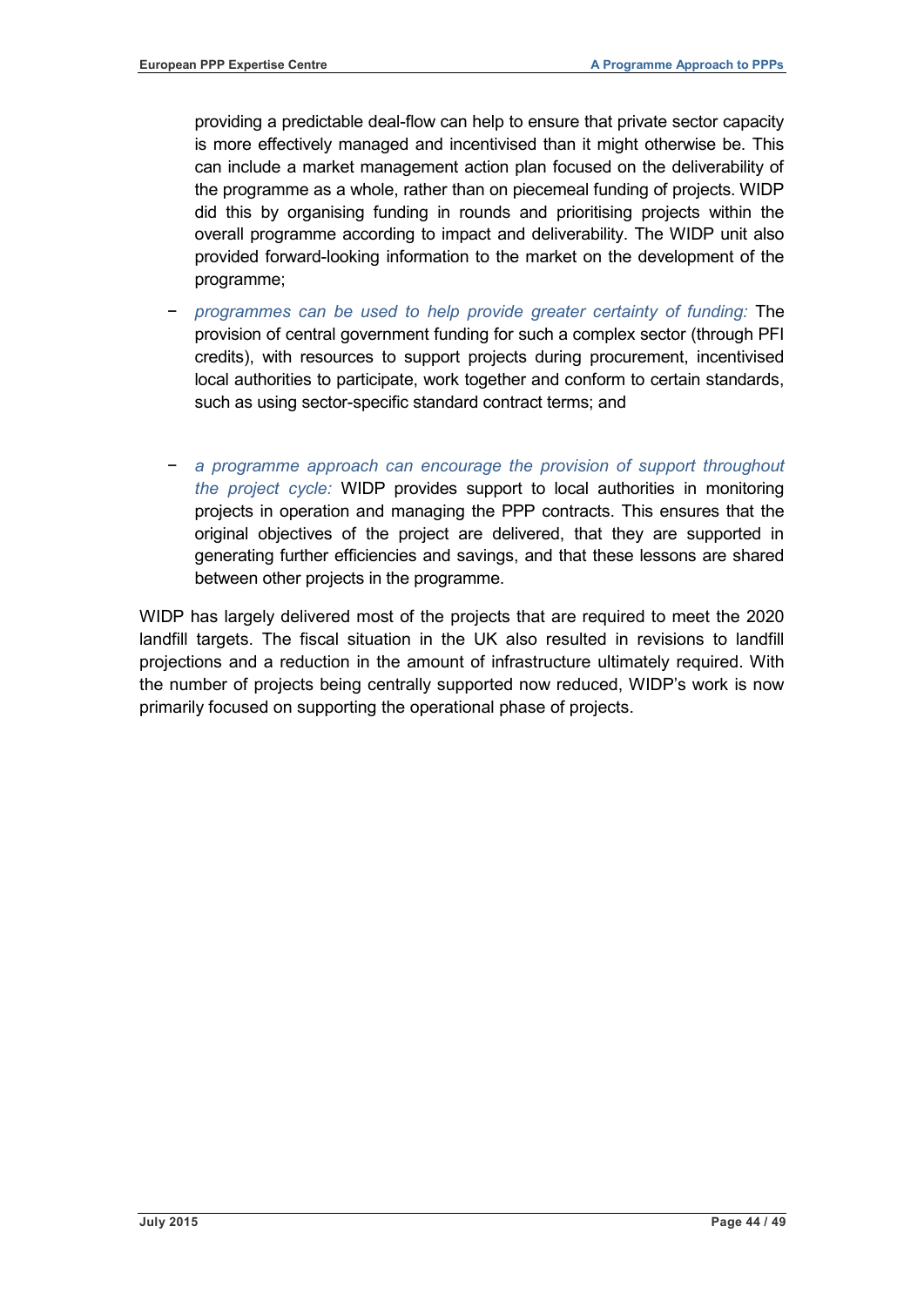providing a predictable deal-flow can help to ensure that private sector capacity is more effectively managed and incentivised than it might otherwise be. This can include a market management action plan focused on the deliverability of the programme as a whole, rather than on piecemeal funding of projects. WIDP did this by organising funding in rounds and prioritising projects within the overall programme according to impact and deliverability. The WIDP unit also provided forward-looking information to the market on the development of the programme;

- *programmes can be used to help provide greater certainty of funding:* The provision of central government funding for such a complex sector (through PFI credits), with resources to support projects during procurement, incentivised local authorities to participate, work together and conform to certain standards, such as using sector-specific standard contract terms; and

- *a programme approach can encourage the provision of support throughout the project cycle:* WIDP provides support to local authorities in monitoring projects in operation and managing the PPP contracts. This ensures that the original objectives of the project are delivered, that they are supported in generating further efficiencies and savings, and that these lessons are shared between other projects in the programme.

WIDP has largely delivered most of the projects that are required to meet the 2020 landfill targets. The fiscal situation in the UK also resulted in revisions to landfill projections and a reduction in the amount of infrastructure ultimately required. With the number of projects being centrally supported now reduced, WIDP's work is now primarily focused on supporting the operational phase of projects.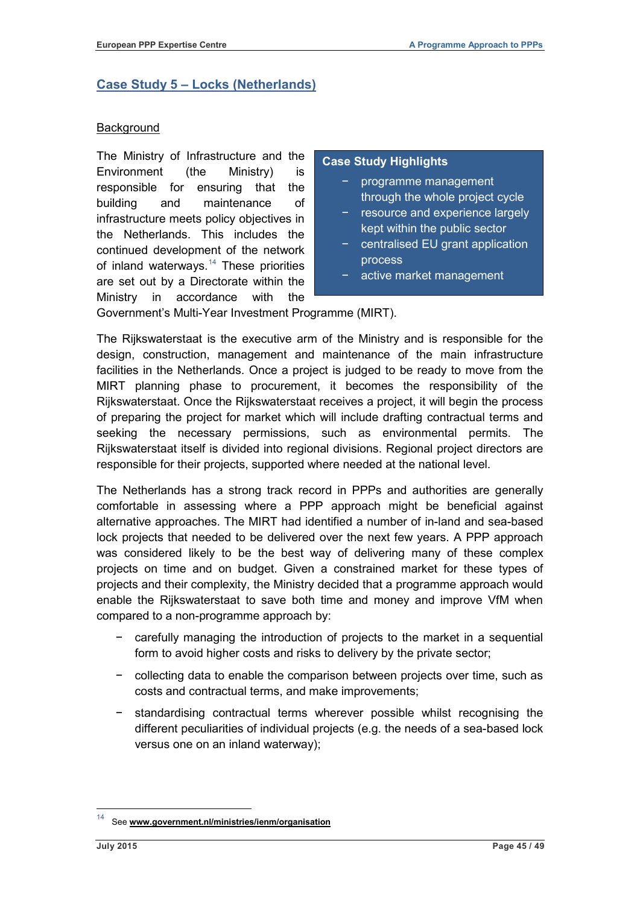## Case Study 5 – Locks (Netherlands)

### Background

The Ministry of Infrastructure and the Environment (the Ministry) is responsible for ensuring that the building and maintenance of infrastructure meets policy objectives in the Netherlands. This includes the continued development of the network of inland waterways.[14] These priorities are set out by a Directorate within the Ministry in accordance with the Government's Multi-Year Investment Programme (MIRT).

> **Case Study Highlights**
>
> - programme management through the whole project cycle
> - resource and experience largely kept within the public sector
> - centralised EU grant application process
> - active market management

The Rijkswaterstaat is the executive arm of the Ministry and is responsible for the design, construction, management and maintenance of the main infrastructure facilities in the Netherlands. Once a project is judged to be ready to move from the MIRT planning phase to procurement, it becomes the responsibility of the Rijkswaterstaat. Once the Rijkswaterstaat receives a project, it will begin the process of preparing the project for market which will include drafting contractual terms and seeking the necessary permissions, such as environmental permits. The Rijkswaterstaat itself is divided into regional divisions. Regional project directors are responsible for their projects, supported where needed at the national level.

The Netherlands has a strong track record in PPPs and authorities are generally comfortable in assessing where a PPP approach might be beneficial against alternative approaches. The MIRT had identified a number of in-land and sea-based lock projects that needed to be delivered over the next few years. A PPP approach was considered likely to be the best way of delivering many of these complex projects on time and on budget. Given a constrained market for these types of projects and their complexity, the Ministry decided that a programme approach would enable the Rijkswaterstaat to save both time and money and improve VfM when compared to a non-programme approach by:

- carefully managing the introduction of projects to the market in a sequential form to avoid higher costs and risks to delivery by the private sector;
- collecting data to enable the comparison between projects over time, such as costs and contractual terms, and make improvements;
- standardising contractual terms wherever possible whilst recognising the different peculiarities of individual projects (e.g. the needs of a sea-based lock versus one on an inland waterway);

---

[14] See **www.government.nl/ministries/ienm/organisation**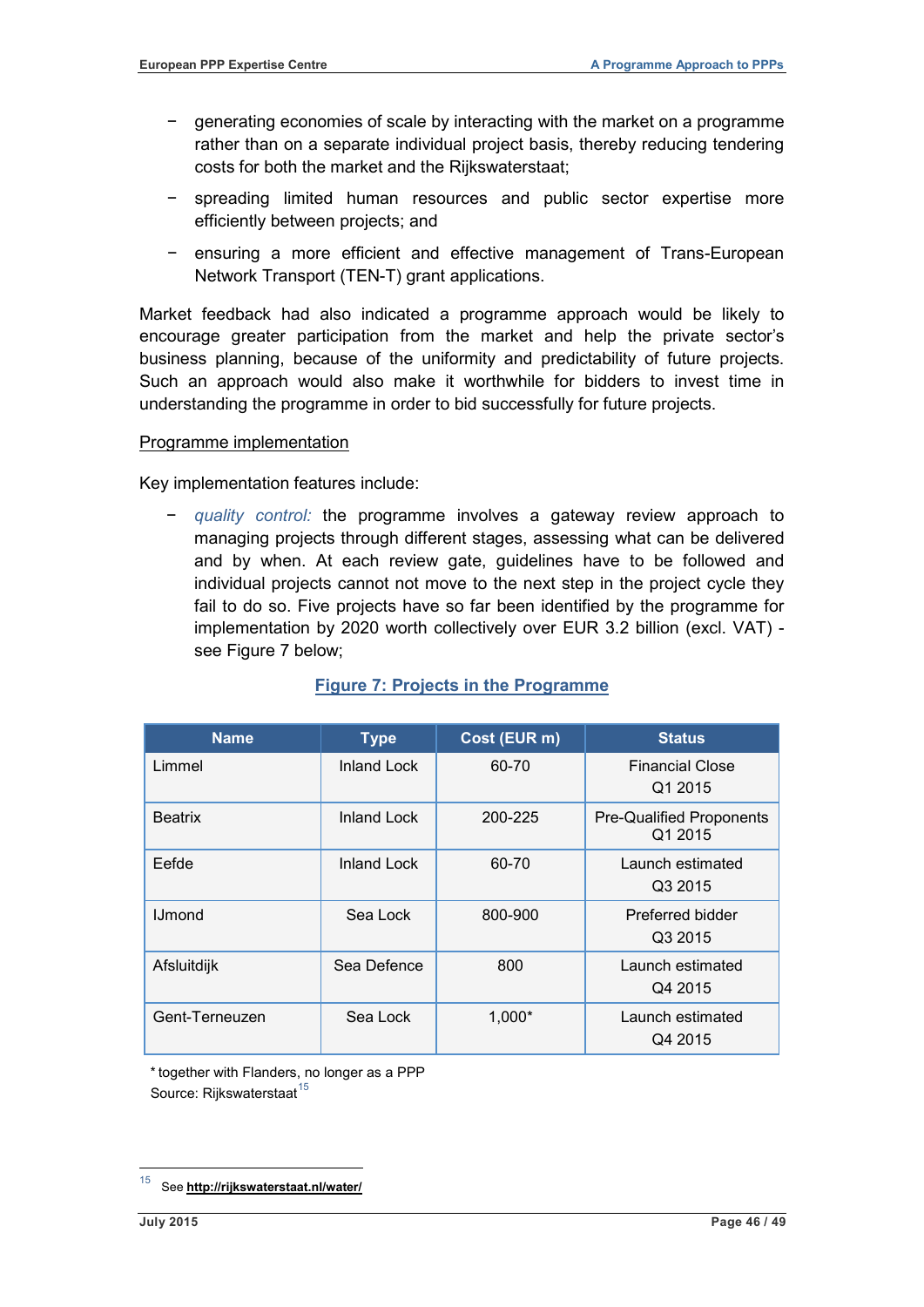- generating economies of scale by interacting with the market on a programme rather than on a separate individual project basis, thereby reducing tendering costs for both the market and the Rijkswaterstaat;
- spreading limited human resources and public sector expertise more efficiently between projects; and
- ensuring a more efficient and effective management of Trans-European Network Transport (TEN-T) grant applications.

Market feedback had also indicated a programme approach would be likely to encourage greater participation from the market and help the private sector's business planning, because of the uniformity and predictability of future projects. Such an approach would also make it worthwhile for bidders to invest time in understanding the programme in order to bid successfully for future projects.

Programme implementation

Key implementation features include:

- *quality control:* the programme involves a gateway review approach to managing projects through different stages, assessing what can be delivered and by when. At each review gate, guidelines have to be followed and individual projects cannot not move to the next step in the project cycle they fail to do so. Five projects have so far been identified by the programme for implementation by 2020 worth collectively over EUR 3.2 billion (excl. VAT) - see Figure 7 below;

**Figure 7: Projects in the Programme**

| Name | Type | Cost (EUR m) | Status |
|---|---|---|---|
| Limmel | Inland Lock | 60-70 | Financial Close Q1 2015 |
| Beatrix | Inland Lock | 200-225 | Pre-Qualified Proponents Q1 2015 |
| Eefde | Inland Lock | 60-70 | Launch estimated Q3 2015 |
| IJmond | Sea Lock | 800-900 | Preferred bidder Q3 2015 |
| Afsluitdijk | Sea Defence | 800 | Launch estimated Q4 2015 |
| Gent-Terneuzen | Sea Lock | 1,000* | Launch estimated Q4 2015 |

* together with Flanders, no longer as a PPP
Source: Rijkswaterstaat[15]

[15] See **http://rijkswaterstaat.nl/water/**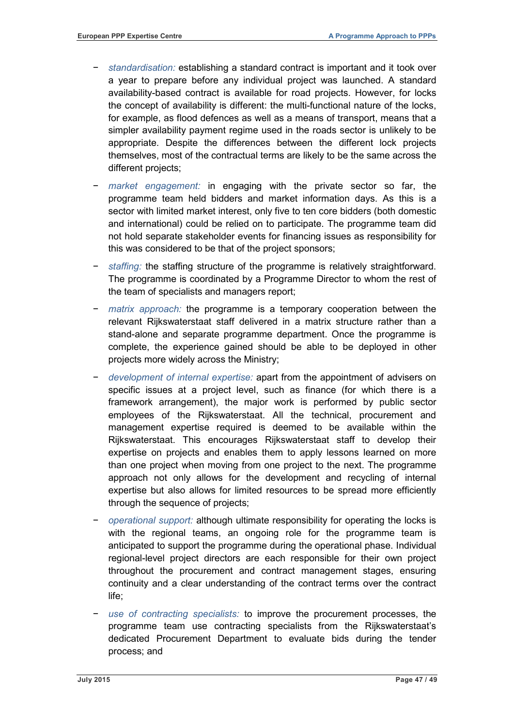- *standardisation:* establishing a standard contract is important and it took over a year to prepare before any individual project was launched. A standard availability-based contract is available for road projects. However, for locks the concept of availability is different: the multi-functional nature of the locks, for example, as flood defences as well as a means of transport, means that a simpler availability payment regime used in the roads sector is unlikely to be appropriate. Despite the differences between the different lock projects themselves, most of the contractual terms are likely to be the same across the different projects;

- *market engagement:* in engaging with the private sector so far, the programme team held bidders and market information days. As this is a sector with limited market interest, only five to ten core bidders (both domestic and international) could be relied on to participate. The programme team did not hold separate stakeholder events for financing issues as responsibility for this was considered to be that of the project sponsors;

- *staffing:* the staffing structure of the programme is relatively straightforward. The programme is coordinated by a Programme Director to whom the rest of the team of specialists and managers report;

- *matrix approach:* the programme is a temporary cooperation between the relevant Rijkswaterstaat staff delivered in a matrix structure rather than a stand-alone and separate programme department. Once the programme is complete, the experience gained should be able to be deployed in other projects more widely across the Ministry;

- *development of internal expertise:* apart from the appointment of advisers on specific issues at a project level, such as finance (for which there is a framework arrangement), the major work is performed by public sector employees of the Rijkswaterstaat. All the technical, procurement and management expertise required is deemed to be available within the Rijkswaterstaat. This encourages Rijkswaterstaat staff to develop their expertise on projects and enables them to apply lessons learned on more than one project when moving from one project to the next. The programme approach not only allows for the development and recycling of internal expertise but also allows for limited resources to be spread more efficiently through the sequence of projects;

- *operational support:* although ultimate responsibility for operating the locks is with the regional teams, an ongoing role for the programme team is anticipated to support the programme during the operational phase. Individual regional-level project directors are each responsible for their own project throughout the procurement and contract management stages, ensuring continuity and a clear understanding of the contract terms over the contract life;

- *use of contracting specialists:* to improve the procurement processes, the programme team use contracting specialists from the Rijkswaterstaat's dedicated Procurement Department to evaluate bids during the tender process; and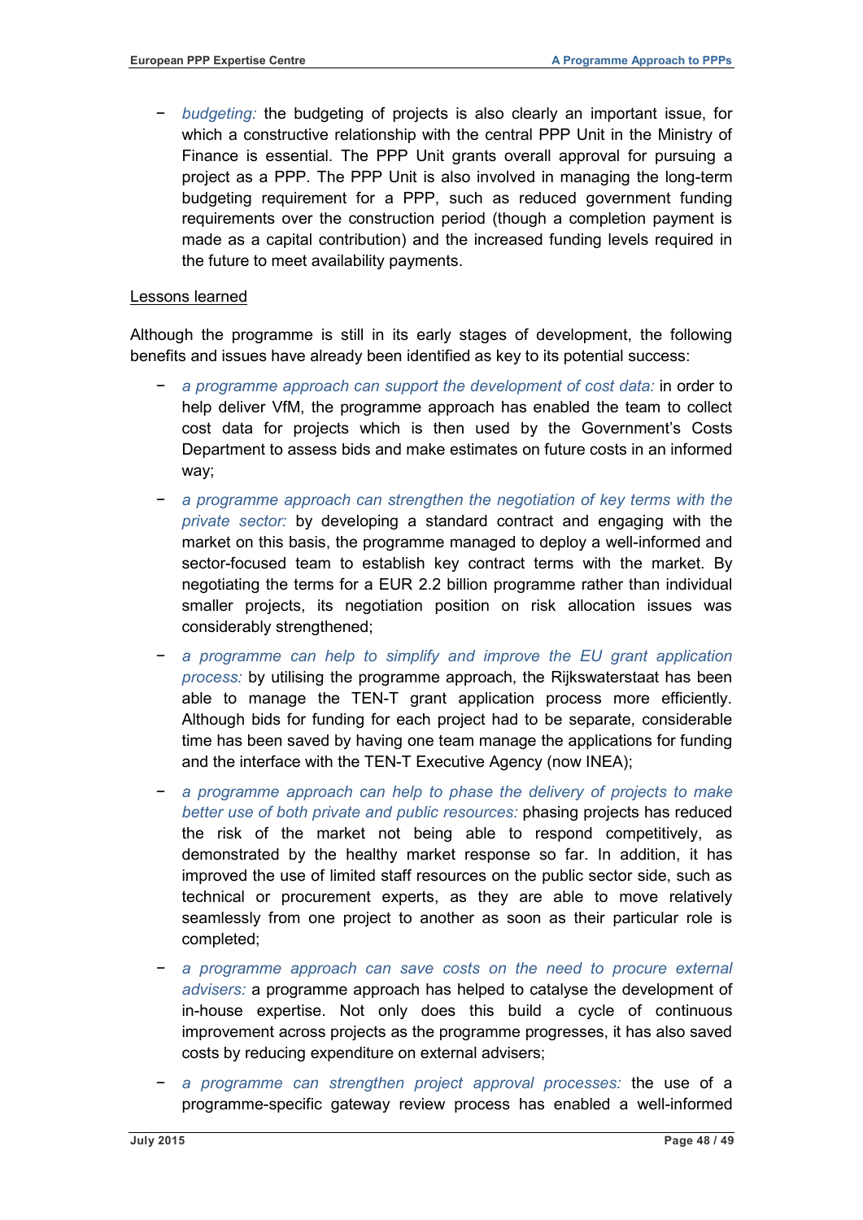- *budgeting:* the budgeting of projects is also clearly an important issue, for which a constructive relationship with the central PPP Unit in the Ministry of Finance is essential. The PPP Unit grants overall approval for pursuing a project as a PPP. The PPP Unit is also involved in managing the long-term budgeting requirement for a PPP, such as reduced government funding requirements over the construction period (though a completion payment is made as a capital contribution) and the increased funding levels required in the future to meet availability payments.

Lessons learned

Although the programme is still in its early stages of development, the following benefits and issues have already been identified as key to its potential success:

- *a programme approach can support the development of cost data:* in order to help deliver VfM, the programme approach has enabled the team to collect cost data for projects which is then used by the Government's Costs Department to assess bids and make estimates on future costs in an informed way;
- *a programme approach can strengthen the negotiation of key terms with the private sector:* by developing a standard contract and engaging with the market on this basis, the programme managed to deploy a well-informed and sector-focused team to establish key contract terms with the market. By negotiating the terms for a EUR 2.2 billion programme rather than individual smaller projects, its negotiation position on risk allocation issues was considerably strengthened;
- *a programme can help to simplify and improve the EU grant application process:* by utilising the programme approach, the Rijkswaterstaat has been able to manage the TEN-T grant application process more efficiently. Although bids for funding for each project had to be separate, considerable time has been saved by having one team manage the applications for funding and the interface with the TEN-T Executive Agency (now INEA);
- *a programme approach can help to phase the delivery of projects to make better use of both private and public resources:* phasing projects has reduced the risk of the market not being able to respond competitively, as demonstrated by the healthy market response so far. In addition, it has improved the use of limited staff resources on the public sector side, such as technical or procurement experts, as they are able to move relatively seamlessly from one project to another as soon as their particular role is completed;
- *a programme approach can save costs on the need to procure external advisers:* a programme approach has helped to catalyse the development of in-house expertise. Not only does this build a cycle of continuous improvement across projects as the programme progresses, it has also saved costs by reducing expenditure on external advisers;
- *a programme can strengthen project approval processes:* the use of a programme-specific gateway review process has enabled a well-informed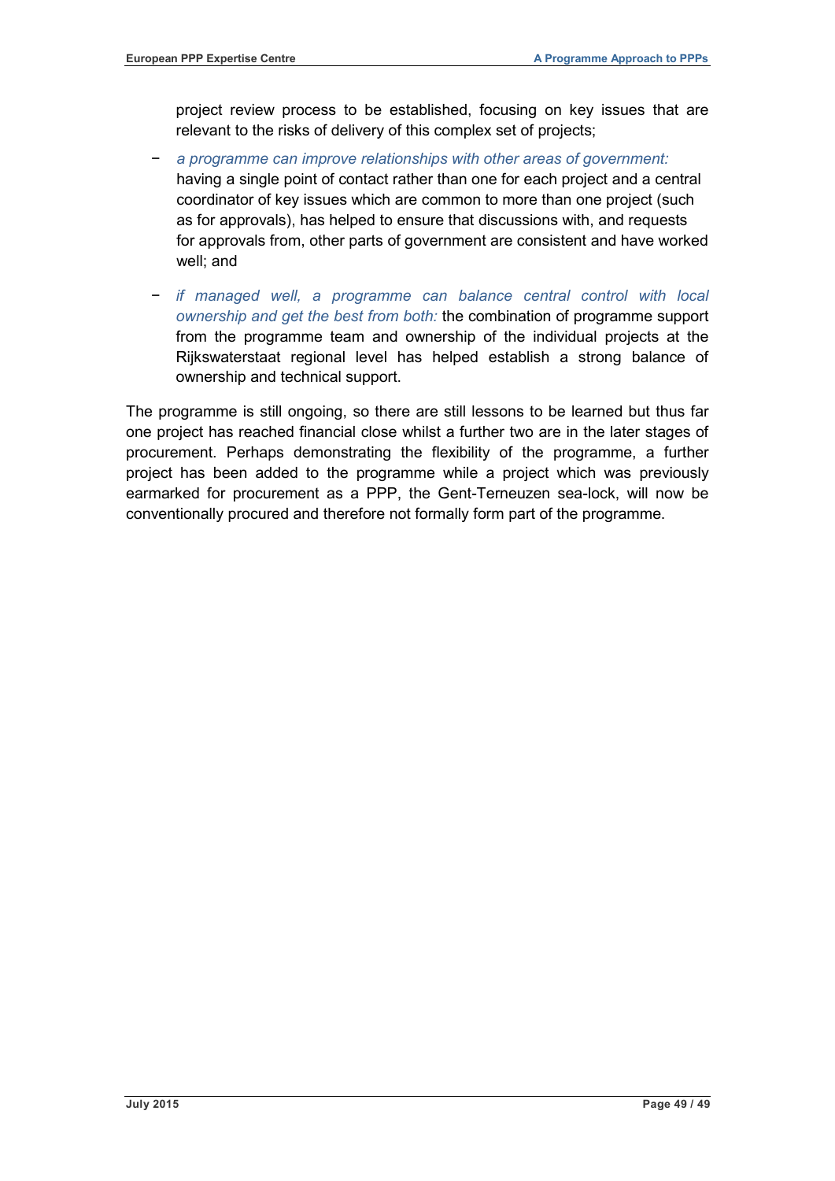project review process to be established, focusing on key issues that are relevant to the risks of delivery of this complex set of projects;

- *a programme can improve relationships with other areas of government:* having a single point of contact rather than one for each project and a central coordinator of key issues which are common to more than one project (such as for approvals), has helped to ensure that discussions with, and requests for approvals from, other parts of government are consistent and have worked well; and

- *if managed well, a programme can balance central control with local ownership and get the best from both:* the combination of programme support from the programme team and ownership of the individual projects at the Rijkswaterstaat regional level has helped establish a strong balance of ownership and technical support.

The programme is still ongoing, so there are still lessons to be learned but thus far one project has reached financial close whilst a further two are in the later stages of procurement. Perhaps demonstrating the flexibility of the programme, a further project has been added to the programme while a project which was previously earmarked for procurement as a PPP, the Gent-Terneuzen sea-lock, will now be conventionally procured and therefore not formally form part of the programme.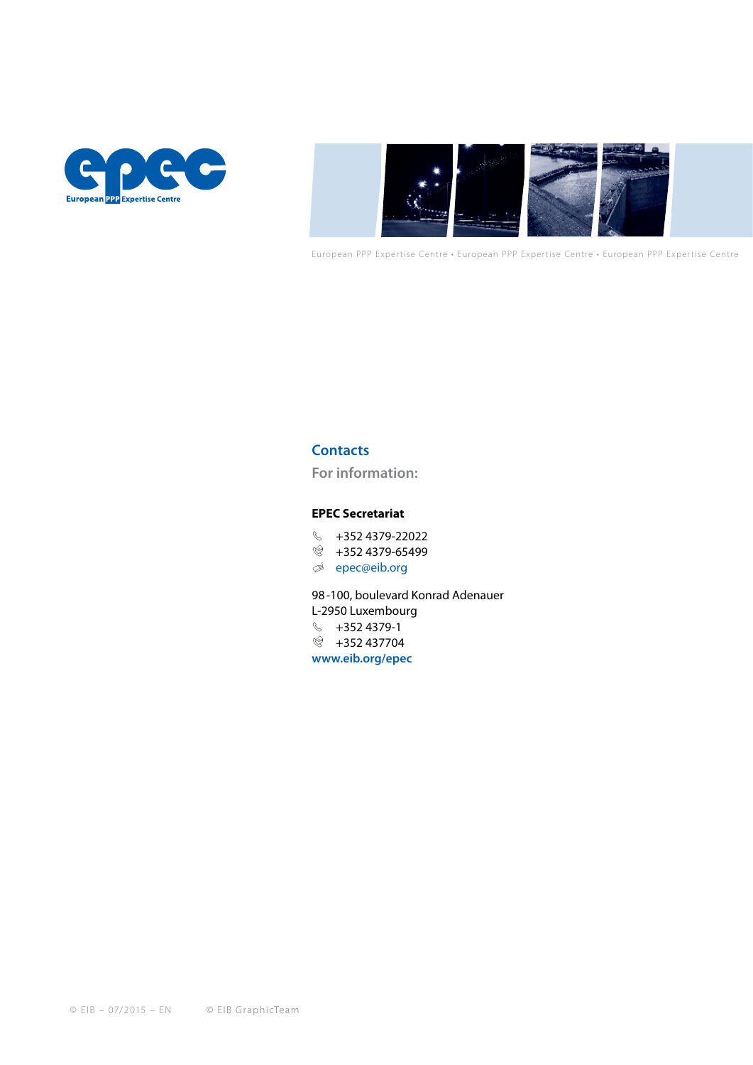European PPP Expertise Centre • European PPP Expertise Centre • European PPP Expertise Centre

## Contacts

**For information:**

**EPEC Secretariat**

+352 4379-22022
+352 4379-65499
epec@eib.org

98-100, boulevard Konrad Adenauer
L-2950 Luxembourg
+352 4379-1
+352 437704
**www.eib.org/epec**

© EIB – 07/2015 – EN © EIB GraphicTeam